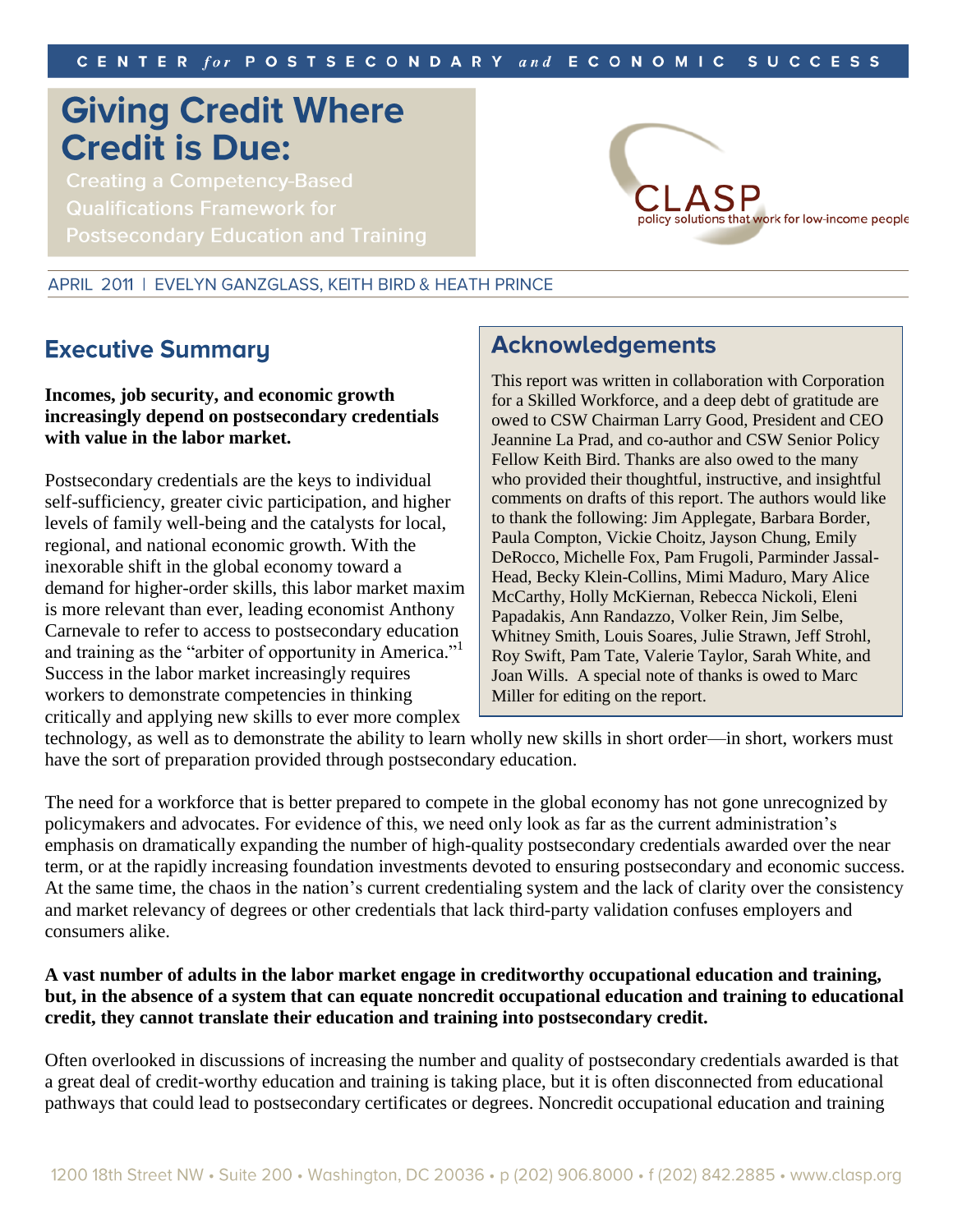CENTER *for* POSTSECONDARY *and* ECONOMIC SUCCESS

# Giving Credit Where Credit is Due:

## Creating a Competency-Based Qualifications Framework for Postsecondary Education and Training

CLASP
policy solutions that work for low-income people

APRIL 2011 | EVELYN GANZGLASS, KEITH BIRD & HEATH PRINCE

## Executive Summary

**Incomes, job security, and economic growth increasingly depend on postsecondary credentials with value in the labor market.**

Postsecondary credentials are the keys to individual self-sufficiency, greater civic participation, and higher levels of family well-being and the catalysts for local, regional, and national economic growth. With the inexorable shift in the global economy toward a demand for higher-order skills, this labor market maxim is more relevant than ever, leading economist Anthony Carnevale to refer to access to postsecondary education and training as the "arbiter of opportunity in America."[1] Success in the labor market increasingly requires workers to demonstrate competencies in thinking critically and applying new skills to ever more complex technology, as well as to demonstrate the ability to learn wholly new skills in short order—in short, workers must have the sort of preparation provided through postsecondary education.

The need for a workforce that is better prepared to compete in the global economy has not gone unrecognized by policymakers and advocates. For evidence of this, we need only look as far as the current administration's emphasis on dramatically expanding the number of high-quality postsecondary credentials awarded over the near term, or at the rapidly increasing foundation investments devoted to ensuring postsecondary and economic success. At the same time, the chaos in the nation's current credentialing system and the lack of clarity over the consistency and market relevancy of degrees or other credentials that lack third-party validation confuses employers and consumers alike.

**A vast number of adults in the labor market engage in creditworthy occupational education and training, but, in the absence of a system that can equate noncredit occupational education and training to educational credit, they cannot translate their education and training into postsecondary credit.**

Often overlooked in discussions of increasing the number and quality of postsecondary credentials awarded is that a great deal of credit-worthy education and training is taking place, but it is often disconnected from educational pathways that could lead to postsecondary certificates or degrees. Noncredit occupational education and training

## Acknowledgements

This report was written in collaboration with Corporation for a Skilled Workforce, and a deep debt of gratitude are owed to CSW Chairman Larry Good, President and CEO Jeannine La Prad, and co-author and CSW Senior Policy Fellow Keith Bird. Thanks are also owed to the many who provided their thoughtful, instructive, and insightful comments on drafts of this report. The authors would like to thank the following: Jim Applegate, Barbara Border, Paula Compton, Vickie Choitz, Jayson Chung, Emily DeRocco, Michelle Fox, Pam Frugoli, Parminder Jassal-Head, Becky Klein-Collins, Mimi Maduro, Mary Alice McCarthy, Holly McKiernan, Rebecca Nickoli, Eleni Papadakis, Ann Randazzo, Volker Rein, Jim Selbe, Whitney Smith, Louis Soares, Julie Strawn, Jeff Strohl, Roy Swift, Pam Tate, Valerie Taylor, Sarah White, and Joan Wills. A special note of thanks is owed to Marc Miller for editing on the report.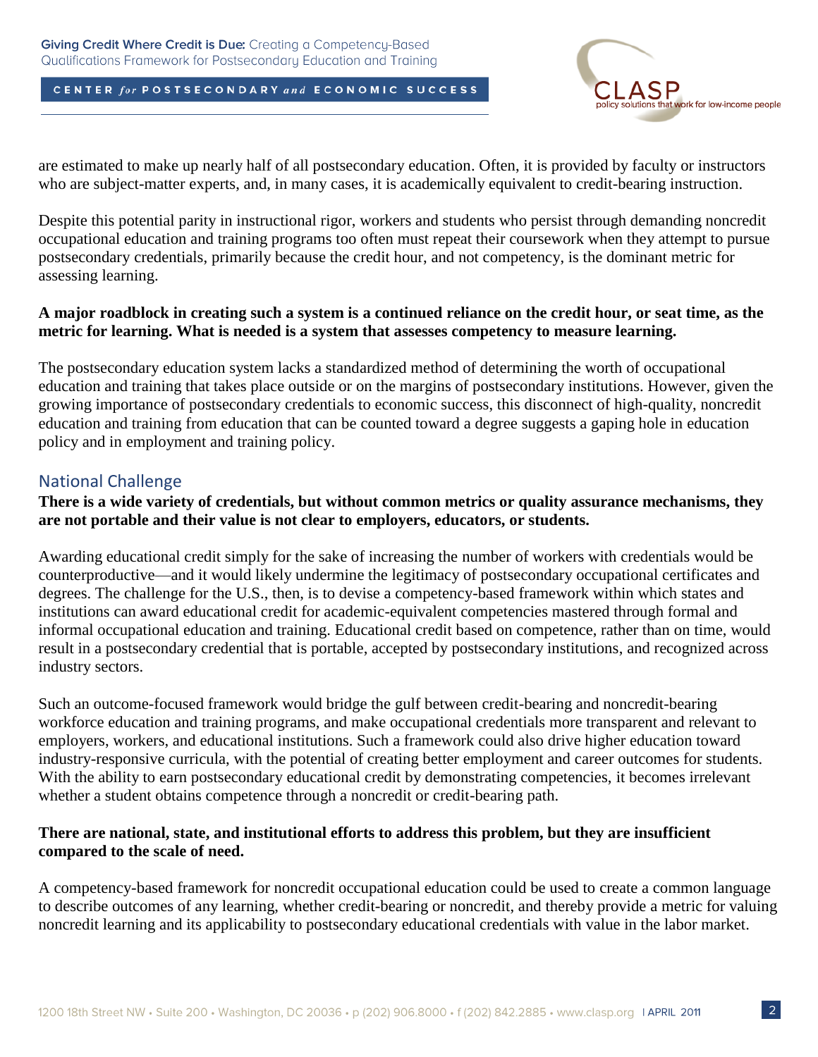are estimated to make up nearly half of all postsecondary education. Often, it is provided by faculty or instructors who are subject-matter experts, and, in many cases, it is academically equivalent to credit-bearing instruction.

Despite this potential parity in instructional rigor, workers and students who persist through demanding noncredit occupational education and training programs too often must repeat their coursework when they attempt to pursue postsecondary credentials, primarily because the credit hour, and not competency, is the dominant metric for assessing learning.

**A major roadblock in creating such a system is a continued reliance on the credit hour, or seat time, as the metric for learning. What is needed is a system that assesses competency to measure learning.**

The postsecondary education system lacks a standardized method of determining the worth of occupational education and training that takes place outside or on the margins of postsecondary institutions. However, given the growing importance of postsecondary credentials to economic success, this disconnect of high-quality, noncredit education and training from education that can be counted toward a degree suggests a gaping hole in education policy and in employment and training policy.

## National Challenge

**There is a wide variety of credentials, but without common metrics or quality assurance mechanisms, they are not portable and their value is not clear to employers, educators, or students.**

Awarding educational credit simply for the sake of increasing the number of workers with credentials would be counterproductive—and it would likely undermine the legitimacy of postsecondary occupational certificates and degrees. The challenge for the U.S., then, is to devise a competency-based framework within which states and institutions can award educational credit for academic-equivalent competencies mastered through formal and informal occupational education and training. Educational credit based on competence, rather than on time, would result in a postsecondary credential that is portable, accepted by postsecondary institutions, and recognized across industry sectors.

Such an outcome-focused framework would bridge the gulf between credit-bearing and noncredit-bearing workforce education and training programs, and make occupational credentials more transparent and relevant to employers, workers, and educational institutions. Such a framework could also drive higher education toward industry-responsive curricula, with the potential of creating better employment and career outcomes for students. With the ability to earn postsecondary educational credit by demonstrating competencies, it becomes irrelevant whether a student obtains competence through a noncredit or credit-bearing path.

**There are national, state, and institutional efforts to address this problem, but they are insufficient compared to the scale of need.**

A competency-based framework for noncredit occupational education could be used to create a common language to describe outcomes of any learning, whether credit-bearing or noncredit, and thereby provide a metric for valuing noncredit learning and its applicability to postsecondary educational credentials with value in the labor market.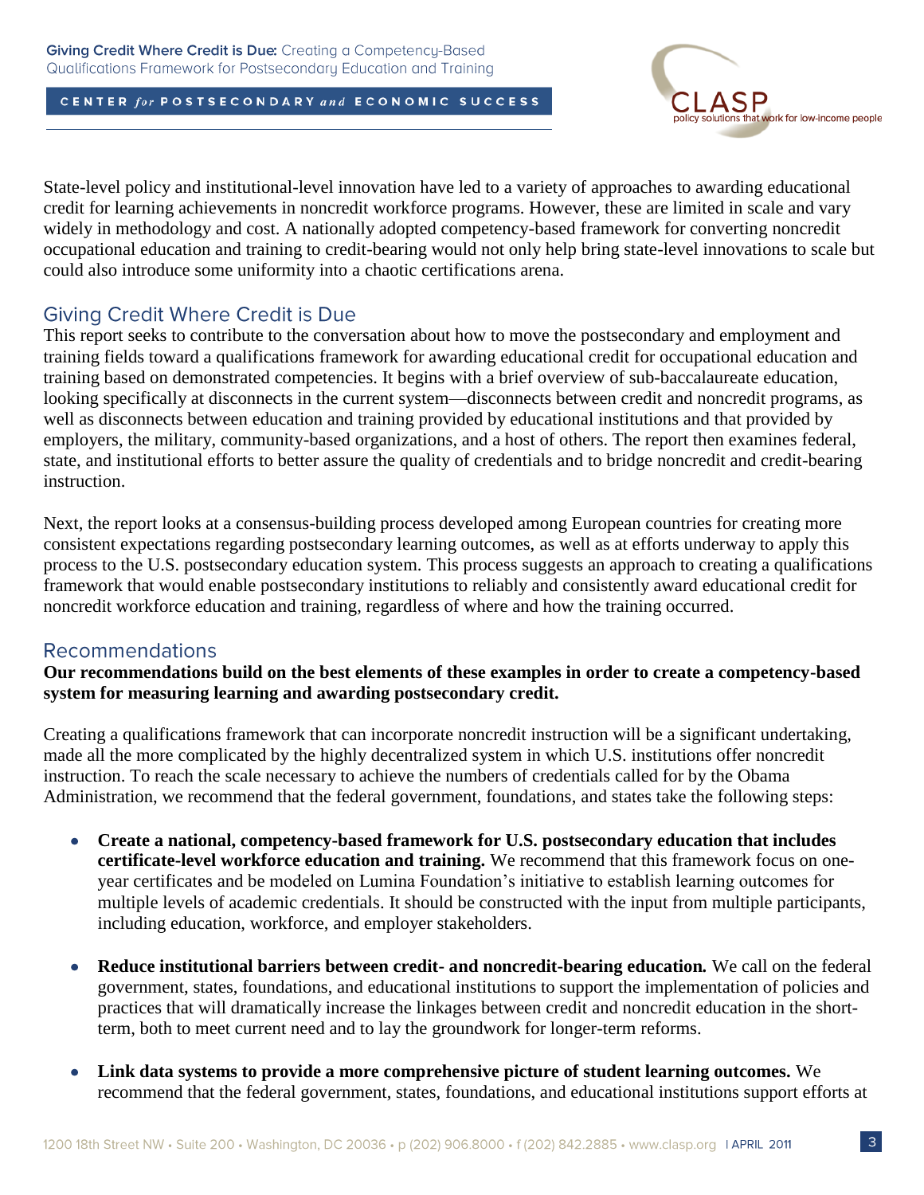State-level policy and institutional-level innovation have led to a variety of approaches to awarding educational credit for learning achievements in noncredit workforce programs. However, these are limited in scale and vary widely in methodology and cost. A nationally adopted competency-based framework for converting noncredit occupational education and training to credit-bearing would not only help bring state-level innovations to scale but could also introduce some uniformity into a chaotic certifications arena.

## Giving Credit Where Credit is Due

This report seeks to contribute to the conversation about how to move the postsecondary and employment and training fields toward a qualifications framework for awarding educational credit for occupational education and training based on demonstrated competencies. It begins with a brief overview of sub-baccalaureate education, looking specifically at disconnects in the current system—disconnects between credit and noncredit programs, as well as disconnects between education and training provided by educational institutions and that provided by employers, the military, community-based organizations, and a host of others. The report then examines federal, state, and institutional efforts to better assure the quality of credentials and to bridge noncredit and credit-bearing instruction.

Next, the report looks at a consensus-building process developed among European countries for creating more consistent expectations regarding postsecondary learning outcomes, as well as at efforts underway to apply this process to the U.S. postsecondary education system. This process suggests an approach to creating a qualifications framework that would enable postsecondary institutions to reliably and consistently award educational credit for noncredit workforce education and training, regardless of where and how the training occurred.

## Recommendations

**Our recommendations build on the best elements of these examples in order to create a competency-based system for measuring learning and awarding postsecondary credit.**

Creating a qualifications framework that can incorporate noncredit instruction will be a significant undertaking, made all the more complicated by the highly decentralized system in which U.S. institutions offer noncredit instruction. To reach the scale necessary to achieve the numbers of credentials called for by the Obama Administration, we recommend that the federal government, foundations, and states take the following steps:

- **Create a national, competency-based framework for U.S. postsecondary education that includes certificate-level workforce education and training.** We recommend that this framework focus on one-year certificates and be modeled on Lumina Foundation's initiative to establish learning outcomes for multiple levels of academic credentials. It should be constructed with the input from multiple participants, including education, workforce, and employer stakeholders.

- **Reduce institutional barriers between credit- and noncredit-bearing education.** We call on the federal government, states, foundations, and educational institutions to support the implementation of policies and practices that will dramatically increase the linkages between credit and noncredit education in the short-term, both to meet current need and to lay the groundwork for longer-term reforms.

- **Link data systems to provide a more comprehensive picture of student learning outcomes.** We recommend that the federal government, states, foundations, and educational institutions support efforts at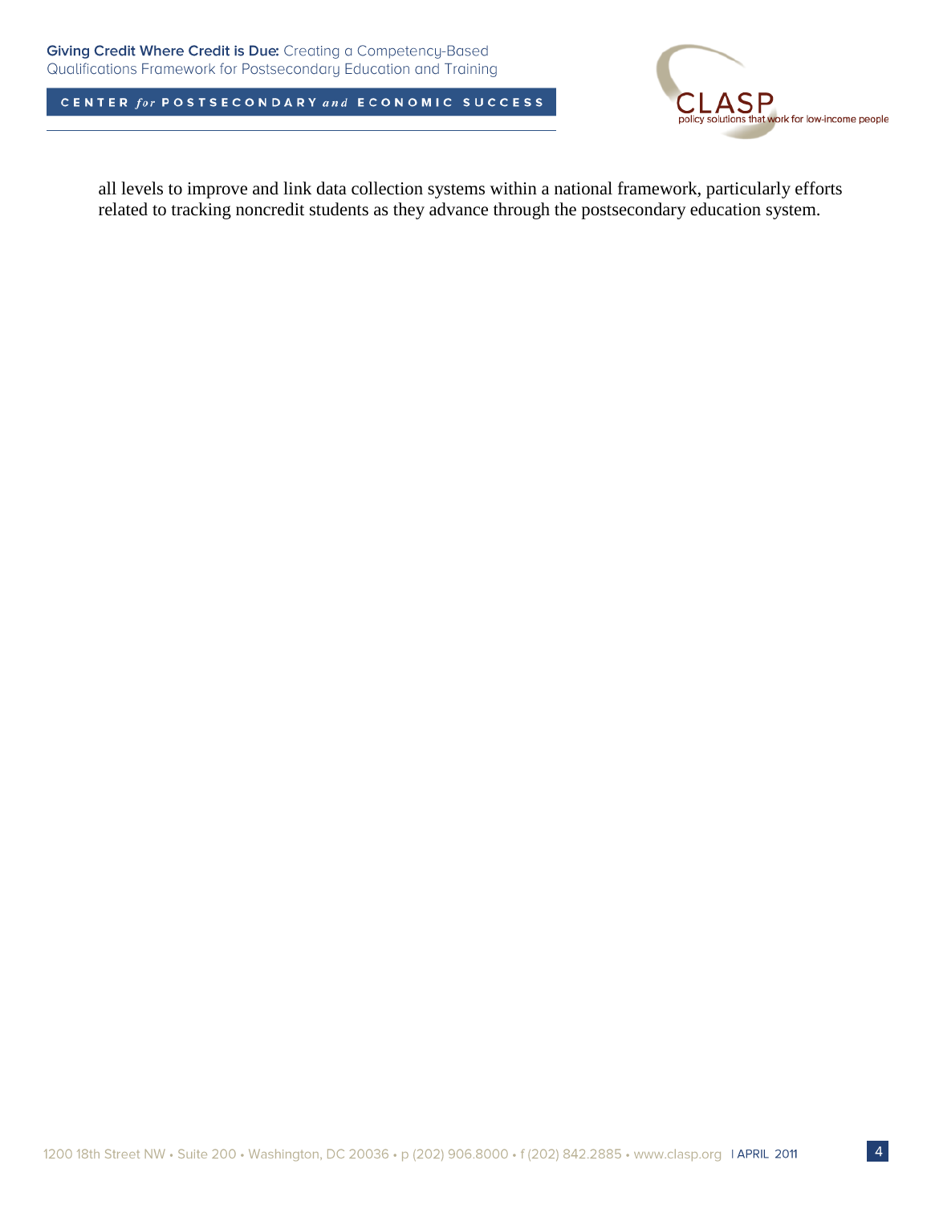all levels to improve and link data collection systems within a national framework, particularly efforts related to tracking noncredit students as they advance through the postsecondary education system.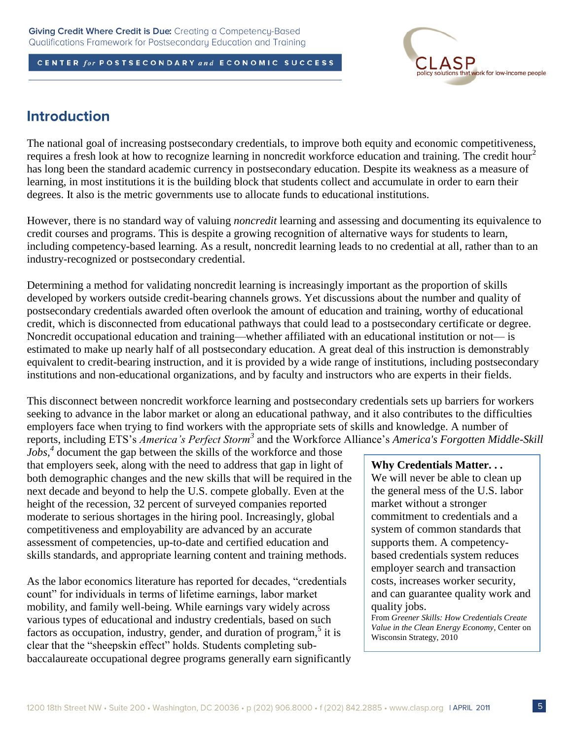## Introduction

The national goal of increasing postsecondary credentials, to improve both equity and economic competitiveness, requires a fresh look at how to recognize learning in noncredit workforce education and training. The credit hour[2] has long been the standard academic currency in postsecondary education. Despite its weakness as a measure of learning, in most institutions it is the building block that students collect and accumulate in order to earn their degrees. It also is the metric governments use to allocate funds to educational institutions.

However, there is no standard way of valuing *noncredit* learning and assessing and documenting its equivalence to credit courses and programs. This is despite a growing recognition of alternative ways for students to learn, including competency-based learning. As a result, noncredit learning leads to no credential at all, rather than to an industry-recognized or postsecondary credential.

Determining a method for validating noncredit learning is increasingly important as the proportion of skills developed by workers outside credit-bearing channels grows. Yet discussions about the number and quality of postsecondary credentials awarded often overlook the amount of education and training, worthy of educational credit, which is disconnected from educational pathways that could lead to a postsecondary certificate or degree. Noncredit occupational education and training—whether affiliated with an educational institution or not— is estimated to make up nearly half of all postsecondary education. A great deal of this instruction is demonstrably equivalent to credit-bearing instruction, and it is provided by a wide range of institutions, including postsecondary institutions and non-educational organizations, and by faculty and instructors who are experts in their fields.

This disconnect between noncredit workforce learning and postsecondary credentials sets up barriers for workers seeking to advance in the labor market or along an educational pathway, and it also contributes to the difficulties employers face when trying to find workers with the appropriate sets of skills and knowledge. A number of reports, including ETS's *America's Perfect Storm*[3] and the Workforce Alliance's *America's Forgotten Middle-Skill Jobs*,[4] document the gap between the skills of the workforce and those that employers seek, along with the need to address that gap in light of both demographic changes and the new skills that will be required in the next decade and beyond to help the U.S. compete globally. Even at the height of the recession, 32 percent of surveyed companies reported moderate to serious shortages in the hiring pool. Increasingly, global competitiveness and employability are advanced by an accurate assessment of competencies, up-to-date and certified education and skills standards, and appropriate learning content and training methods.

> **Why Credentials Matter. . .**
> We will never be able to clean up the general mess of the U.S. labor market without a stronger commitment to credentials and a system of common standards that supports them. A competency-based credentials system reduces employer search and transaction costs, increases worker security, and can guarantee quality work and quality jobs.
> From *Greener Skills: How Credentials Create Value in the Clean Energy Economy*, Center on Wisconsin Strategy, 2010

As the labor economics literature has reported for decades, "credentials count" for individuals in terms of lifetime earnings, labor market mobility, and family well-being. While earnings vary widely across various types of educational and industry credentials, based on such factors as occupation, industry, gender, and duration of program,[5] it is clear that the "sheepskin effect" holds. Students completing sub-baccalaureate occupational degree programs generally earn significantly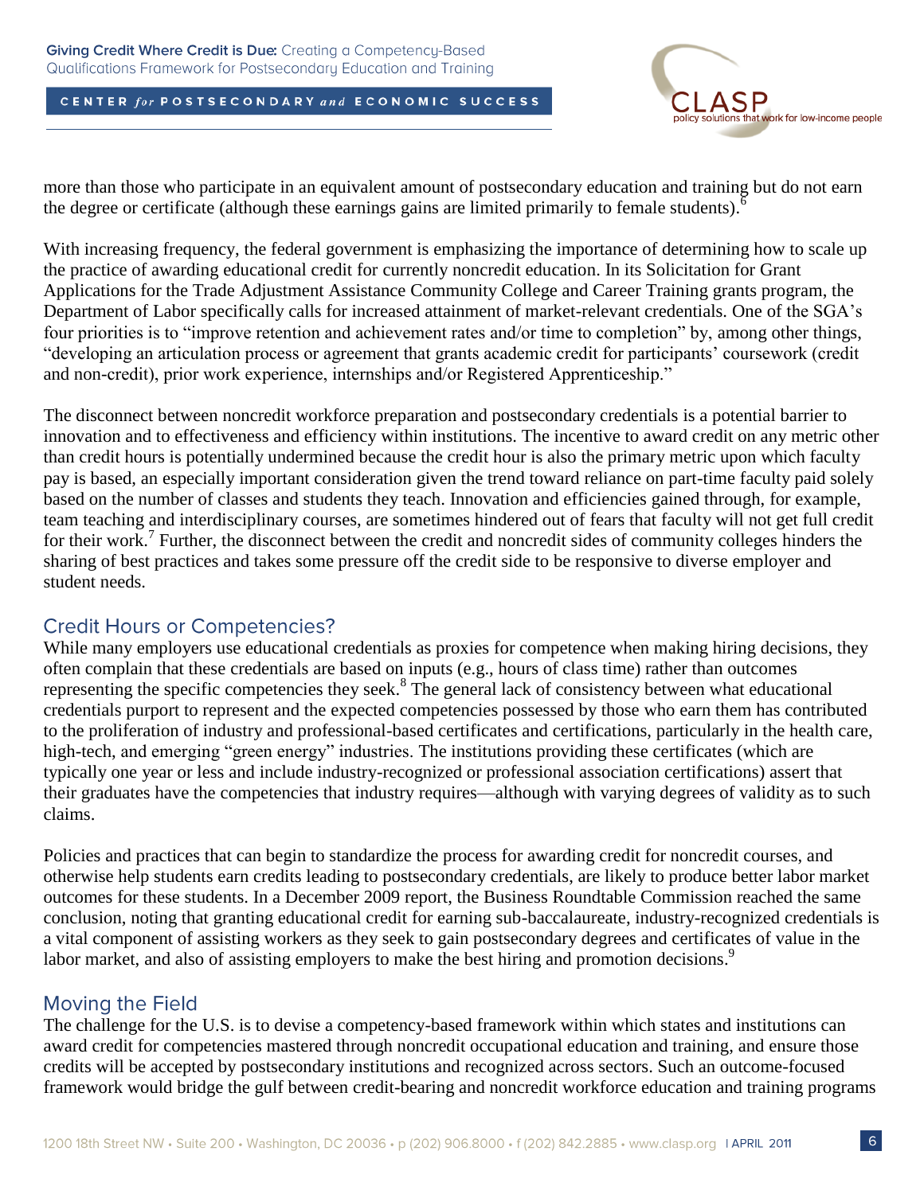more than those who participate in an equivalent amount of postsecondary education and training but do not earn the degree or certificate (although these earnings gains are limited primarily to female students).[6]

With increasing frequency, the federal government is emphasizing the importance of determining how to scale up the practice of awarding educational credit for currently noncredit education. In its Solicitation for Grant Applications for the Trade Adjustment Assistance Community College and Career Training grants program, the Department of Labor specifically calls for increased attainment of market-relevant credentials. One of the SGA's four priorities is to "improve retention and achievement rates and/or time to completion" by, among other things, "developing an articulation process or agreement that grants academic credit for participants' coursework (credit and non-credit), prior work experience, internships and/or Registered Apprenticeship."

The disconnect between noncredit workforce preparation and postsecondary credentials is a potential barrier to innovation and to effectiveness and efficiency within institutions. The incentive to award credit on any metric other than credit hours is potentially undermined because the credit hour is also the primary metric upon which faculty pay is based, an especially important consideration given the trend toward reliance on part-time faculty paid solely based on the number of classes and students they teach. Innovation and efficiencies gained through, for example, team teaching and interdisciplinary courses, are sometimes hindered out of fears that faculty will not get full credit for their work.[7] Further, the disconnect between the credit and noncredit sides of community colleges hinders the sharing of best practices and takes some pressure off the credit side to be responsive to diverse employer and student needs.

## Credit Hours or Competencies?

While many employers use educational credentials as proxies for competence when making hiring decisions, they often complain that these credentials are based on inputs (e.g., hours of class time) rather than outcomes representing the specific competencies they seek.[8] The general lack of consistency between what educational credentials purport to represent and the expected competencies possessed by those who earn them has contributed to the proliferation of industry and professional-based certificates and certifications, particularly in the health care, high-tech, and emerging "green energy" industries. The institutions providing these certificates (which are typically one year or less and include industry-recognized or professional association certifications) assert that their graduates have the competencies that industry requires—although with varying degrees of validity as to such claims.

Policies and practices that can begin to standardize the process for awarding credit for noncredit courses, and otherwise help students earn credits leading to postsecondary credentials, are likely to produce better labor market outcomes for these students. In a December 2009 report, the Business Roundtable Commission reached the same conclusion, noting that granting educational credit for earning sub-baccalaureate, industry-recognized credentials is a vital component of assisting workers as they seek to gain postsecondary degrees and certificates of value in the labor market, and also of assisting employers to make the best hiring and promotion decisions.[9]

## Moving the Field

The challenge for the U.S. is to devise a competency-based framework within which states and institutions can award credit for competencies mastered through noncredit occupational education and training, and ensure those credits will be accepted by postsecondary institutions and recognized across sectors. Such an outcome-focused framework would bridge the gulf between credit-bearing and noncredit workforce education and training programs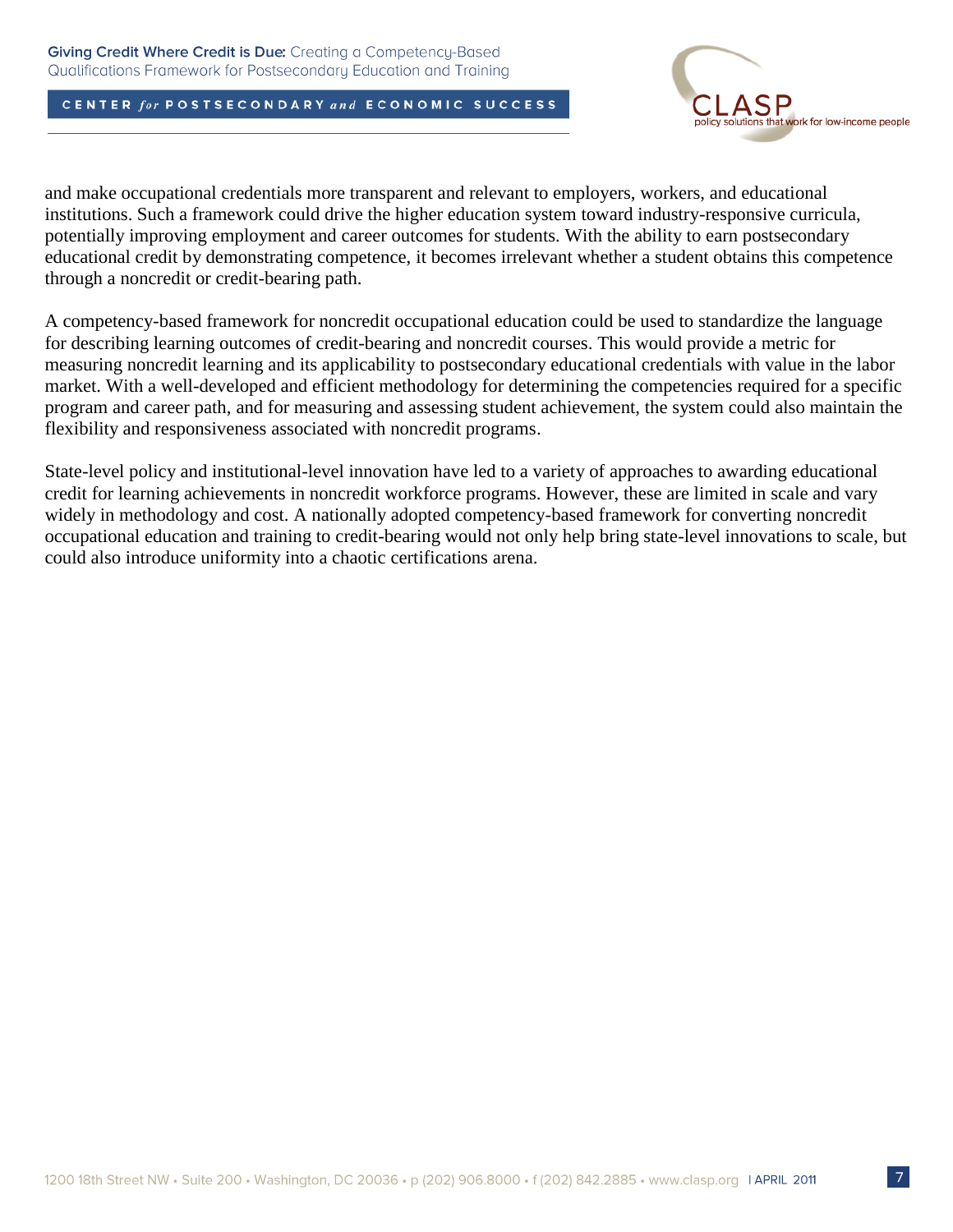and make occupational credentials more transparent and relevant to employers, workers, and educational institutions. Such a framework could drive the higher education system toward industry-responsive curricula, potentially improving employment and career outcomes for students. With the ability to earn postsecondary educational credit by demonstrating competence, it becomes irrelevant whether a student obtains this competence through a noncredit or credit-bearing path.

A competency-based framework for noncredit occupational education could be used to standardize the language for describing learning outcomes of credit-bearing and noncredit courses. This would provide a metric for measuring noncredit learning and its applicability to postsecondary educational credentials with value in the labor market. With a well-developed and efficient methodology for determining the competencies required for a specific program and career path, and for measuring and assessing student achievement, the system could also maintain the flexibility and responsiveness associated with noncredit programs.

State-level policy and institutional-level innovation have led to a variety of approaches to awarding educational credit for learning achievements in noncredit workforce programs. However, these are limited in scale and vary widely in methodology and cost. A nationally adopted competency-based framework for converting noncredit occupational education and training to credit-bearing would not only help bring state-level innovations to scale, but could also introduce uniformity into a chaotic certifications arena.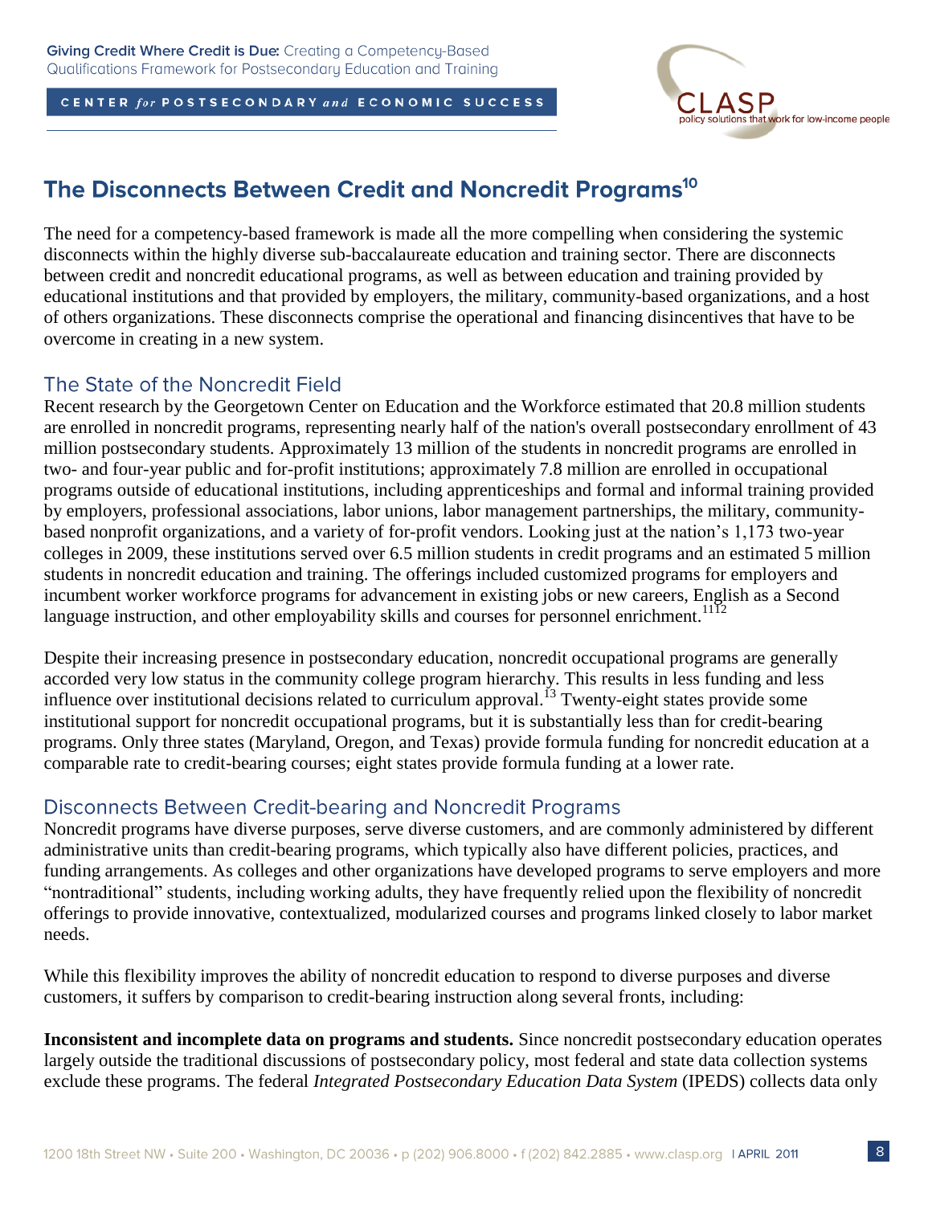## The Disconnects Between Credit and Noncredit Programs[10]

The need for a competency-based framework is made all the more compelling when considering the systemic disconnects within the highly diverse sub-baccalaureate education and training sector. There are disconnects between credit and noncredit educational programs, as well as between education and training provided by educational institutions and that provided by employers, the military, community-based organizations, and a host of others organizations. These disconnects comprise the operational and financing disincentives that have to be overcome in creating in a new system.

### The State of the Noncredit Field

Recent research by the Georgetown Center on Education and the Workforce estimated that 20.8 million students are enrolled in noncredit programs, representing nearly half of the nation's overall postsecondary enrollment of 43 million postsecondary students. Approximately 13 million of the students in noncredit programs are enrolled in two- and four-year public and for-profit institutions; approximately 7.8 million are enrolled in occupational programs outside of educational institutions, including apprenticeships and formal and informal training provided by employers, professional associations, labor unions, labor management partnerships, the military, community-based nonprofit organizations, and a variety of for-profit vendors. Looking just at the nation's 1,173 two-year colleges in 2009, these institutions served over 6.5 million students in credit programs and an estimated 5 million students in noncredit education and training. The offerings included customized programs for employers and incumbent worker workforce programs for advancement in existing jobs or new careers, English as a Second language instruction, and other employability skills and courses for personnel enrichment.[11][12]

Despite their increasing presence in postsecondary education, noncredit occupational programs are generally accorded very low status in the community college program hierarchy. This results in less funding and less influence over institutional decisions related to curriculum approval.[13] Twenty-eight states provide some institutional support for noncredit occupational programs, but it is substantially less than for credit-bearing programs. Only three states (Maryland, Oregon, and Texas) provide formula funding for noncredit education at a comparable rate to credit-bearing courses; eight states provide formula funding at a lower rate.

### Disconnects Between Credit-bearing and Noncredit Programs

Noncredit programs have diverse purposes, serve diverse customers, and are commonly administered by different administrative units than credit-bearing programs, which typically also have different policies, practices, and funding arrangements. As colleges and other organizations have developed programs to serve employers and more "nontraditional" students, including working adults, they have frequently relied upon the flexibility of noncredit offerings to provide innovative, contextualized, modularized courses and programs linked closely to labor market needs.

While this flexibility improves the ability of noncredit education to respond to diverse purposes and diverse customers, it suffers by comparison to credit-bearing instruction along several fronts, including:

**Inconsistent and incomplete data on programs and students.** Since noncredit postsecondary education operates largely outside the traditional discussions of postsecondary policy, most federal and state data collection systems exclude these programs. The federal *Integrated Postsecondary Education Data System* (IPEDS) collects data only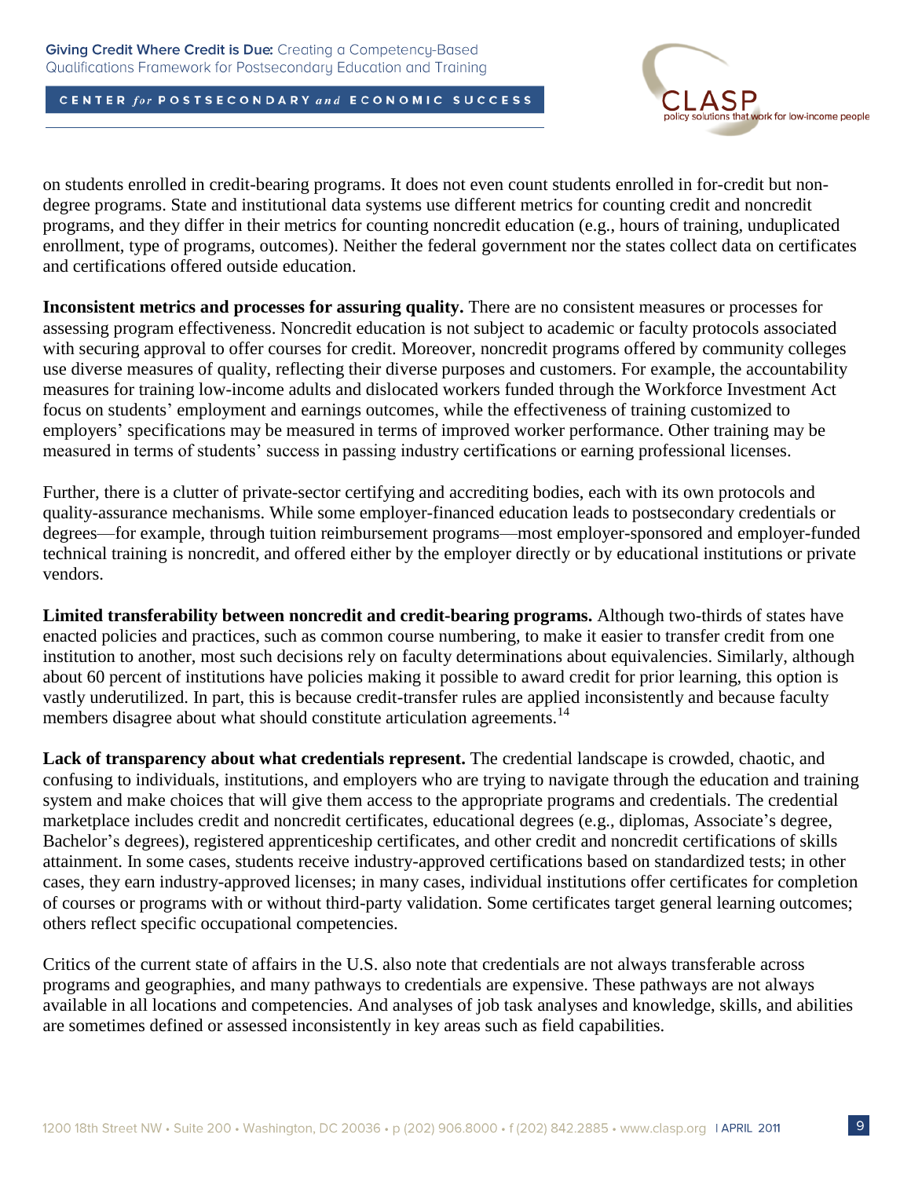on students enrolled in credit-bearing programs. It does not even count students enrolled in for-credit but non-degree programs. State and institutional data systems use different metrics for counting credit and noncredit programs, and they differ in their metrics for counting noncredit education (e.g., hours of training, unduplicated enrollment, type of programs, outcomes). Neither the federal government nor the states collect data on certificates and certifications offered outside education.

**Inconsistent metrics and processes for assuring quality.** There are no consistent measures or processes for assessing program effectiveness. Noncredit education is not subject to academic or faculty protocols associated with securing approval to offer courses for credit. Moreover, noncredit programs offered by community colleges use diverse measures of quality, reflecting their diverse purposes and customers. For example, the accountability measures for training low-income adults and dislocated workers funded through the Workforce Investment Act focus on students' employment and earnings outcomes, while the effectiveness of training customized to employers' specifications may be measured in terms of improved worker performance. Other training may be measured in terms of students' success in passing industry certifications or earning professional licenses.

Further, there is a clutter of private-sector certifying and accrediting bodies, each with its own protocols and quality-assurance mechanisms. While some employer-financed education leads to postsecondary credentials or degrees—for example, through tuition reimbursement programs—most employer-sponsored and employer-funded technical training is noncredit, and offered either by the employer directly or by educational institutions or private vendors.

**Limited transferability between noncredit and credit-bearing programs.** Although two-thirds of states have enacted policies and practices, such as common course numbering, to make it easier to transfer credit from one institution to another, most such decisions rely on faculty determinations about equivalencies. Similarly, although about 60 percent of institutions have policies making it possible to award credit for prior learning, this option is vastly underutilized. In part, this is because credit-transfer rules are applied inconsistently and because faculty members disagree about what should constitute articulation agreements.[14]

**Lack of transparency about what credentials represent.** The credential landscape is crowded, chaotic, and confusing to individuals, institutions, and employers who are trying to navigate through the education and training system and make choices that will give them access to the appropriate programs and credentials. The credential marketplace includes credit and noncredit certificates, educational degrees (e.g., diplomas, Associate's degree, Bachelor's degrees), registered apprenticeship certificates, and other credit and noncredit certifications of skills attainment. In some cases, students receive industry-approved certifications based on standardized tests; in other cases, they earn industry-approved licenses; in many cases, individual institutions offer certificates for completion of courses or programs with or without third-party validation. Some certificates target general learning outcomes; others reflect specific occupational competencies.

Critics of the current state of affairs in the U.S. also note that credentials are not always transferable across programs and geographies, and many pathways to credentials are expensive. These pathways are not always available in all locations and competencies. And analyses of job task analyses and knowledge, skills, and abilities are sometimes defined or assessed inconsistently in key areas such as field capabilities.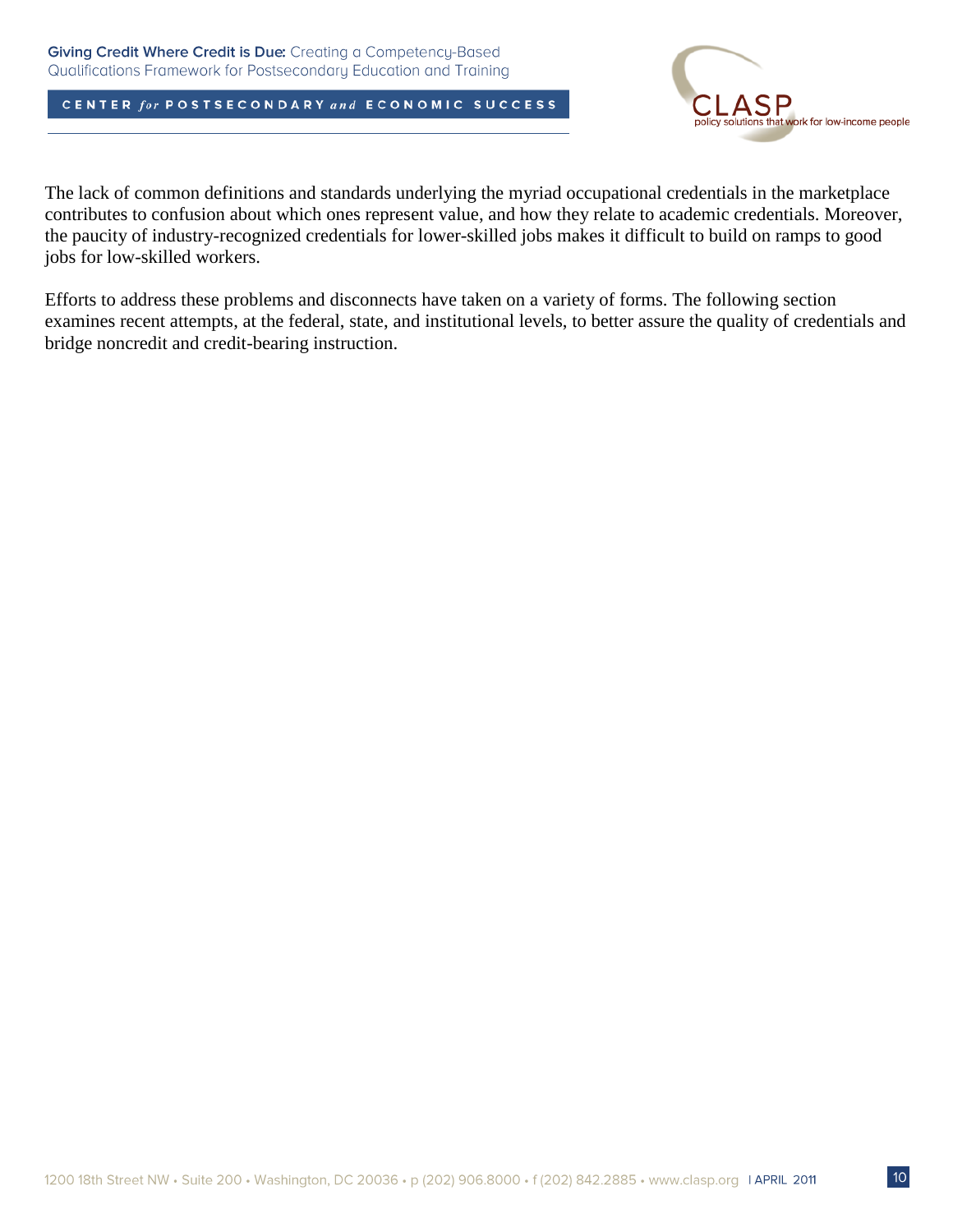The lack of common definitions and standards underlying the myriad occupational credentials in the marketplace contributes to confusion about which ones represent value, and how they relate to academic credentials. Moreover, the paucity of industry-recognized credentials for lower-skilled jobs makes it difficult to build on ramps to good jobs for low-skilled workers.

Efforts to address these problems and disconnects have taken on a variety of forms. The following section examines recent attempts, at the federal, state, and institutional levels, to better assure the quality of credentials and bridge noncredit and credit-bearing instruction.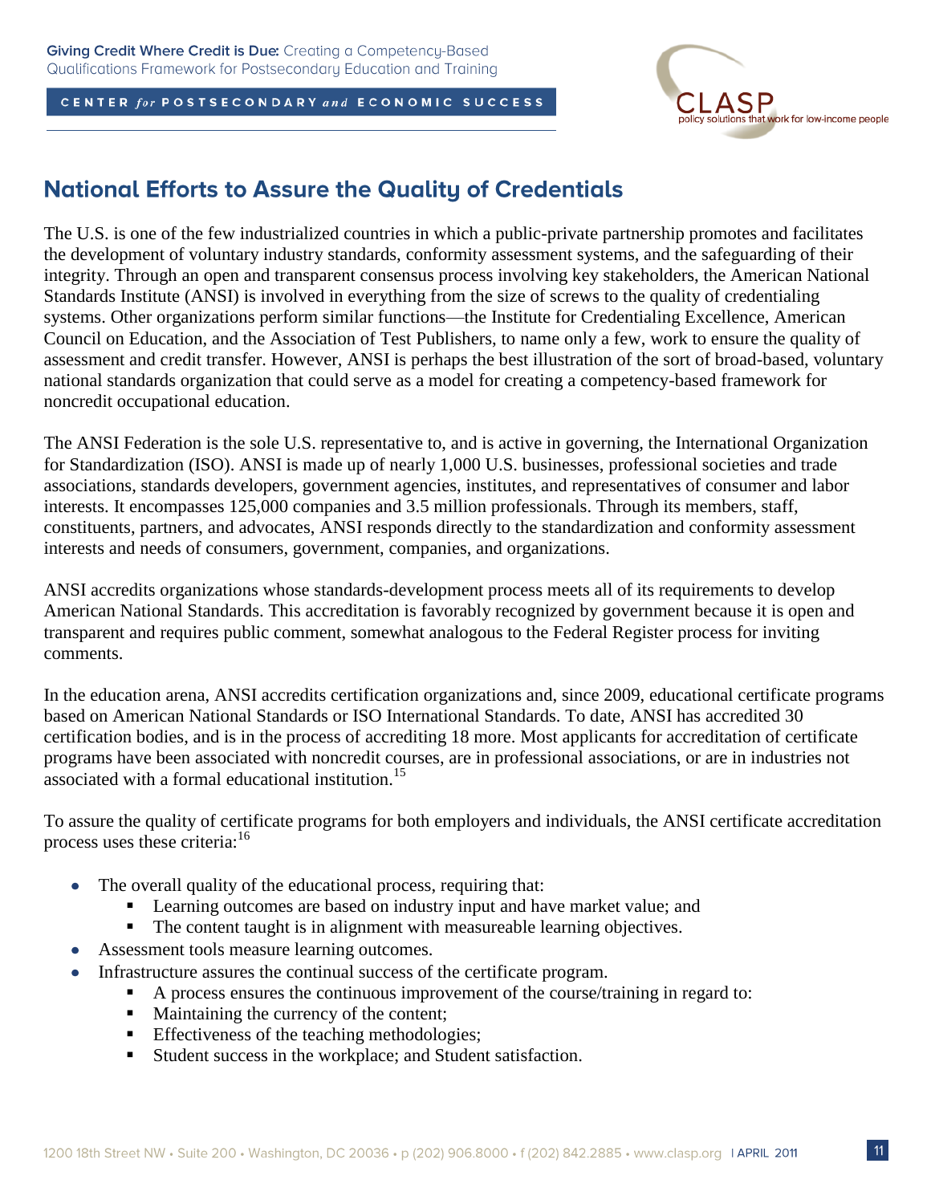## National Efforts to Assure the Quality of Credentials

The U.S. is one of the few industrialized countries in which a public-private partnership promotes and facilitates the development of voluntary industry standards, conformity assessment systems, and the safeguarding of their integrity. Through an open and transparent consensus process involving key stakeholders, the American National Standards Institute (ANSI) is involved in everything from the size of screws to the quality of credentialing systems. Other organizations perform similar functions—the Institute for Credentialing Excellence, American Council on Education, and the Association of Test Publishers, to name only a few, work to ensure the quality of assessment and credit transfer. However, ANSI is perhaps the best illustration of the sort of broad-based, voluntary national standards organization that could serve as a model for creating a competency-based framework for noncredit occupational education.

The ANSI Federation is the sole U.S. representative to, and is active in governing, the International Organization for Standardization (ISO). ANSI is made up of nearly 1,000 U.S. businesses, professional societies and trade associations, standards developers, government agencies, institutes, and representatives of consumer and labor interests. It encompasses 125,000 companies and 3.5 million professionals. Through its members, staff, constituents, partners, and advocates, ANSI responds directly to the standardization and conformity assessment interests and needs of consumers, government, companies, and organizations.

ANSI accredits organizations whose standards-development process meets all of its requirements to develop American National Standards. This accreditation is favorably recognized by government because it is open and transparent and requires public comment, somewhat analogous to the Federal Register process for inviting comments.

In the education arena, ANSI accredits certification organizations and, since 2009, educational certificate programs based on American National Standards or ISO International Standards. To date, ANSI has accredited 30 certification bodies, and is in the process of accrediting 18 more. Most applicants for accreditation of certificate programs have been associated with noncredit courses, are in professional associations, or are in industries not associated with a formal educational institution.[15]

To assure the quality of certificate programs for both employers and individuals, the ANSI certificate accreditation process uses these criteria:[16]

- The overall quality of the educational process, requiring that:
  - Learning outcomes are based on industry input and have market value; and
  - The content taught is in alignment with measureable learning objectives.
- Assessment tools measure learning outcomes.
- Infrastructure assures the continual success of the certificate program.
  - A process ensures the continuous improvement of the course/training in regard to:
  - Maintaining the currency of the content;
  - Effectiveness of the teaching methodologies;
  - Student success in the workplace; and Student satisfaction.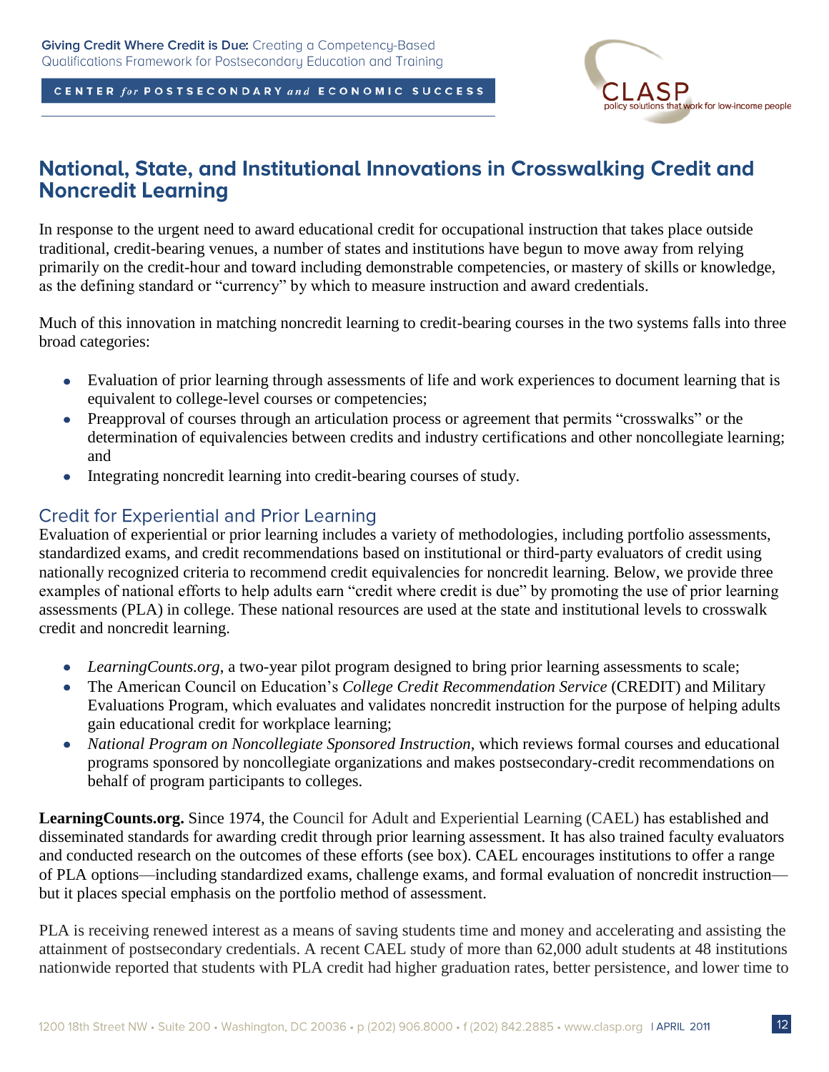## National, State, and Institutional Innovations in Crosswalking Credit and Noncredit Learning

In response to the urgent need to award educational credit for occupational instruction that takes place outside traditional, credit-bearing venues, a number of states and institutions have begun to move away from relying primarily on the credit-hour and toward including demonstrable competencies, or mastery of skills or knowledge, as the defining standard or "currency" by which to measure instruction and award credentials.

Much of this innovation in matching noncredit learning to credit-bearing courses in the two systems falls into three broad categories:

- Evaluation of prior learning through assessments of life and work experiences to document learning that is equivalent to college-level courses or competencies;
- Preapproval of courses through an articulation process or agreement that permits "crosswalks" or the determination of equivalencies between credits and industry certifications and other noncollegiate learning; and
- Integrating noncredit learning into credit-bearing courses of study.

### Credit for Experiential and Prior Learning

Evaluation of experiential or prior learning includes a variety of methodologies, including portfolio assessments, standardized exams, and credit recommendations based on institutional or third-party evaluators of credit using nationally recognized criteria to recommend credit equivalencies for noncredit learning. Below, we provide three examples of national efforts to help adults earn "credit where credit is due" by promoting the use of prior learning assessments (PLA) in college. These national resources are used at the state and institutional levels to crosswalk credit and noncredit learning.

- *LearningCounts.org*, a two-year pilot program designed to bring prior learning assessments to scale;
- The American Council on Education's *College Credit Recommendation Service* (CREDIT) and Military Evaluations Program, which evaluates and validates noncredit instruction for the purpose of helping adults gain educational credit for workplace learning;
- *National Program on Noncollegiate Sponsored Instruction*, which reviews formal courses and educational programs sponsored by noncollegiate organizations and makes postsecondary-credit recommendations on behalf of program participants to colleges.

**LearningCounts.org.** Since 1974, the Council for Adult and Experiential Learning (CAEL) has established and disseminated standards for awarding credit through prior learning assessment. It has also trained faculty evaluators and conducted research on the outcomes of these efforts (see box). CAEL encourages institutions to offer a range of PLA options—including standardized exams, challenge exams, and formal evaluation of noncredit instruction—but it places special emphasis on the portfolio method of assessment.

PLA is receiving renewed interest as a means of saving students time and money and accelerating and assisting the attainment of postsecondary credentials. A recent CAEL study of more than 62,000 adult students at 48 institutions nationwide reported that students with PLA credit had higher graduation rates, better persistence, and lower time to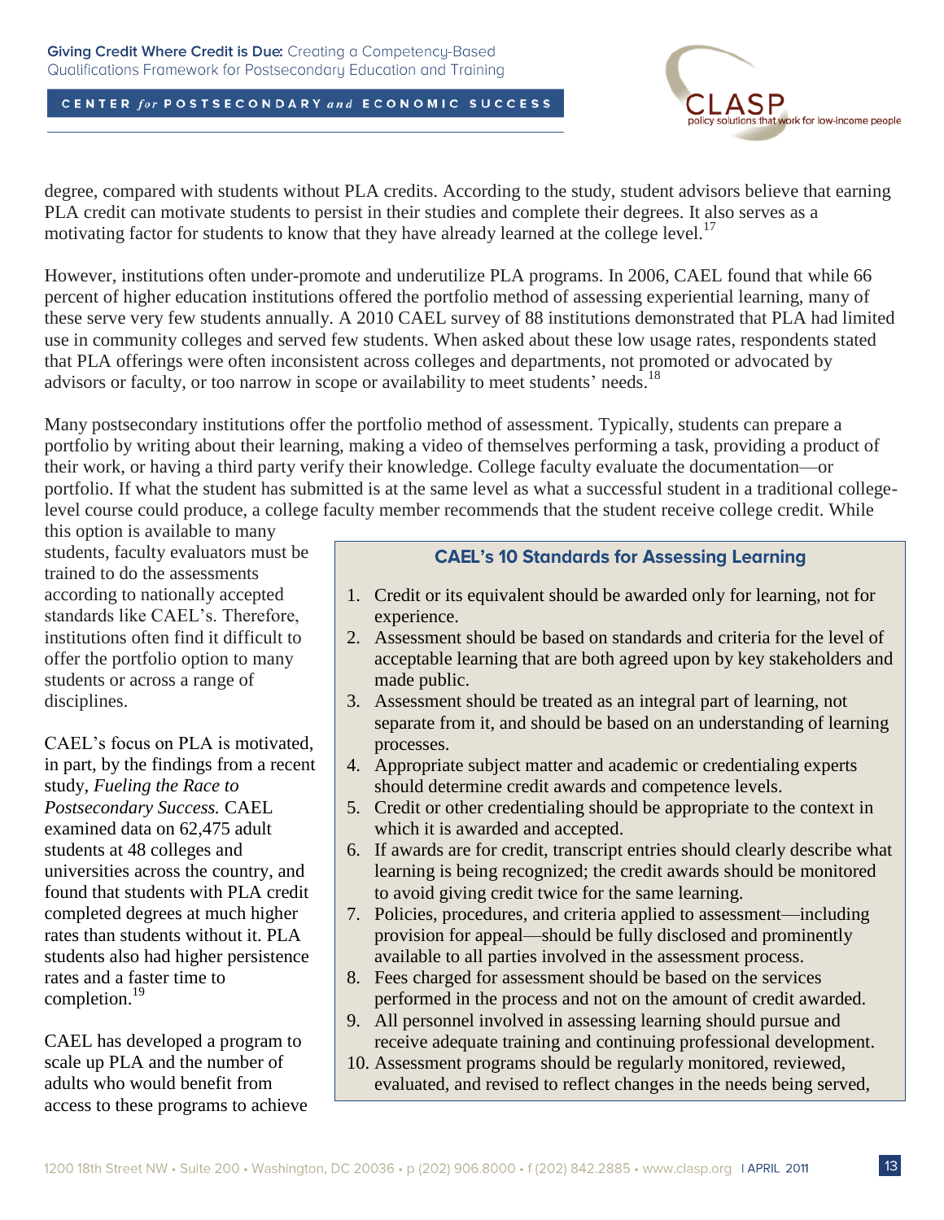degree, compared with students without PLA credits. According to the study, student advisors believe that earning PLA credit can motivate students to persist in their studies and complete their degrees. It also serves as a motivating factor for students to know that they have already learned at the college level.[17]

However, institutions often under-promote and underutilize PLA programs. In 2006, CAEL found that while 66 percent of higher education institutions offered the portfolio method of assessing experiential learning, many of these serve very few students annually. A 2010 CAEL survey of 88 institutions demonstrated that PLA had limited use in community colleges and served few students. When asked about these low usage rates, respondents stated that PLA offerings were often inconsistent across colleges and departments, not promoted or advocated by advisors or faculty, or too narrow in scope or availability to meet students' needs.[18]

Many postsecondary institutions offer the portfolio method of assessment. Typically, students can prepare a portfolio by writing about their learning, making a video of themselves performing a task, providing a product of their work, or having a third party verify their knowledge. College faculty evaluate the documentation—or portfolio. If what the student has submitted is at the same level as what a successful student in a traditional college-level course could produce, a college faculty member recommends that the student receive college credit. While this option is available to many students, faculty evaluators must be trained to do the assessments according to nationally accepted standards like CAEL's. Therefore, institutions often find it difficult to offer the portfolio option to many students or across a range of disciplines.

CAEL's focus on PLA is motivated, in part, by the findings from a recent study, *Fueling the Race to Postsecondary Success.* CAEL examined data on 62,475 adult students at 48 colleges and universities across the country, and found that students with PLA credit completed degrees at much higher rates than students without it. PLA students also had higher persistence rates and a faster time to completion.[19]

CAEL has developed a program to scale up PLA and the number of adults who would benefit from access to these programs to achieve

### CAEL's 10 Standards for Assessing Learning

1. Credit or its equivalent should be awarded only for learning, not for experience.
2. Assessment should be based on standards and criteria for the level of acceptable learning that are both agreed upon by key stakeholders and made public.
3. Assessment should be treated as an integral part of learning, not separate from it, and should be based on an understanding of learning processes.
4. Appropriate subject matter and academic or credentialing experts should determine credit awards and competence levels.
5. Credit or other credentialing should be appropriate to the context in which it is awarded and accepted.
6. If awards are for credit, transcript entries should clearly describe what learning is being recognized; the credit awards should be monitored to avoid giving credit twice for the same learning.
7. Policies, procedures, and criteria applied to assessment—including provision for appeal—should be fully disclosed and prominently available to all parties involved in the assessment process.
8. Fees charged for assessment should be based on the services performed in the process and not on the amount of credit awarded.
9. All personnel involved in assessing learning should pursue and receive adequate training and continuing professional development.
10. Assessment programs should be regularly monitored, reviewed, evaluated, and revised to reflect changes in the needs being served,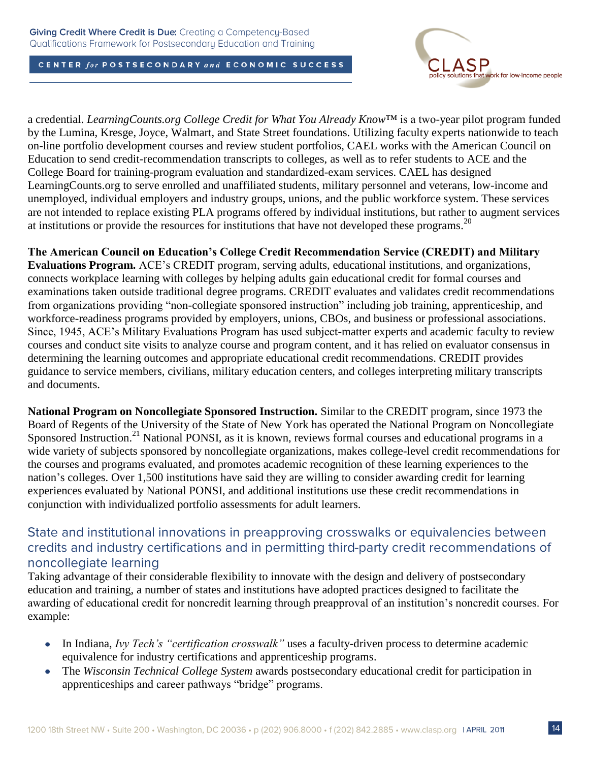a credential. *LearningCounts.org College Credit for What You Already Know*™ is a two-year pilot program funded by the Lumina, Kresge, Joyce, Walmart, and State Street foundations. Utilizing faculty experts nationwide to teach on-line portfolio development courses and review student portfolios, CAEL works with the American Council on Education to send credit-recommendation transcripts to colleges, as well as to refer students to ACE and the College Board for training-program evaluation and standardized-exam services. CAEL has designed LearningCounts.org to serve enrolled and unaffiliated students, military personnel and veterans, low-income and unemployed, individual employers and industry groups, unions, and the public workforce system. These services are not intended to replace existing PLA programs offered by individual institutions, but rather to augment services at institutions or provide the resources for institutions that have not developed these programs.[20]

**The American Council on Education's College Credit Recommendation Service (CREDIT) and Military Evaluations Program.** ACE's CREDIT program, serving adults, educational institutions, and organizations, connects workplace learning with colleges by helping adults gain educational credit for formal courses and examinations taken outside traditional degree programs. CREDIT evaluates and validates credit recommendations from organizations providing "non-collegiate sponsored instruction" including job training, apprenticeship, and workforce-readiness programs provided by employers, unions, CBOs, and business or professional associations. Since, 1945, ACE's Military Evaluations Program has used subject-matter experts and academic faculty to review courses and conduct site visits to analyze course and program content, and it has relied on evaluator consensus in determining the learning outcomes and appropriate educational credit recommendations. CREDIT provides guidance to service members, civilians, military education centers, and colleges interpreting military transcripts and documents.

**National Program on Noncollegiate Sponsored Instruction.** Similar to the CREDIT program, since 1973 the Board of Regents of the University of the State of New York has operated the National Program on Noncollegiate Sponsored Instruction.[21] National PONSI, as it is known, reviews formal courses and educational programs in a wide variety of subjects sponsored by noncollegiate organizations, makes college-level credit recommendations for the courses and programs evaluated, and promotes academic recognition of these learning experiences to the nation's colleges. Over 1,500 institutions have said they are willing to consider awarding credit for learning experiences evaluated by National PONSI, and additional institutions use these credit recommendations in conjunction with individualized portfolio assessments for adult learners.

## State and institutional innovations in preapproving crosswalks or equivalencies between credits and industry certifications and in permitting third-party credit recommendations of noncollegiate learning

Taking advantage of their considerable flexibility to innovate with the design and delivery of postsecondary education and training, a number of states and institutions have adopted practices designed to facilitate the awarding of educational credit for noncredit learning through preapproval of an institution's noncredit courses. For example:

- In Indiana, *Ivy Tech's "certification crosswalk"* uses a faculty-driven process to determine academic equivalence for industry certifications and apprenticeship programs.
- The *Wisconsin Technical College System* awards postsecondary educational credit for participation in apprenticeships and career pathways "bridge" programs.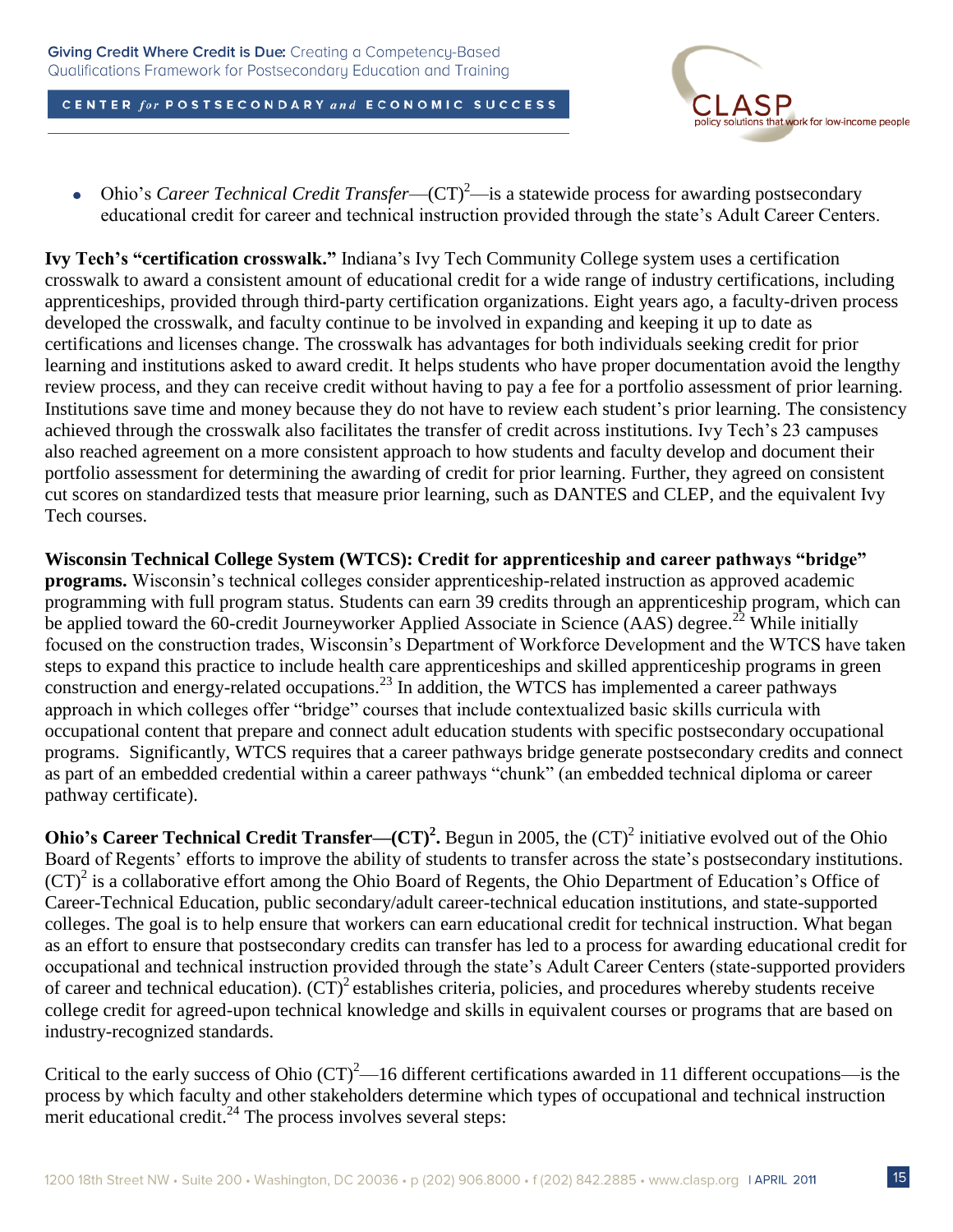- Ohio's *Career Technical Credit Transfer*—$(CT)^2$—is a statewide process for awarding postsecondary educational credit for career and technical instruction provided through the state's Adult Career Centers.

**Ivy Tech's "certification crosswalk."** Indiana's Ivy Tech Community College system uses a certification crosswalk to award a consistent amount of educational credit for a wide range of industry certifications, including apprenticeships, provided through third-party certification organizations. Eight years ago, a faculty-driven process developed the crosswalk, and faculty continue to be involved in expanding and keeping it up to date as certifications and licenses change. The crosswalk has advantages for both individuals seeking credit for prior learning and institutions asked to award credit. It helps students who have proper documentation avoid the lengthy review process, and they can receive credit without having to pay a fee for a portfolio assessment of prior learning. Institutions save time and money because they do not have to review each student's prior learning. The consistency achieved through the crosswalk also facilitates the transfer of credit across institutions. Ivy Tech's 23 campuses also reached agreement on a more consistent approach to how students and faculty develop and document their portfolio assessment for determining the awarding of credit for prior learning. Further, they agreed on consistent cut scores on standardized tests that measure prior learning, such as DANTES and CLEP, and the equivalent Ivy Tech courses.

**Wisconsin Technical College System (WTCS): Credit for apprenticeship and career pathways "bridge" programs.** Wisconsin's technical colleges consider apprenticeship-related instruction as approved academic programming with full program status. Students can earn 39 credits through an apprenticeship program, which can be applied toward the 60-credit Journeyworker Applied Associate in Science (AAS) degree.[22] While initially focused on the construction trades, Wisconsin's Department of Workforce Development and the WTCS have taken steps to expand this practice to include health care apprenticeships and skilled apprenticeship programs in green construction and energy-related occupations.[23] In addition, the WTCS has implemented a career pathways approach in which colleges offer "bridge" courses that include contextualized basic skills curricula with occupational content that prepare and connect adult education students with specific postsecondary occupational programs. Significantly, WTCS requires that a career pathways bridge generate postsecondary credits and connect as part of an embedded credential within a career pathways "chunk" (an embedded technical diploma or career pathway certificate).

**Ohio's Career Technical Credit Transfer—$(CT)^2$.** Begun in 2005, the $(CT)^2$ initiative evolved out of the Ohio Board of Regents' efforts to improve the ability of students to transfer across the state's postsecondary institutions. $(CT)^2$ is a collaborative effort among the Ohio Board of Regents, the Ohio Department of Education's Office of Career-Technical Education, public secondary/adult career-technical education institutions, and state-supported colleges. The goal is to help ensure that workers can earn educational credit for technical instruction. What began as an effort to ensure that postsecondary credits can transfer has led to a process for awarding educational credit for occupational and technical instruction provided through the state's Adult Career Centers (state-supported providers of career and technical education). $(CT)^2$ establishes criteria, policies, and procedures whereby students receive college credit for agreed-upon technical knowledge and skills in equivalent courses or programs that are based on industry-recognized standards.

Critical to the early success of Ohio $(CT)^2$—16 different certifications awarded in 11 different occupations—is the process by which faculty and other stakeholders determine which types of occupational and technical instruction merit educational credit.[24] The process involves several steps: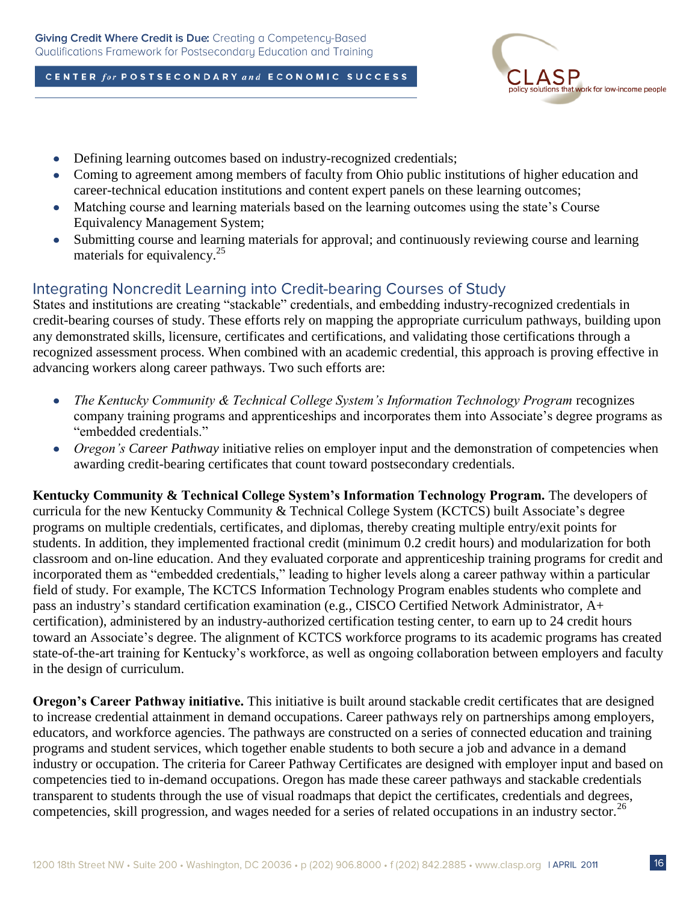- Defining learning outcomes based on industry-recognized credentials;
- Coming to agreement among members of faculty from Ohio public institutions of higher education and career-technical education institutions and content expert panels on these learning outcomes;
- Matching course and learning materials based on the learning outcomes using the state's Course Equivalency Management System;
- Submitting course and learning materials for approval; and continuously reviewing course and learning materials for equivalency.[25]

## Integrating Noncredit Learning into Credit-bearing Courses of Study

States and institutions are creating "stackable" credentials, and embedding industry-recognized credentials in credit-bearing courses of study. These efforts rely on mapping the appropriate curriculum pathways, building upon any demonstrated skills, licensure, certificates and certifications, and validating those certifications through a recognized assessment process. When combined with an academic credential, this approach is proving effective in advancing workers along career pathways. Two such efforts are:

- *The Kentucky Community & Technical College System's Information Technology Program* recognizes company training programs and apprenticeships and incorporates them into Associate's degree programs as "embedded credentials."
- *Oregon's Career Pathway* initiative relies on employer input and the demonstration of competencies when awarding credit-bearing certificates that count toward postsecondary credentials.

**Kentucky Community & Technical College System's Information Technology Program.** The developers of curricula for the new Kentucky Community & Technical College System (KCTCS) built Associate's degree programs on multiple credentials, certificates, and diplomas, thereby creating multiple entry/exit points for students. In addition, they implemented fractional credit (minimum 0.2 credit hours) and modularization for both classroom and on-line education. And they evaluated corporate and apprenticeship training programs for credit and incorporated them as "embedded credentials," leading to higher levels along a career pathway within a particular field of study. For example, The KCTCS Information Technology Program enables students who complete and pass an industry's standard certification examination (e.g., CISCO Certified Network Administrator, A+ certification), administered by an industry-authorized certification testing center, to earn up to 24 credit hours toward an Associate's degree. The alignment of KCTCS workforce programs to its academic programs has created state-of-the-art training for Kentucky's workforce, as well as ongoing collaboration between employers and faculty in the design of curriculum.

**Oregon's Career Pathway initiative.** This initiative is built around stackable credit certificates that are designed to increase credential attainment in demand occupations. Career pathways rely on partnerships among employers, educators, and workforce agencies. The pathways are constructed on a series of connected education and training programs and student services, which together enable students to both secure a job and advance in a demand industry or occupation. The criteria for Career Pathway Certificates are designed with employer input and based on competencies tied to in-demand occupations. Oregon has made these career pathways and stackable credentials transparent to students through the use of visual roadmaps that depict the certificates, credentials and degrees, competencies, skill progression, and wages needed for a series of related occupations in an industry sector.[26]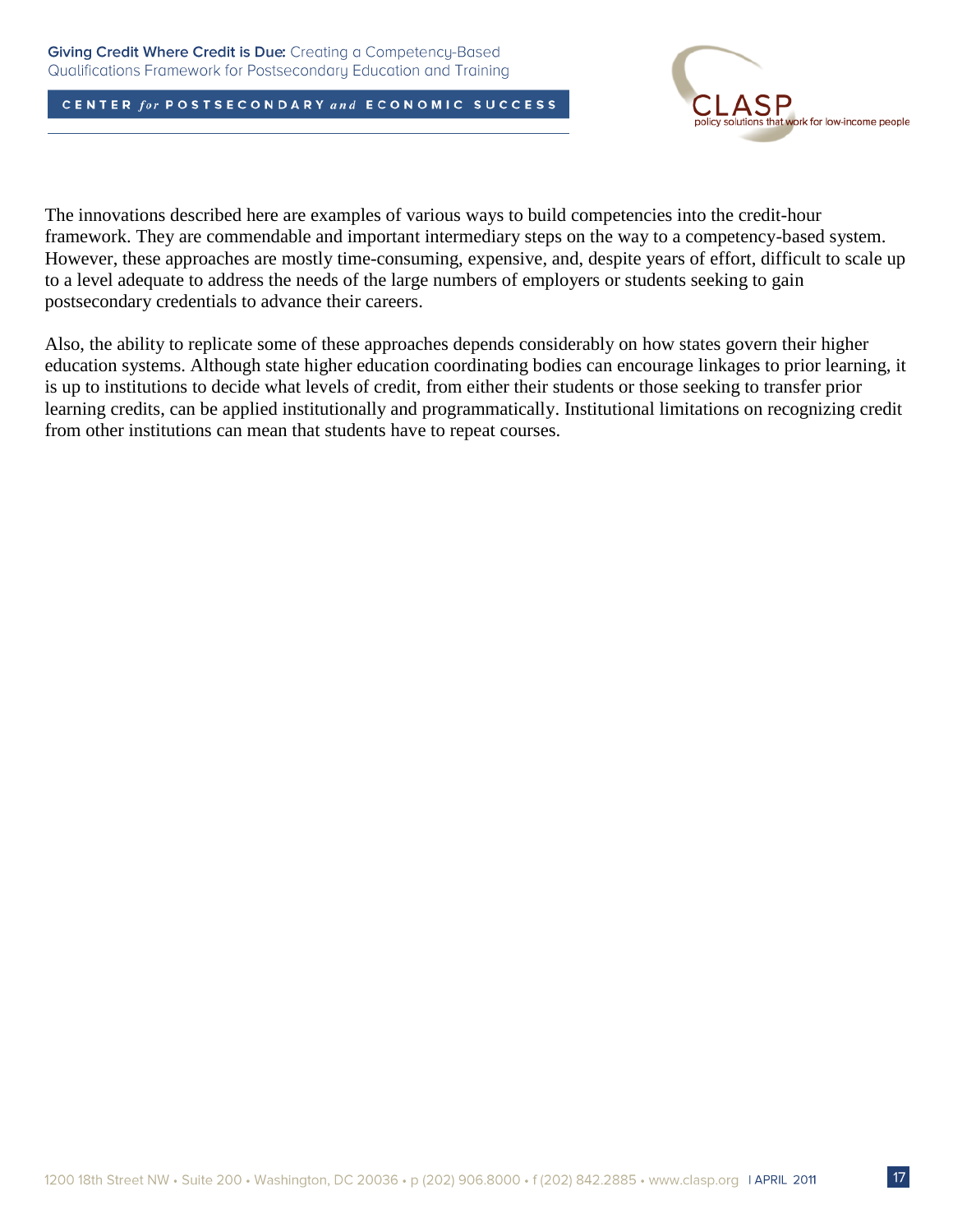The innovations described here are examples of various ways to build competencies into the credit-hour framework. They are commendable and important intermediary steps on the way to a competency-based system. However, these approaches are mostly time-consuming, expensive, and, despite years of effort, difficult to scale up to a level adequate to address the needs of the large numbers of employers or students seeking to gain postsecondary credentials to advance their careers.

Also, the ability to replicate some of these approaches depends considerably on how states govern their higher education systems. Although state higher education coordinating bodies can encourage linkages to prior learning, it is up to institutions to decide what levels of credit, from either their students or those seeking to transfer prior learning credits, can be applied institutionally and programmatically. Institutional limitations on recognizing credit from other institutions can mean that students have to repeat courses.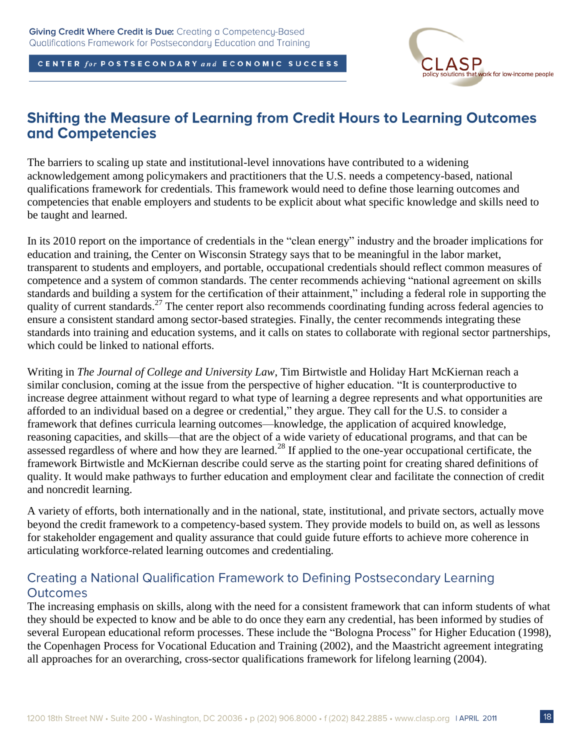## Shifting the Measure of Learning from Credit Hours to Learning Outcomes and Competencies

The barriers to scaling up state and institutional-level innovations have contributed to a widening acknowledgement among policymakers and practitioners that the U.S. needs a competency-based, national qualifications framework for credentials. This framework would need to define those learning outcomes and competencies that enable employers and students to be explicit about what specific knowledge and skills need to be taught and learned.

In its 2010 report on the importance of credentials in the "clean energy" industry and the broader implications for education and training, the Center on Wisconsin Strategy says that to be meaningful in the labor market, transparent to students and employers, and portable, occupational credentials should reflect common measures of competence and a system of common standards. The center recommends achieving "national agreement on skills standards and building a system for the certification of their attainment," including a federal role in supporting the quality of current standards.[27] The center report also recommends coordinating funding across federal agencies to ensure a consistent standard among sector-based strategies. Finally, the center recommends integrating these standards into training and education systems, and it calls on states to collaborate with regional sector partnerships, which could be linked to national efforts.

Writing in *The Journal of College and University Law*, Tim Birtwistle and Holiday Hart McKiernan reach a similar conclusion, coming at the issue from the perspective of higher education. "It is counterproductive to increase degree attainment without regard to what type of learning a degree represents and what opportunities are afforded to an individual based on a degree or credential," they argue. They call for the U.S. to consider a framework that defines curricula learning outcomes—knowledge, the application of acquired knowledge, reasoning capacities, and skills—that are the object of a wide variety of educational programs, and that can be assessed regardless of where and how they are learned.[28] If applied to the one-year occupational certificate, the framework Birtwistle and McKiernan describe could serve as the starting point for creating shared definitions of quality. It would make pathways to further education and employment clear and facilitate the connection of credit and noncredit learning.

A variety of efforts, both internationally and in the national, state, institutional, and private sectors, actually move beyond the credit framework to a competency-based system. They provide models to build on, as well as lessons for stakeholder engagement and quality assurance that could guide future efforts to achieve more coherence in articulating workforce-related learning outcomes and credentialing.

### Creating a National Qualification Framework to Defining Postsecondary Learning Outcomes

The increasing emphasis on skills, along with the need for a consistent framework that can inform students of what they should be expected to know and be able to do once they earn any credential, has been informed by studies of several European educational reform processes. These include the "Bologna Process" for Higher Education (1998), the Copenhagen Process for Vocational Education and Training (2002), and the Maastricht agreement integrating all approaches for an overarching, cross-sector qualifications framework for lifelong learning (2004).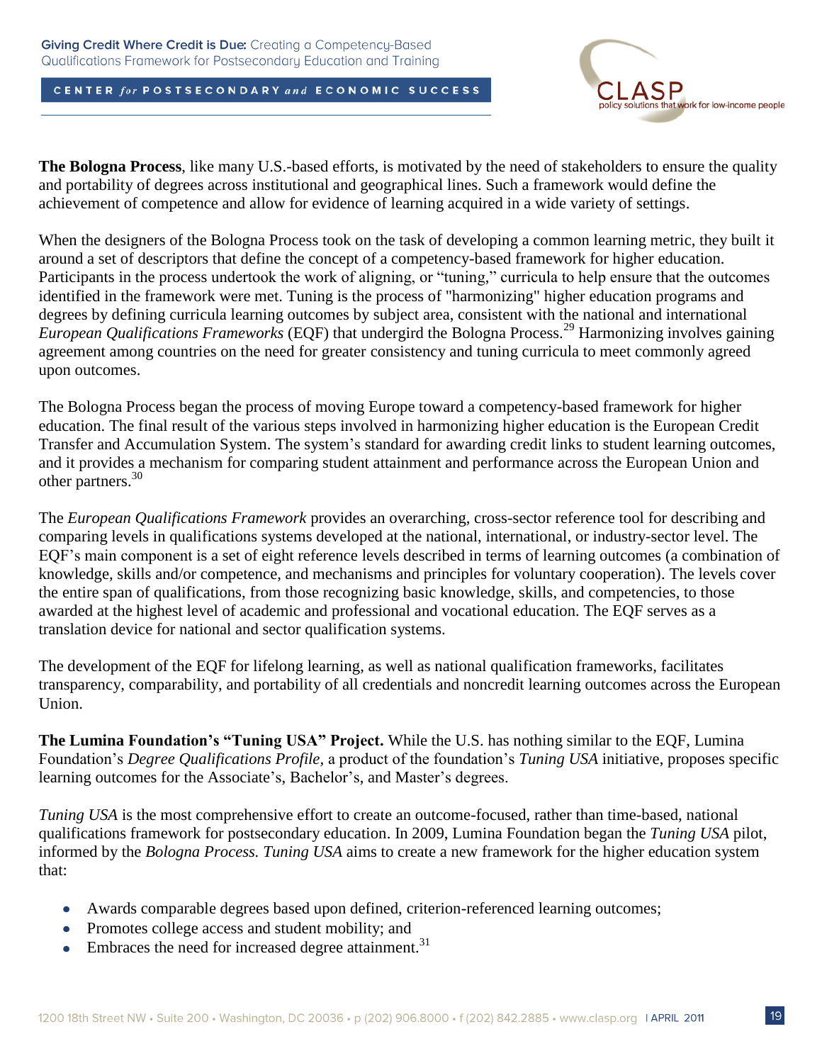**The Bologna Process**, like many U.S.-based efforts, is motivated by the need of stakeholders to ensure the quality and portability of degrees across institutional and geographical lines. Such a framework would define the achievement of competence and allow for evidence of learning acquired in a wide variety of settings.

When the designers of the Bologna Process took on the task of developing a common learning metric, they built it around a set of descriptors that define the concept of a competency-based framework for higher education. Participants in the process undertook the work of aligning, or "tuning," curricula to help ensure that the outcomes identified in the framework were met. Tuning is the process of "harmonizing" higher education programs and degrees by defining curricula learning outcomes by subject area, consistent with the national and international *European Qualifications Frameworks* (EQF) that undergird the Bologna Process.[29] Harmonizing involves gaining agreement among countries on the need for greater consistency and tuning curricula to meet commonly agreed upon outcomes.

The Bologna Process began the process of moving Europe toward a competency-based framework for higher education. The final result of the various steps involved in harmonizing higher education is the European Credit Transfer and Accumulation System. The system's standard for awarding credit links to student learning outcomes, and it provides a mechanism for comparing student attainment and performance across the European Union and other partners.[30]

The *European Qualifications Framework* provides an overarching, cross-sector reference tool for describing and comparing levels in qualifications systems developed at the national, international, or industry-sector level. The EQF's main component is a set of eight reference levels described in terms of learning outcomes (a combination of knowledge, skills and/or competence, and mechanisms and principles for voluntary cooperation). The levels cover the entire span of qualifications, from those recognizing basic knowledge, skills, and competencies, to those awarded at the highest level of academic and professional and vocational education. The EQF serves as a translation device for national and sector qualification systems.

The development of the EQF for lifelong learning, as well as national qualification frameworks, facilitates transparency, comparability, and portability of all credentials and noncredit learning outcomes across the European Union.

**The Lumina Foundation's "Tuning USA" Project.** While the U.S. has nothing similar to the EQF, Lumina Foundation's *Degree Qualifications Profile,* a product of the foundation's *Tuning USA* initiative, proposes specific learning outcomes for the Associate's, Bachelor's, and Master's degrees.

*Tuning USA* is the most comprehensive effort to create an outcome-focused, rather than time-based, national qualifications framework for postsecondary education. In 2009, Lumina Foundation began the *Tuning USA* pilot, informed by the *Bologna Process. Tuning USA* aims to create a new framework for the higher education system that:

- Awards comparable degrees based upon defined, criterion-referenced learning outcomes;
- Promotes college access and student mobility; and
- Embraces the need for increased degree attainment.[31]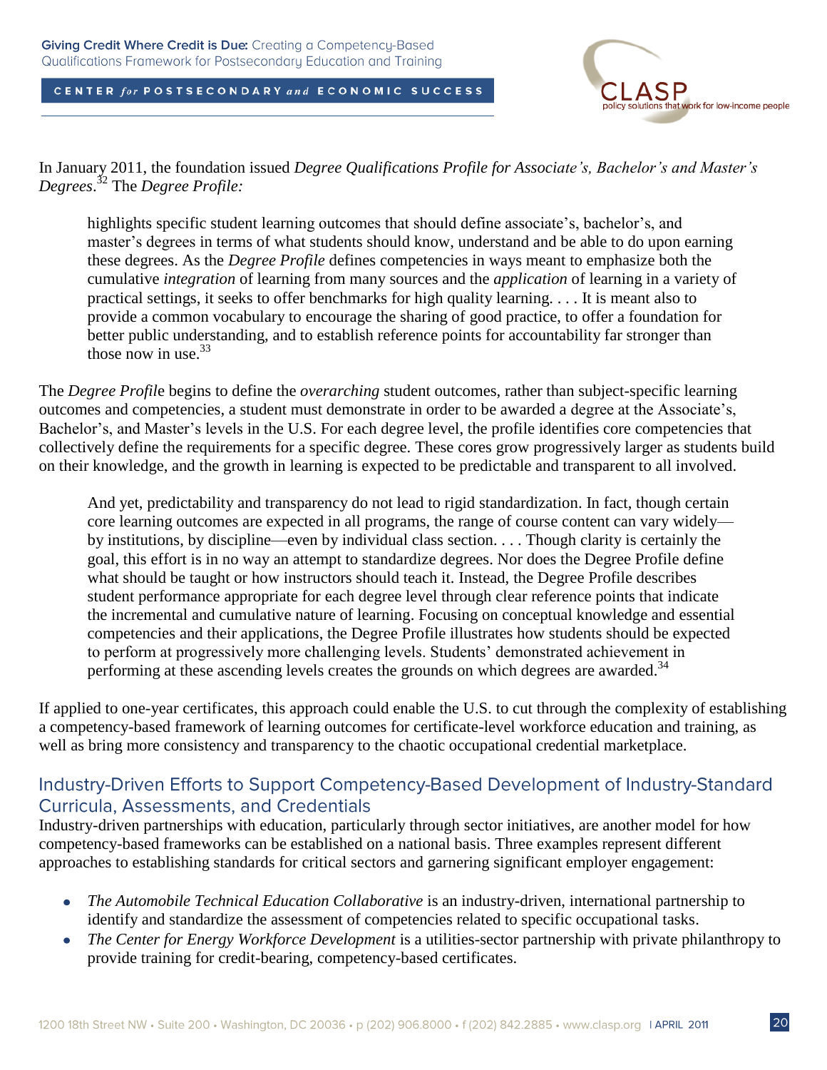In January 2011, the foundation issued *Degree Qualifications Profile for Associate's, Bachelor's and Master's Degrees*.[32] The *Degree Profile:*

> highlights specific student learning outcomes that should define associate's, bachelor's, and master's degrees in terms of what students should know, understand and be able to do upon earning these degrees. As the *Degree Profile* defines competencies in ways meant to emphasize both the cumulative *integration* of learning from many sources and the *application* of learning in a variety of practical settings, it seeks to offer benchmarks for high quality learning. . . . It is meant also to provide a common vocabulary to encourage the sharing of good practice, to offer a foundation for better public understanding, and to establish reference points for accountability far stronger than those now in use.[33]

The *Degree Profile* begins to define the *overarching* student outcomes, rather than subject-specific learning outcomes and competencies, a student must demonstrate in order to be awarded a degree at the Associate's, Bachelor's, and Master's levels in the U.S. For each degree level, the profile identifies core competencies that collectively define the requirements for a specific degree. These cores grow progressively larger as students build on their knowledge, and the growth in learning is expected to be predictable and transparent to all involved.

> And yet, predictability and transparency do not lead to rigid standardization. In fact, though certain core learning outcomes are expected in all programs, the range of course content can vary widely—by institutions, by discipline—even by individual class section. . . . Though clarity is certainly the goal, this effort is in no way an attempt to standardize degrees. Nor does the Degree Profile define what should be taught or how instructors should teach it. Instead, the Degree Profile describes student performance appropriate for each degree level through clear reference points that indicate the incremental and cumulative nature of learning. Focusing on conceptual knowledge and essential competencies and their applications, the Degree Profile illustrates how students should be expected to perform at progressively more challenging levels. Students' demonstrated achievement in performing at these ascending levels creates the grounds on which degrees are awarded.[34]

If applied to one-year certificates, this approach could enable the U.S. to cut through the complexity of establishing a competency-based framework of learning outcomes for certificate-level workforce education and training, as well as bring more consistency and transparency to the chaotic occupational credential marketplace.

## Industry-Driven Efforts to Support Competency-Based Development of Industry-Standard Curricula, Assessments, and Credentials

Industry-driven partnerships with education, particularly through sector initiatives, are another model for how competency-based frameworks can be established on a national basis. Three examples represent different approaches to establishing standards for critical sectors and garnering significant employer engagement:

- *The Automobile Technical Education Collaborative* is an industry-driven, international partnership to identify and standardize the assessment of competencies related to specific occupational tasks.
- *The Center for Energy Workforce Development* is a utilities-sector partnership with private philanthropy to provide training for credit-bearing, competency-based certificates.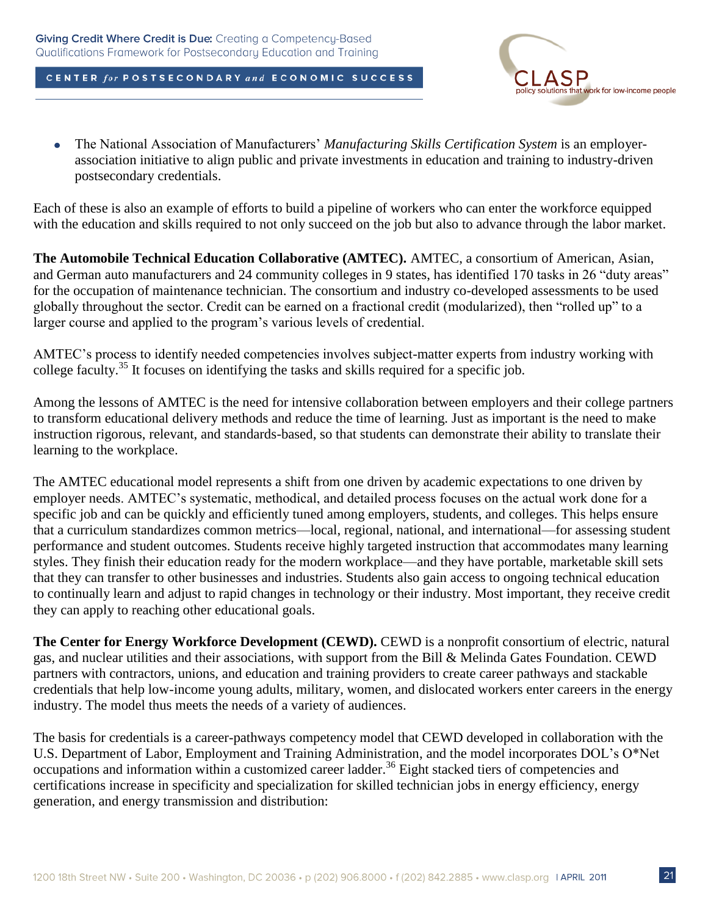- The National Association of Manufacturers' *Manufacturing Skills Certification System* is an employer-association initiative to align public and private investments in education and training to industry-driven postsecondary credentials.

Each of these is also an example of efforts to build a pipeline of workers who can enter the workforce equipped with the education and skills required to not only succeed on the job but also to advance through the labor market.

**The Automobile Technical Education Collaborative (AMTEC).** AMTEC, a consortium of American, Asian, and German auto manufacturers and 24 community colleges in 9 states, has identified 170 tasks in 26 "duty areas" for the occupation of maintenance technician. The consortium and industry co-developed assessments to be used globally throughout the sector. Credit can be earned on a fractional credit (modularized), then "rolled up" to a larger course and applied to the program's various levels of credential.

AMTEC's process to identify needed competencies involves subject-matter experts from industry working with college faculty.[35] It focuses on identifying the tasks and skills required for a specific job.

Among the lessons of AMTEC is the need for intensive collaboration between employers and their college partners to transform educational delivery methods and reduce the time of learning. Just as important is the need to make instruction rigorous, relevant, and standards-based, so that students can demonstrate their ability to translate their learning to the workplace.

The AMTEC educational model represents a shift from one driven by academic expectations to one driven by employer needs. AMTEC's systematic, methodical, and detailed process focuses on the actual work done for a specific job and can be quickly and efficiently tuned among employers, students, and colleges. This helps ensure that a curriculum standardizes common metrics—local, regional, national, and international—for assessing student performance and student outcomes. Students receive highly targeted instruction that accommodates many learning styles. They finish their education ready for the modern workplace—and they have portable, marketable skill sets that they can transfer to other businesses and industries. Students also gain access to ongoing technical education to continually learn and adjust to rapid changes in technology or their industry. Most important, they receive credit they can apply to reaching other educational goals.

**The Center for Energy Workforce Development (CEWD).** CEWD is a nonprofit consortium of electric, natural gas, and nuclear utilities and their associations, with support from the Bill & Melinda Gates Foundation. CEWD partners with contractors, unions, and education and training providers to create career pathways and stackable credentials that help low-income young adults, military, women, and dislocated workers enter careers in the energy industry. The model thus meets the needs of a variety of audiences.

The basis for credentials is a career-pathways competency model that CEWD developed in collaboration with the U.S. Department of Labor, Employment and Training Administration, and the model incorporates DOL's O*Net occupations and information within a customized career ladder.[36] Eight stacked tiers of competencies and certifications increase in specificity and specialization for skilled technician jobs in energy efficiency, energy generation, and energy transmission and distribution: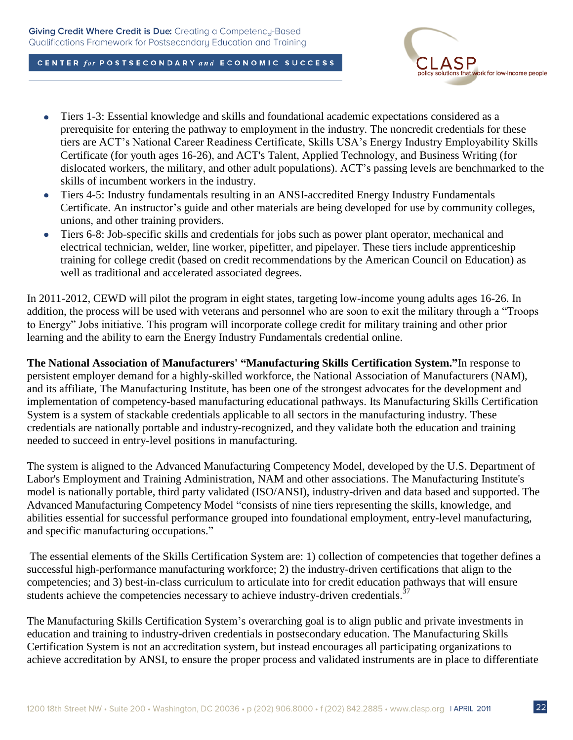- Tiers 1-3: Essential knowledge and skills and foundational academic expectations considered as a prerequisite for entering the pathway to employment in the industry. The noncredit credentials for these tiers are ACT's National Career Readiness Certificate, Skills USA's Energy Industry Employability Skills Certificate (for youth ages 16-26), and ACT's Talent, Applied Technology, and Business Writing (for dislocated workers, the military, and other adult populations). ACT's passing levels are benchmarked to the skills of incumbent workers in the industry.
- Tiers 4-5: Industry fundamentals resulting in an ANSI-accredited Energy Industry Fundamentals Certificate. An instructor's guide and other materials are being developed for use by community colleges, unions, and other training providers.
- Tiers 6-8: Job-specific skills and credentials for jobs such as power plant operator, mechanical and electrical technician, welder, line worker, pipefitter, and pipelayer. These tiers include apprenticeship training for college credit (based on credit recommendations by the American Council on Education) as well as traditional and accelerated associated degrees.

In 2011-2012, CEWD will pilot the program in eight states, targeting low-income young adults ages 16-26. In addition, the process will be used with veterans and personnel who are soon to exit the military through a "Troops to Energy" Jobs initiative. This program will incorporate college credit for military training and other prior learning and the ability to earn the Energy Industry Fundamentals credential online.

**The National Association of Manufacturers' "Manufacturing Skills Certification System."**In response to persistent employer demand for a highly-skilled workforce, the National Association of Manufacturers (NAM), and its affiliate, The Manufacturing Institute, has been one of the strongest advocates for the development and implementation of competency-based manufacturing educational pathways. Its Manufacturing Skills Certification System is a system of stackable credentials applicable to all sectors in the manufacturing industry. These credentials are nationally portable and industry-recognized, and they validate both the education and training needed to succeed in entry-level positions in manufacturing.

The system is aligned to the Advanced Manufacturing Competency Model, developed by the U.S. Department of Labor's Employment and Training Administration, NAM and other associations. The Manufacturing Institute's model is nationally portable, third party validated (ISO/ANSI), industry-driven and data based and supported. The Advanced Manufacturing Competency Model "consists of nine tiers representing the skills, knowledge, and abilities essential for successful performance grouped into foundational employment, entry-level manufacturing, and specific manufacturing occupations."

The essential elements of the Skills Certification System are: 1) collection of competencies that together defines a successful high-performance manufacturing workforce; 2) the industry-driven certifications that align to the competencies; and 3) best-in-class curriculum to articulate into for credit education pathways that will ensure students achieve the competencies necessary to achieve industry-driven credentials.[37]

The Manufacturing Skills Certification System's overarching goal is to align public and private investments in education and training to industry-driven credentials in postsecondary education. The Manufacturing Skills Certification System is not an accreditation system, but instead encourages all participating organizations to achieve accreditation by ANSI, to ensure the proper process and validated instruments are in place to differentiate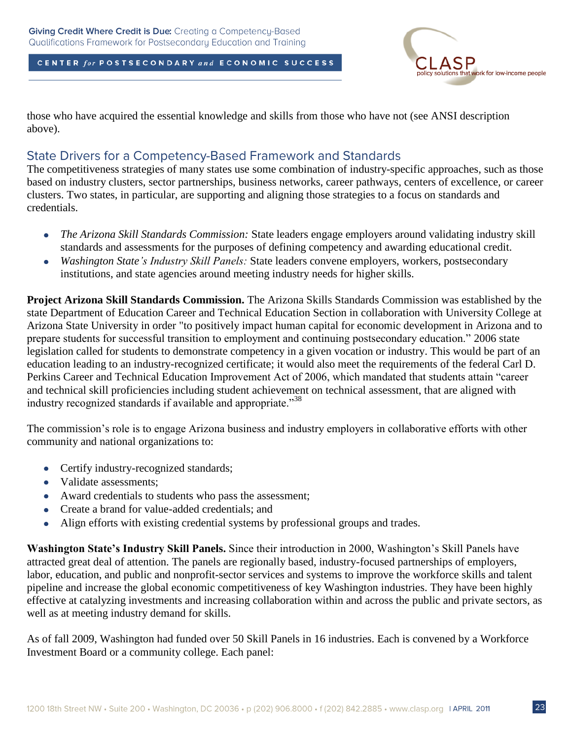those who have acquired the essential knowledge and skills from those who have not (see ANSI description above).

## State Drivers for a Competency-Based Framework and Standards

The competitiveness strategies of many states use some combination of industry-specific approaches, such as those based on industry clusters, sector partnerships, business networks, career pathways, centers of excellence, or career clusters. Two states, in particular, are supporting and aligning those strategies to a focus on standards and credentials.

- *The Arizona Skill Standards Commission:* State leaders engage employers around validating industry skill standards and assessments for the purposes of defining competency and awarding educational credit.
- *Washington State's Industry Skill Panels:* State leaders convene employers, workers, postsecondary institutions, and state agencies around meeting industry needs for higher skills.

**Project Arizona Skill Standards Commission.** The Arizona Skills Standards Commission was established by the state Department of Education Career and Technical Education Section in collaboration with University College at Arizona State University in order "to positively impact human capital for economic development in Arizona and to prepare students for successful transition to employment and continuing postsecondary education." 2006 state legislation called for students to demonstrate competency in a given vocation or industry. This would be part of an education leading to an industry-recognized certificate; it would also meet the requirements of the federal Carl D. Perkins Career and Technical Education Improvement Act of 2006, which mandated that students attain "career and technical skill proficiencies including student achievement on technical assessment, that are aligned with industry recognized standards if available and appropriate."[38]

The commission's role is to engage Arizona business and industry employers in collaborative efforts with other community and national organizations to:

- Certify industry-recognized standards;
- Validate assessments;
- Award credentials to students who pass the assessment;
- Create a brand for value-added credentials; and
- Align efforts with existing credential systems by professional groups and trades.

**Washington State's Industry Skill Panels.** Since their introduction in 2000, Washington's Skill Panels have attracted great deal of attention. The panels are regionally based, industry-focused partnerships of employers, labor, education, and public and nonprofit-sector services and systems to improve the workforce skills and talent pipeline and increase the global economic competitiveness of key Washington industries. They have been highly effective at catalyzing investments and increasing collaboration within and across the public and private sectors, as well as at meeting industry demand for skills.

As of fall 2009, Washington had funded over 50 Skill Panels in 16 industries. Each is convened by a Workforce Investment Board or a community college. Each panel: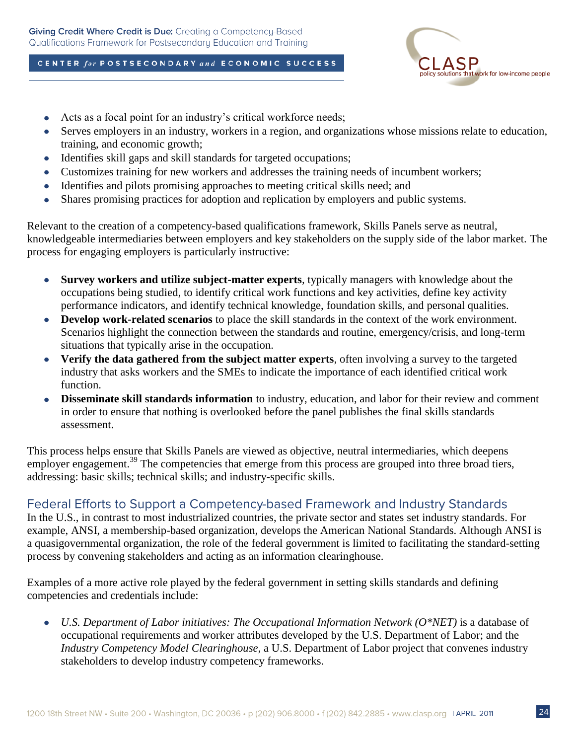- Acts as a focal point for an industry's critical workforce needs;
- Serves employers in an industry, workers in a region, and organizations whose missions relate to education, training, and economic growth;
- Identifies skill gaps and skill standards for targeted occupations;
- Customizes training for new workers and addresses the training needs of incumbent workers;
- Identifies and pilots promising approaches to meeting critical skills need; and
- Shares promising practices for adoption and replication by employers and public systems.

Relevant to the creation of a competency-based qualifications framework, Skills Panels serve as neutral, knowledgeable intermediaries between employers and key stakeholders on the supply side of the labor market. The process for engaging employers is particularly instructive:

- **Survey workers and utilize subject-matter experts**, typically managers with knowledge about the occupations being studied, to identify critical work functions and key activities, define key activity performance indicators, and identify technical knowledge, foundation skills, and personal qualities.
- **Develop work-related scenarios** to place the skill standards in the context of the work environment. Scenarios highlight the connection between the standards and routine, emergency/crisis, and long-term situations that typically arise in the occupation.
- **Verify the data gathered from the subject matter experts**, often involving a survey to the targeted industry that asks workers and the SMEs to indicate the importance of each identified critical work function.
- **Disseminate skill standards information** to industry, education, and labor for their review and comment in order to ensure that nothing is overlooked before the panel publishes the final skills standards assessment.

This process helps ensure that Skills Panels are viewed as objective, neutral intermediaries, which deepens employer engagement.[39] The competencies that emerge from this process are grouped into three broad tiers, addressing: basic skills; technical skills; and industry-specific skills.

## Federal Efforts to Support a Competency-based Framework and Industry Standards

In the U.S., in contrast to most industrialized countries, the private sector and states set industry standards. For example, ANSI, a membership-based organization, develops the American National Standards. Although ANSI is a quasigovernmental organization, the role of the federal government is limited to facilitating the standard-setting process by convening stakeholders and acting as an information clearinghouse.

Examples of a more active role played by the federal government in setting skills standards and defining competencies and credentials include:

- *U.S. Department of Labor initiatives: The Occupational Information Network (O*NET)* is a database of occupational requirements and worker attributes developed by the U.S. Department of Labor; and the *Industry Competency Model Clearinghouse*, a U.S. Department of Labor project that convenes industry stakeholders to develop industry competency frameworks.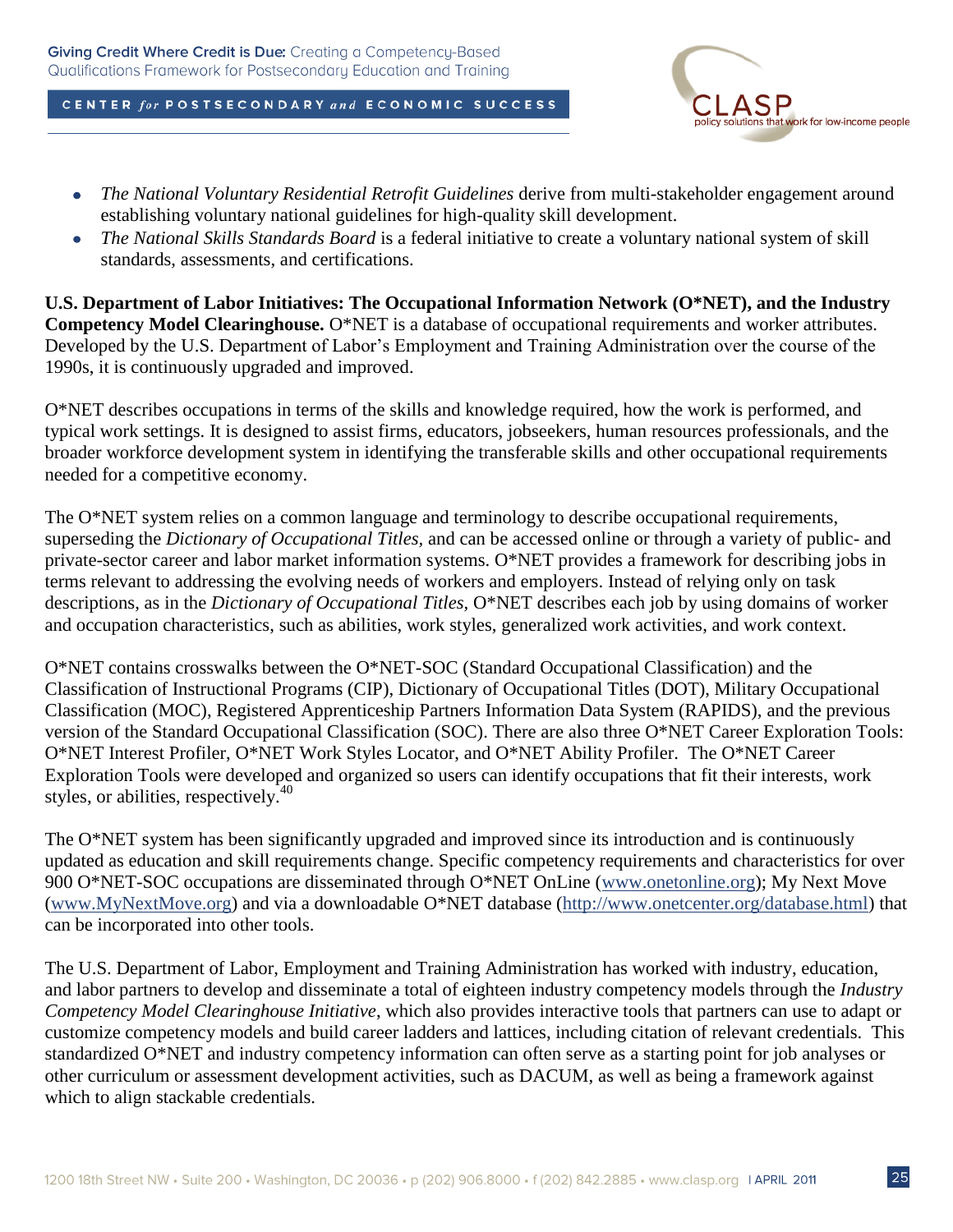- *The National Voluntary Residential Retrofit Guidelines* derive from multi-stakeholder engagement around establishing voluntary national guidelines for high-quality skill development.
- *The National Skills Standards Board* is a federal initiative to create a voluntary national system of skill standards, assessments, and certifications.

**U.S. Department of Labor Initiatives: The Occupational Information Network (O*NET), and the Industry Competency Model Clearinghouse.** O*NET is a database of occupational requirements and worker attributes. Developed by the U.S. Department of Labor's Employment and Training Administration over the course of the 1990s, it is continuously upgraded and improved.

O*NET describes occupations in terms of the skills and knowledge required, how the work is performed, and typical work settings. It is designed to assist firms, educators, jobseekers, human resources professionals, and the broader workforce development system in identifying the transferable skills and other occupational requirements needed for a competitive economy.

The O*NET system relies on a common language and terminology to describe occupational requirements, superseding the *Dictionary of Occupational Titles,* and can be accessed online or through a variety of public- and private-sector career and labor market information systems. O*NET provides a framework for describing jobs in terms relevant to addressing the evolving needs of workers and employers. Instead of relying only on task descriptions, as in the *Dictionary of Occupational Titles,* O*NET describes each job by using domains of worker and occupation characteristics, such as abilities, work styles, generalized work activities, and work context.

O*NET contains crosswalks between the O*NET-SOC (Standard Occupational Classification) and the Classification of Instructional Programs (CIP), Dictionary of Occupational Titles (DOT), Military Occupational Classification (MOC), Registered Apprenticeship Partners Information Data System (RAPIDS), and the previous version of the Standard Occupational Classification (SOC). There are also three O*NET Career Exploration Tools: O*NET Interest Profiler, O*NET Work Styles Locator, and O*NET Ability Profiler. The O*NET Career Exploration Tools were developed and organized so users can identify occupations that fit their interests, work styles, or abilities, respectively.[40]

The O*NET system has been significantly upgraded and improved since its introduction and is continuously updated as education and skill requirements change. Specific competency requirements and characteristics for over 900 O*NET-SOC occupations are disseminated through O*NET OnLine (www.onetonline.org); My Next Move (www.MyNextMove.org) and via a downloadable O*NET database (http://www.onetcenter.org/database.html) that can be incorporated into other tools.

The U.S. Department of Labor, Employment and Training Administration has worked with industry, education, and labor partners to develop and disseminate a total of eighteen industry competency models through the *Industry Competency Model Clearinghouse Initiative*, which also provides interactive tools that partners can use to adapt or customize competency models and build career ladders and lattices, including citation of relevant credentials. This standardized O*NET and industry competency information can often serve as a starting point for job analyses or other curriculum or assessment development activities, such as DACUM, as well as being a framework against which to align stackable credentials.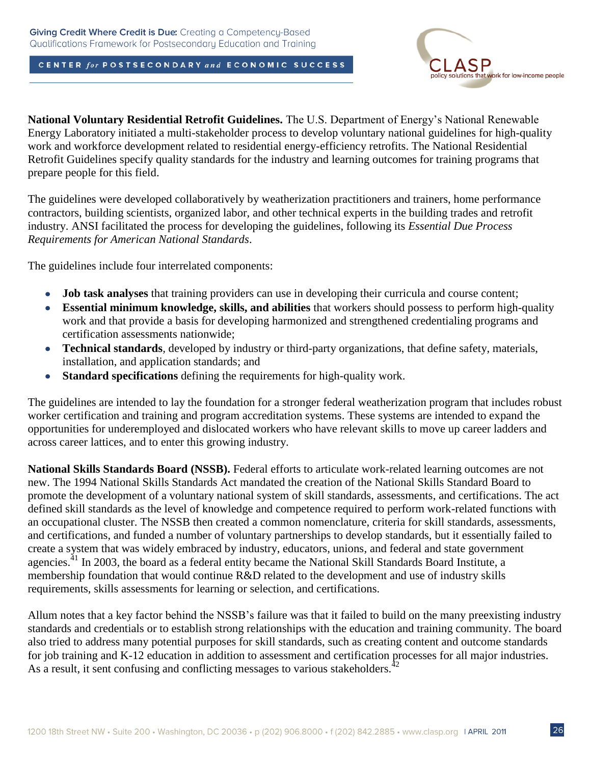**National Voluntary Residential Retrofit Guidelines.** The U.S. Department of Energy's National Renewable Energy Laboratory initiated a multi-stakeholder process to develop voluntary national guidelines for high-quality work and workforce development related to residential energy-efficiency retrofits. The National Residential Retrofit Guidelines specify quality standards for the industry and learning outcomes for training programs that prepare people for this field.

The guidelines were developed collaboratively by weatherization practitioners and trainers, home performance contractors, building scientists, organized labor, and other technical experts in the building trades and retrofit industry. ANSI facilitated the process for developing the guidelines, following its *Essential Due Process Requirements for American National Standards*.

The guidelines include four interrelated components:

- **Job task analyses** that training providers can use in developing their curricula and course content;
- **Essential minimum knowledge, skills, and abilities** that workers should possess to perform high-quality work and that provide a basis for developing harmonized and strengthened credentialing programs and certification assessments nationwide;
- **Technical standards**, developed by industry or third-party organizations, that define safety, materials, installation, and application standards; and
- **Standard specifications** defining the requirements for high-quality work.

The guidelines are intended to lay the foundation for a stronger federal weatherization program that includes robust worker certification and training and program accreditation systems. These systems are intended to expand the opportunities for underemployed and dislocated workers who have relevant skills to move up career ladders and across career lattices, and to enter this growing industry.

**National Skills Standards Board (NSSB).** Federal efforts to articulate work-related learning outcomes are not new. The 1994 National Skills Standards Act mandated the creation of the National Skills Standard Board to promote the development of a voluntary national system of skill standards, assessments, and certifications. The act defined skill standards as the level of knowledge and competence required to perform work-related functions with an occupational cluster. The NSSB then created a common nomenclature, criteria for skill standards, assessments, and certifications, and funded a number of voluntary partnerships to develop standards, but it essentially failed to create a system that was widely embraced by industry, educators, unions, and federal and state government agencies.[41] In 2003, the board as a federal entity became the National Skill Standards Board Institute, a membership foundation that would continue R&D related to the development and use of industry skills requirements, skills assessments for learning or selection, and certifications.

Allum notes that a key factor behind the NSSB's failure was that it failed to build on the many preexisting industry standards and credentials or to establish strong relationships with the education and training community. The board also tried to address many potential purposes for skill standards, such as creating content and outcome standards for job training and K-12 education in addition to assessment and certification processes for all major industries. As a result, it sent confusing and conflicting messages to various stakeholders.[42]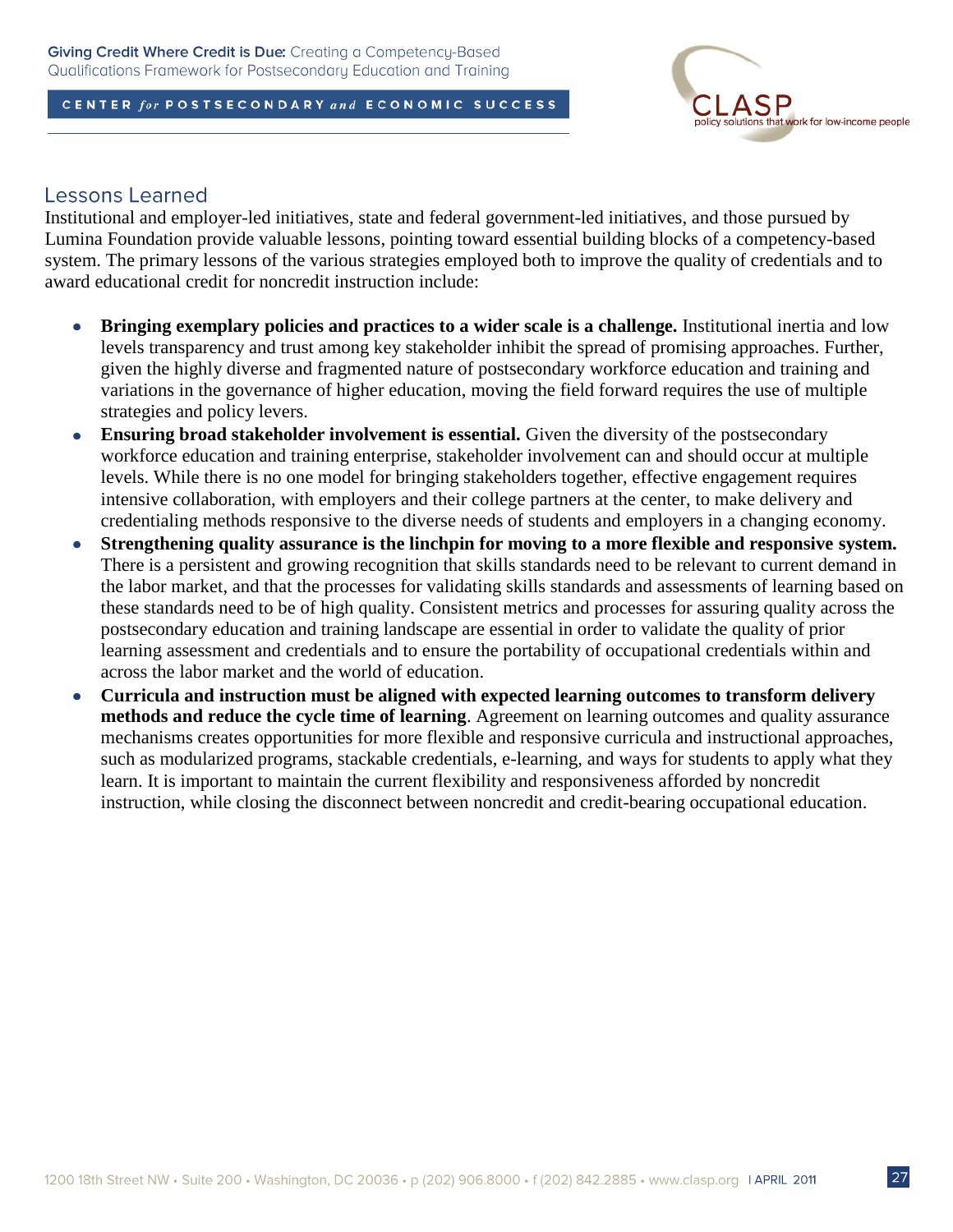## Lessons Learned

Institutional and employer-led initiatives, state and federal government-led initiatives, and those pursued by Lumina Foundation provide valuable lessons, pointing toward essential building blocks of a competency-based system. The primary lessons of the various strategies employed both to improve the quality of credentials and to award educational credit for noncredit instruction include:

- **Bringing exemplary policies and practices to a wider scale is a challenge.** Institutional inertia and low levels transparency and trust among key stakeholder inhibit the spread of promising approaches. Further, given the highly diverse and fragmented nature of postsecondary workforce education and training and variations in the governance of higher education, moving the field forward requires the use of multiple strategies and policy levers.
- **Ensuring broad stakeholder involvement is essential.** Given the diversity of the postsecondary workforce education and training enterprise, stakeholder involvement can and should occur at multiple levels. While there is no one model for bringing stakeholders together, effective engagement requires intensive collaboration, with employers and their college partners at the center, to make delivery and credentialing methods responsive to the diverse needs of students and employers in a changing economy.
- **Strengthening quality assurance is the linchpin for moving to a more flexible and responsive system.** There is a persistent and growing recognition that skills standards need to be relevant to current demand in the labor market, and that the processes for validating skills standards and assessments of learning based on these standards need to be of high quality. Consistent metrics and processes for assuring quality across the postsecondary education and training landscape are essential in order to validate the quality of prior learning assessment and credentials and to ensure the portability of occupational credentials within and across the labor market and the world of education.
- **Curricula and instruction must be aligned with expected learning outcomes to transform delivery methods and reduce the cycle time of learning**. Agreement on learning outcomes and quality assurance mechanisms creates opportunities for more flexible and responsive curricula and instructional approaches, such as modularized programs, stackable credentials, e-learning, and ways for students to apply what they learn. It is important to maintain the current flexibility and responsiveness afforded by noncredit instruction, while closing the disconnect between noncredit and credit-bearing occupational education.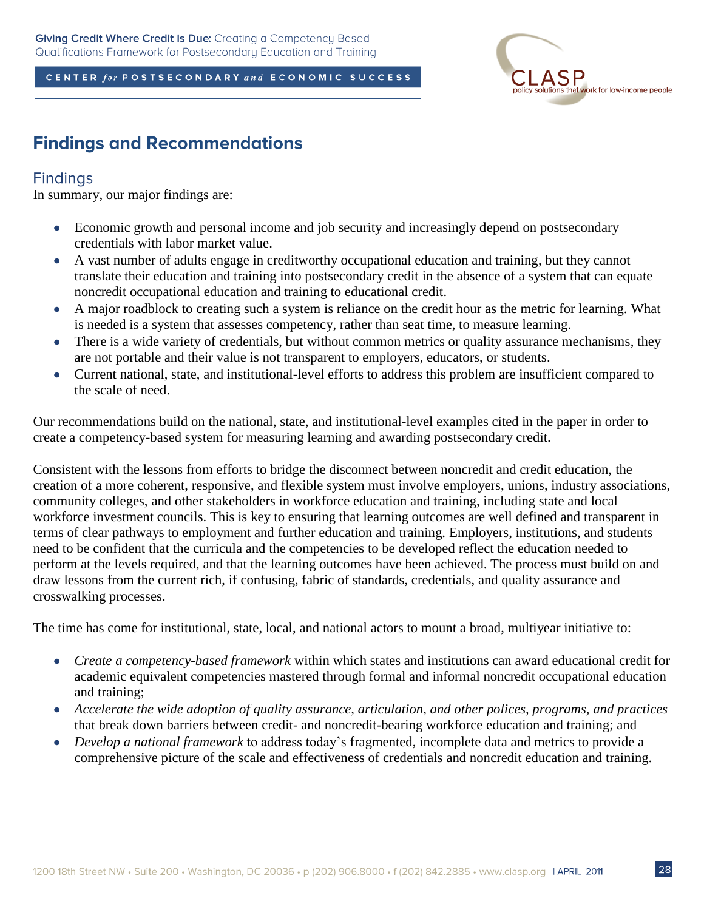## Findings and Recommendations

### Findings

In summary, our major findings are:

- Economic growth and personal income and job security and increasingly depend on postsecondary credentials with labor market value.
- A vast number of adults engage in creditworthy occupational education and training, but they cannot translate their education and training into postsecondary credit in the absence of a system that can equate noncredit occupational education and training to educational credit.
- A major roadblock to creating such a system is reliance on the credit hour as the metric for learning. What is needed is a system that assesses competency, rather than seat time, to measure learning.
- There is a wide variety of credentials, but without common metrics or quality assurance mechanisms, they are not portable and their value is not transparent to employers, educators, or students.
- Current national, state, and institutional-level efforts to address this problem are insufficient compared to the scale of need.

Our recommendations build on the national, state, and institutional-level examples cited in the paper in order to create a competency-based system for measuring learning and awarding postsecondary credit.

Consistent with the lessons from efforts to bridge the disconnect between noncredit and credit education, the creation of a more coherent, responsive, and flexible system must involve employers, unions, industry associations, community colleges, and other stakeholders in workforce education and training, including state and local workforce investment councils. This is key to ensuring that learning outcomes are well defined and transparent in terms of clear pathways to employment and further education and training. Employers, institutions, and students need to be confident that the curricula and the competencies to be developed reflect the education needed to perform at the levels required, and that the learning outcomes have been achieved. The process must build on and draw lessons from the current rich, if confusing, fabric of standards, credentials, and quality assurance and crosswalking processes.

The time has come for institutional, state, local, and national actors to mount a broad, multiyear initiative to:

- *Create a competency-based framework* within which states and institutions can award educational credit for academic equivalent competencies mastered through formal and informal noncredit occupational education and training;
- *Accelerate the wide adoption of quality assurance, articulation, and other polices, programs, and practices* that break down barriers between credit- and noncredit-bearing workforce education and training; and
- *Develop a national framework* to address today's fragmented, incomplete data and metrics to provide a comprehensive picture of the scale and effectiveness of credentials and noncredit education and training.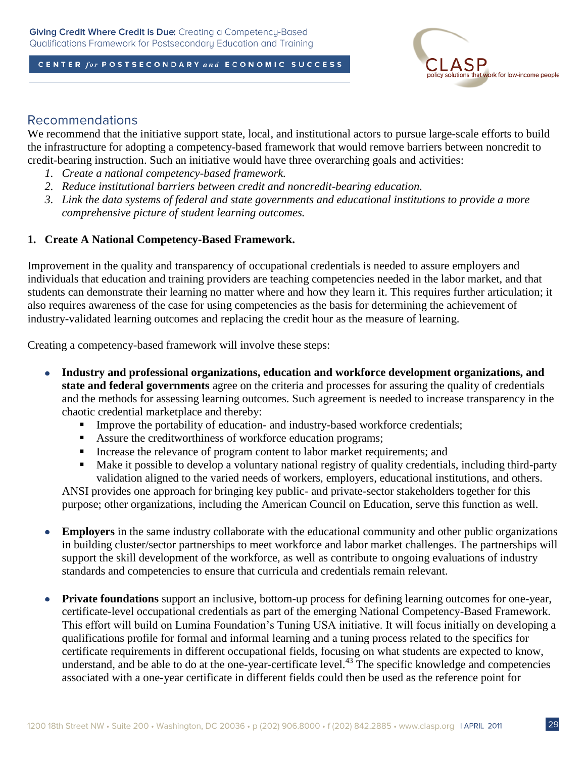## Recommendations

We recommend that the initiative support state, local, and institutional actors to pursue large-scale efforts to build the infrastructure for adopting a competency-based framework that would remove barriers between noncredit to credit-bearing instruction. Such an initiative would have three overarching goals and activities:

1. *Create a national competency-based framework.*
2. *Reduce institutional barriers between credit and noncredit-bearing education.*
3. *Link the data systems of federal and state governments and educational institutions to provide a more comprehensive picture of student learning outcomes.*

**1. Create A National Competency-Based Framework.**

Improvement in the quality and transparency of occupational credentials is needed to assure employers and individuals that education and training providers are teaching competencies needed in the labor market, and that students can demonstrate their learning no matter where and how they learn it. This requires further articulation; it also requires awareness of the case for using competencies as the basis for determining the achievement of industry-validated learning outcomes and replacing the credit hour as the measure of learning.

Creating a competency-based framework will involve these steps:

- **Industry and professional organizations, education and workforce development organizations, and state and federal governments** agree on the criteria and processes for assuring the quality of credentials and the methods for assessing learning outcomes. Such agreement is needed to increase transparency in the chaotic credential marketplace and thereby:
  - Improve the portability of education- and industry-based workforce credentials;
  - Assure the creditworthiness of workforce education programs;
  - Increase the relevance of program content to labor market requirements; and
  - Make it possible to develop a voluntary national registry of quality credentials, including third-party validation aligned to the varied needs of workers, employers, educational institutions, and others.

  ANSI provides one approach for bringing key public- and private-sector stakeholders together for this purpose; other organizations, including the American Council on Education, serve this function as well.

- **Employers** in the same industry collaborate with the educational community and other public organizations in building cluster/sector partnerships to meet workforce and labor market challenges. The partnerships will support the skill development of the workforce, as well as contribute to ongoing evaluations of industry standards and competencies to ensure that curricula and credentials remain relevant.

- **Private foundations** support an inclusive, bottom-up process for defining learning outcomes for one-year, certificate-level occupational credentials as part of the emerging National Competency-Based Framework. This effort will build on Lumina Foundation's Tuning USA initiative. It will focus initially on developing a qualifications profile for formal and informal learning and a tuning process related to the specifics for certificate requirements in different occupational fields, focusing on what students are expected to know, understand, and be able to do at the one-year-certificate level.[43] The specific knowledge and competencies associated with a one-year certificate in different fields could then be used as the reference point for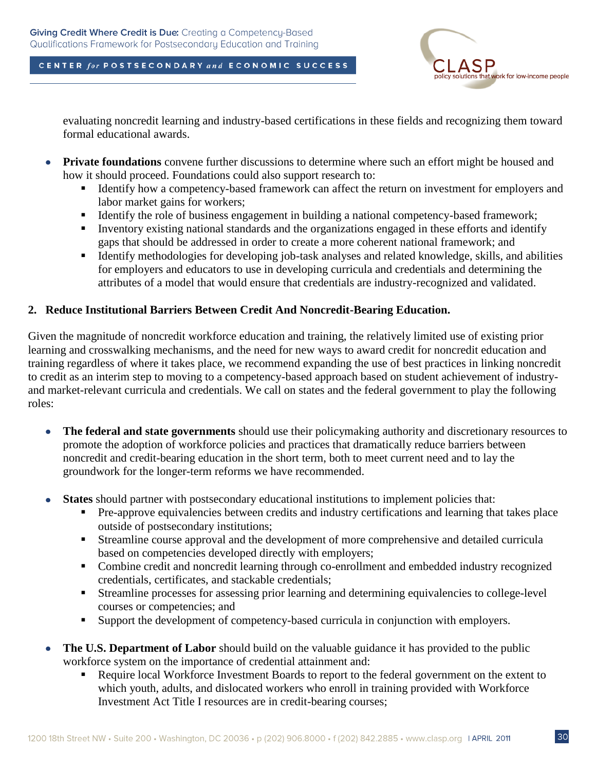evaluating noncredit learning and industry-based certifications in these fields and recognizing them toward formal educational awards.

- **Private foundations** convene further discussions to determine where such an effort might be housed and how it should proceed. Foundations could also support research to:
  - Identify how a competency-based framework can affect the return on investment for employers and labor market gains for workers;
  - Identify the role of business engagement in building a national competency-based framework;
  - Inventory existing national standards and the organizations engaged in these efforts and identify gaps that should be addressed in order to create a more coherent national framework; and
  - Identify methodologies for developing job-task analyses and related knowledge, skills, and abilities for employers and educators to use in developing curricula and credentials and determining the attributes of a model that would ensure that credentials are industry-recognized and validated.

**2. Reduce Institutional Barriers Between Credit And Noncredit-Bearing Education.**

Given the magnitude of noncredit workforce education and training, the relatively limited use of existing prior learning and crosswalking mechanisms, and the need for new ways to award credit for noncredit education and training regardless of where it takes place, we recommend expanding the use of best practices in linking noncredit to credit as an interim step to moving to a competency-based approach based on student achievement of industry- and market-relevant curricula and credentials. We call on states and the federal government to play the following roles:

- **The federal and state governments** should use their policymaking authority and discretionary resources to promote the adoption of workforce policies and practices that dramatically reduce barriers between noncredit and credit-bearing education in the short term, both to meet current need and to lay the groundwork for the longer-term reforms we have recommended.

- **States** should partner with postsecondary educational institutions to implement policies that:
  - Pre-approve equivalencies between credits and industry certifications and learning that takes place outside of postsecondary institutions;
  - Streamline course approval and the development of more comprehensive and detailed curricula based on competencies developed directly with employers;
  - Combine credit and noncredit learning through co-enrollment and embedded industry recognized credentials, certificates, and stackable credentials;
  - Streamline processes for assessing prior learning and determining equivalencies to college-level courses or competencies; and
  - Support the development of competency-based curricula in conjunction with employers.

- **The U.S. Department of Labor** should build on the valuable guidance it has provided to the public workforce system on the importance of credential attainment and:
  - Require local Workforce Investment Boards to report to the federal government on the extent to which youth, adults, and dislocated workers who enroll in training provided with Workforce Investment Act Title I resources are in credit-bearing courses;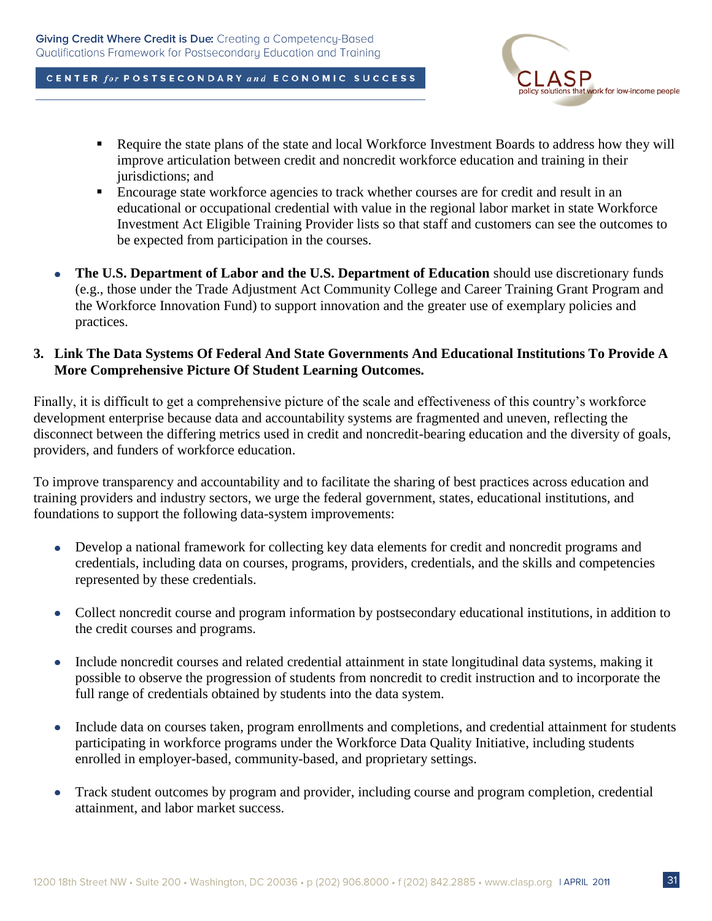- Require the state plans of the state and local Workforce Investment Boards to address how they will improve articulation between credit and noncredit workforce education and training in their jurisdictions; and
  - Encourage state workforce agencies to track whether courses are for credit and result in an educational or occupational credential with value in the regional labor market in state Workforce Investment Act Eligible Training Provider lists so that staff and customers can see the outcomes to be expected from participation in the courses.

- **The U.S. Department of Labor and the U.S. Department of Education** should use discretionary funds (e.g., those under the Trade Adjustment Act Community College and Career Training Grant Program and the Workforce Innovation Fund) to support innovation and the greater use of exemplary policies and practices.

### 3. Link The Data Systems Of Federal And State Governments And Educational Institutions To Provide A More Comprehensive Picture Of Student Learning Outcomes.

Finally, it is difficult to get a comprehensive picture of the scale and effectiveness of this country's workforce development enterprise because data and accountability systems are fragmented and uneven, reflecting the disconnect between the differing metrics used in credit and noncredit-bearing education and the diversity of goals, providers, and funders of workforce education.

To improve transparency and accountability and to facilitate the sharing of best practices across education and training providers and industry sectors, we urge the federal government, states, educational institutions, and foundations to support the following data-system improvements:

- Develop a national framework for collecting key data elements for credit and noncredit programs and credentials, including data on courses, programs, providers, credentials, and the skills and competencies represented by these credentials.

- Collect noncredit course and program information by postsecondary educational institutions, in addition to the credit courses and programs.

- Include noncredit courses and related credential attainment in state longitudinal data systems, making it possible to observe the progression of students from noncredit to credit instruction and to incorporate the full range of credentials obtained by students into the data system.

- Include data on courses taken, program enrollments and completions, and credential attainment for students participating in workforce programs under the Workforce Data Quality Initiative, including students enrolled in employer-based, community-based, and proprietary settings.

- Track student outcomes by program and provider, including course and program completion, credential attainment, and labor market success.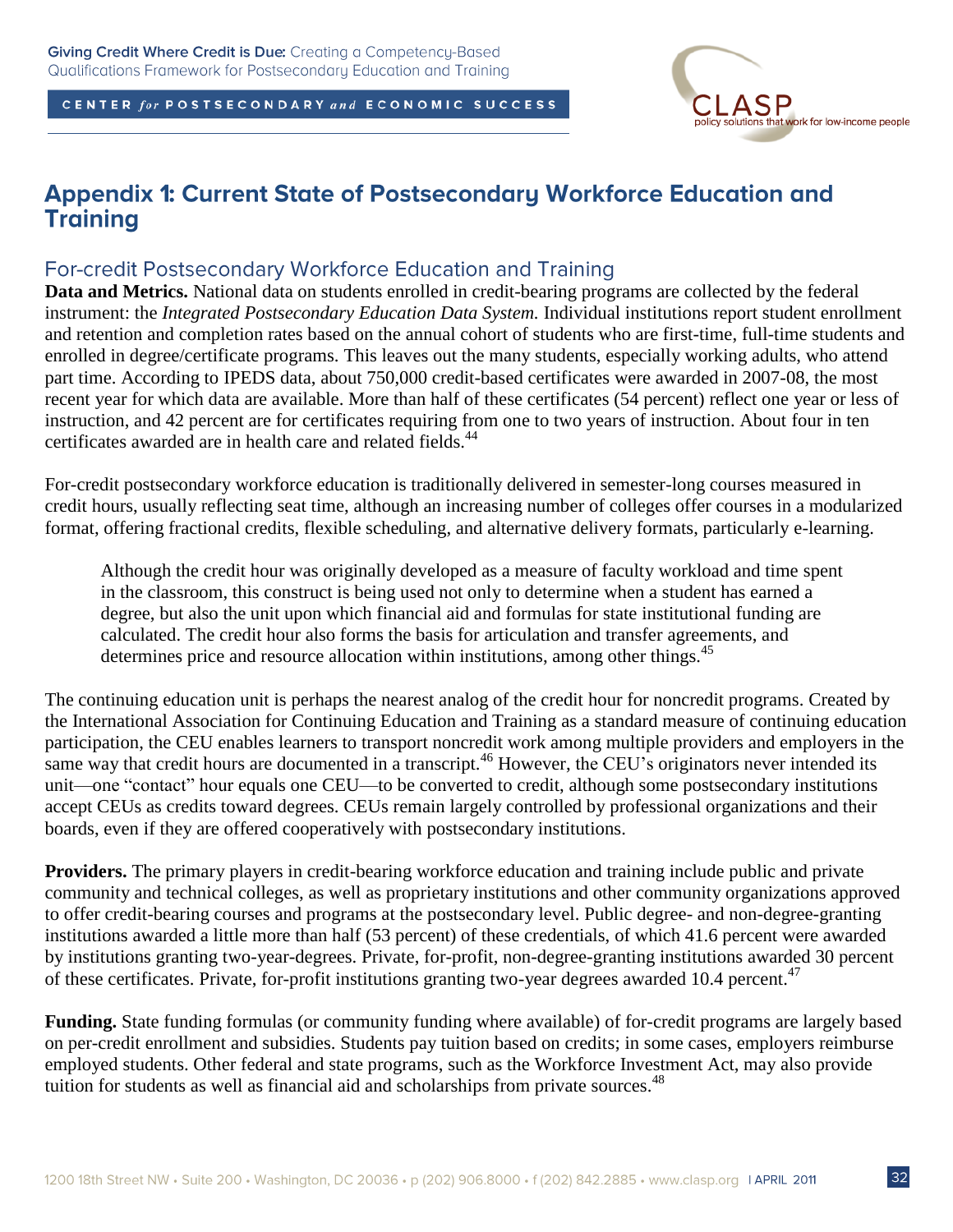# Appendix 1: Current State of Postsecondary Workforce Education and Training

## For-credit Postsecondary Workforce Education and Training

**Data and Metrics.** National data on students enrolled in credit-bearing programs are collected by the federal instrument: the *Integrated Postsecondary Education Data System.* Individual institutions report student enrollment and retention and completion rates based on the annual cohort of students who are first-time, full-time students and enrolled in degree/certificate programs. This leaves out the many students, especially working adults, who attend part time. According to IPEDS data, about 750,000 credit-based certificates were awarded in 2007-08, the most recent year for which data are available. More than half of these certificates (54 percent) reflect one year or less of instruction, and 42 percent are for certificates requiring from one to two years of instruction. About four in ten certificates awarded are in health care and related fields.[44]

For-credit postsecondary workforce education is traditionally delivered in semester-long courses measured in credit hours, usually reflecting seat time, although an increasing number of colleges offer courses in a modularized format, offering fractional credits, flexible scheduling, and alternative delivery formats, particularly e-learning.

> Although the credit hour was originally developed as a measure of faculty workload and time spent in the classroom, this construct is being used not only to determine when a student has earned a degree, but also the unit upon which financial aid and formulas for state institutional funding are calculated. The credit hour also forms the basis for articulation and transfer agreements, and determines price and resource allocation within institutions, among other things.[45]

The continuing education unit is perhaps the nearest analog of the credit hour for noncredit programs. Created by the International Association for Continuing Education and Training as a standard measure of continuing education participation, the CEU enables learners to transport noncredit work among multiple providers and employers in the same way that credit hours are documented in a transcript.[46] However, the CEU's originators never intended its unit—one "contact" hour equals one CEU—to be converted to credit, although some postsecondary institutions accept CEUs as credits toward degrees. CEUs remain largely controlled by professional organizations and their boards, even if they are offered cooperatively with postsecondary institutions.

**Providers.** The primary players in credit-bearing workforce education and training include public and private community and technical colleges, as well as proprietary institutions and other community organizations approved to offer credit-bearing courses and programs at the postsecondary level. Public degree- and non-degree-granting institutions awarded a little more than half (53 percent) of these credentials, of which 41.6 percent were awarded by institutions granting two-year-degrees. Private, for-profit, non-degree-granting institutions awarded 30 percent of these certificates. Private, for-profit institutions granting two-year degrees awarded 10.4 percent.[47]

**Funding.** State funding formulas (or community funding where available) of for-credit programs are largely based on per-credit enrollment and subsidies. Students pay tuition based on credits; in some cases, employers reimburse employed students. Other federal and state programs, such as the Workforce Investment Act, may also provide tuition for students as well as financial aid and scholarships from private sources.[48]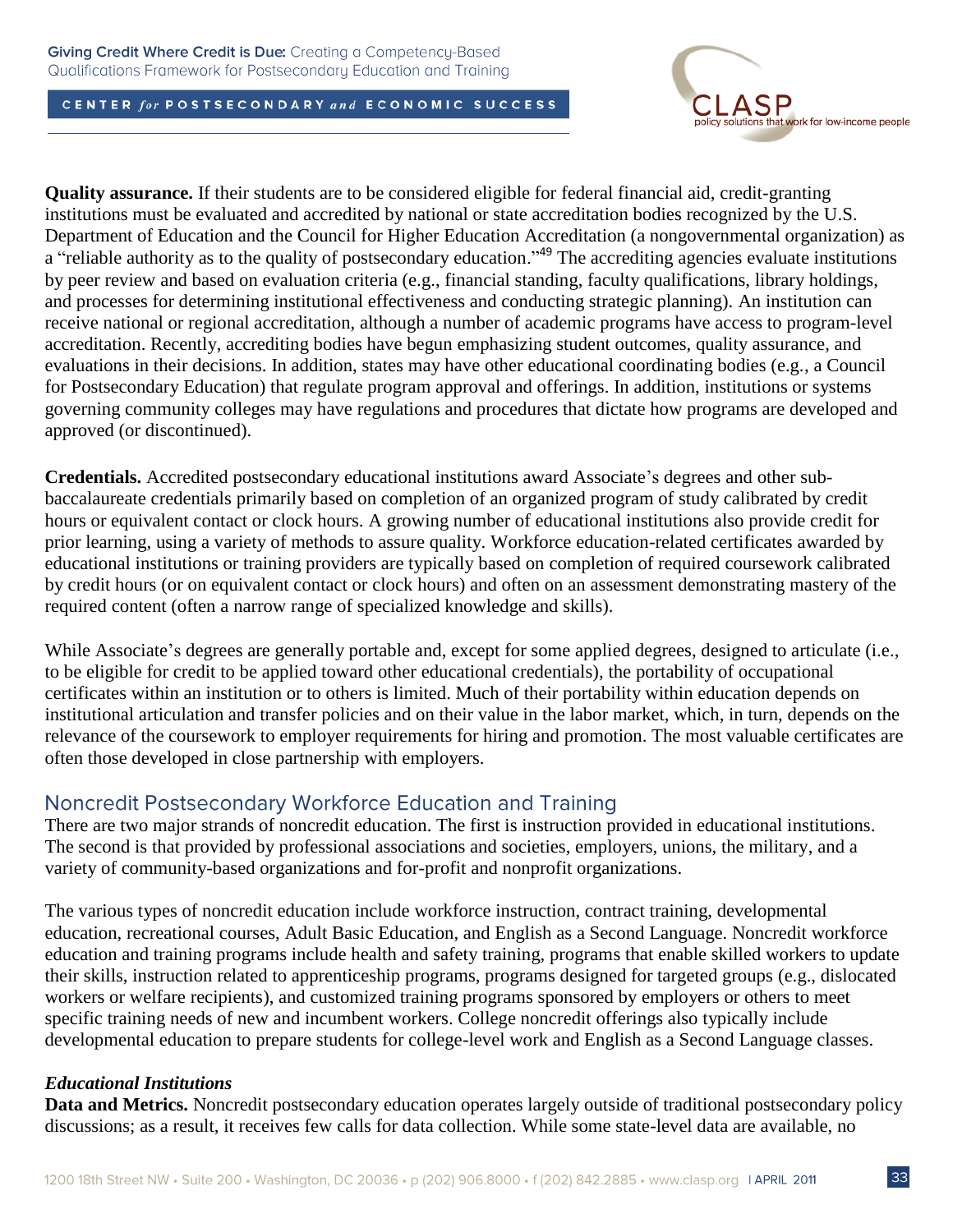**Quality assurance.** If their students are to be considered eligible for federal financial aid, credit-granting institutions must be evaluated and accredited by national or state accreditation bodies recognized by the U.S. Department of Education and the Council for Higher Education Accreditation (a nongovernmental organization) as a "reliable authority as to the quality of postsecondary education."[49] The accrediting agencies evaluate institutions by peer review and based on evaluation criteria (e.g., financial standing, faculty qualifications, library holdings, and processes for determining institutional effectiveness and conducting strategic planning). An institution can receive national or regional accreditation, although a number of academic programs have access to program-level accreditation. Recently, accrediting bodies have begun emphasizing student outcomes, quality assurance, and evaluations in their decisions. In addition, states may have other educational coordinating bodies (e.g., a Council for Postsecondary Education) that regulate program approval and offerings. In addition, institutions or systems governing community colleges may have regulations and procedures that dictate how programs are developed and approved (or discontinued).

**Credentials.** Accredited postsecondary educational institutions award Associate's degrees and other sub-baccalaureate credentials primarily based on completion of an organized program of study calibrated by credit hours or equivalent contact or clock hours. A growing number of educational institutions also provide credit for prior learning, using a variety of methods to assure quality. Workforce education-related certificates awarded by educational institutions or training providers are typically based on completion of required coursework calibrated by credit hours (or on equivalent contact or clock hours) and often on an assessment demonstrating mastery of the required content (often a narrow range of specialized knowledge and skills).

While Associate's degrees are generally portable and, except for some applied degrees, designed to articulate (i.e., to be eligible for credit to be applied toward other educational credentials), the portability of occupational certificates within an institution or to others is limited. Much of their portability within education depends on institutional articulation and transfer policies and on their value in the labor market, which, in turn, depends on the relevance of the coursework to employer requirements for hiring and promotion. The most valuable certificates are often those developed in close partnership with employers.

## Noncredit Postsecondary Workforce Education and Training

There are two major strands of noncredit education. The first is instruction provided in educational institutions. The second is that provided by professional associations and societies, employers, unions, the military, and a variety of community-based organizations and for-profit and nonprofit organizations.

The various types of noncredit education include workforce instruction, contract training, developmental education, recreational courses, Adult Basic Education, and English as a Second Language. Noncredit workforce education and training programs include health and safety training, programs that enable skilled workers to update their skills, instruction related to apprenticeship programs, programs designed for targeted groups (e.g., dislocated workers or welfare recipients), and customized training programs sponsored by employers or others to meet specific training needs of new and incumbent workers. College noncredit offerings also typically include developmental education to prepare students for college-level work and English as a Second Language classes.

### *Educational Institutions*

**Data and Metrics.** Noncredit postsecondary education operates largely outside of traditional postsecondary policy discussions; as a result, it receives few calls for data collection. While some state-level data are available, no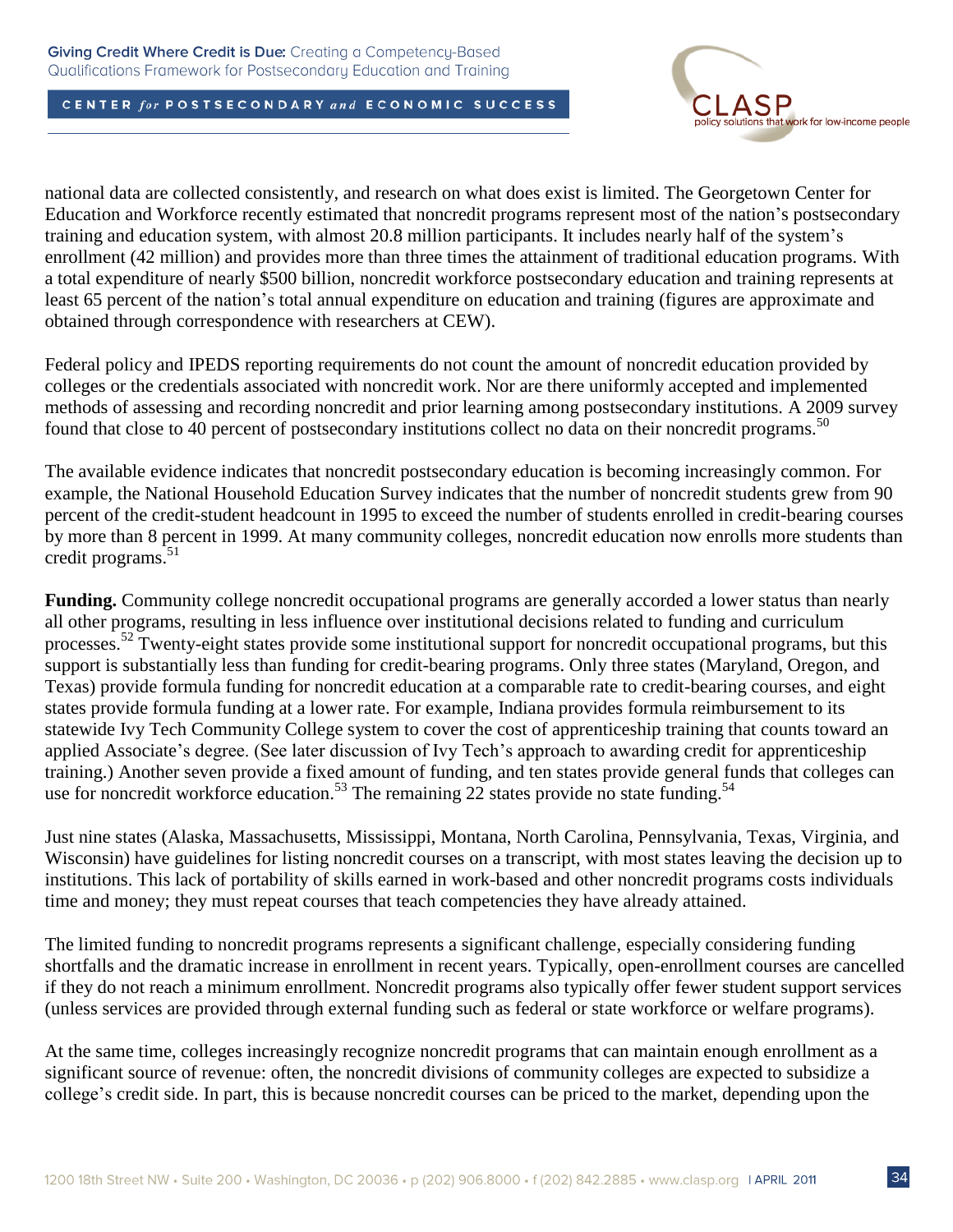national data are collected consistently, and research on what does exist is limited. The Georgetown Center for Education and Workforce recently estimated that noncredit programs represent most of the nation's postsecondary training and education system, with almost 20.8 million participants. It includes nearly half of the system's enrollment (42 million) and provides more than three times the attainment of traditional education programs. With a total expenditure of nearly $500 billion, noncredit workforce postsecondary education and training represents at least 65 percent of the nation's total annual expenditure on education and training (figures are approximate and obtained through correspondence with researchers at CEW).

Federal policy and IPEDS reporting requirements do not count the amount of noncredit education provided by colleges or the credentials associated with noncredit work. Nor are there uniformly accepted and implemented methods of assessing and recording noncredit and prior learning among postsecondary institutions. A 2009 survey found that close to 40 percent of postsecondary institutions collect no data on their noncredit programs.[50]

The available evidence indicates that noncredit postsecondary education is becoming increasingly common. For example, the National Household Education Survey indicates that the number of noncredit students grew from 90 percent of the credit-student headcount in 1995 to exceed the number of students enrolled in credit-bearing courses by more than 8 percent in 1999. At many community colleges, noncredit education now enrolls more students than credit programs.[51]

**Funding.** Community college noncredit occupational programs are generally accorded a lower status than nearly all other programs, resulting in less influence over institutional decisions related to funding and curriculum processes.[52] Twenty-eight states provide some institutional support for noncredit occupational programs, but this support is substantially less than funding for credit-bearing programs. Only three states (Maryland, Oregon, and Texas) provide formula funding for noncredit education at a comparable rate to credit-bearing courses, and eight states provide formula funding at a lower rate. For example, Indiana provides formula reimbursement to its statewide Ivy Tech Community College system to cover the cost of apprenticeship training that counts toward an applied Associate's degree. (See later discussion of Ivy Tech's approach to awarding credit for apprenticeship training.) Another seven provide a fixed amount of funding, and ten states provide general funds that colleges can use for noncredit workforce education.[53] The remaining 22 states provide no state funding.[54]

Just nine states (Alaska, Massachusetts, Mississippi, Montana, North Carolina, Pennsylvania, Texas, Virginia, and Wisconsin) have guidelines for listing noncredit courses on a transcript, with most states leaving the decision up to institutions. This lack of portability of skills earned in work-based and other noncredit programs costs individuals time and money; they must repeat courses that teach competencies they have already attained.

The limited funding to noncredit programs represents a significant challenge, especially considering funding shortfalls and the dramatic increase in enrollment in recent years. Typically, open-enrollment courses are cancelled if they do not reach a minimum enrollment. Noncredit programs also typically offer fewer student support services (unless services are provided through external funding such as federal or state workforce or welfare programs).

At the same time, colleges increasingly recognize noncredit programs that can maintain enough enrollment as a significant source of revenue: often, the noncredit divisions of community colleges are expected to subsidize a college's credit side. In part, this is because noncredit courses can be priced to the market, depending upon the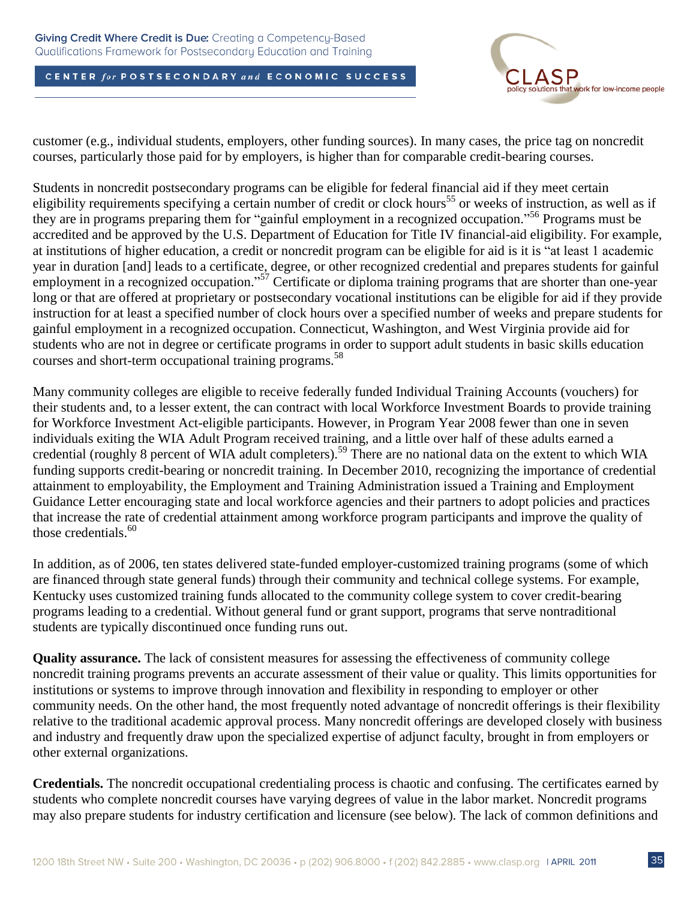customer (e.g., individual students, employers, other funding sources). In many cases, the price tag on noncredit courses, particularly those paid for by employers, is higher than for comparable credit-bearing courses.

Students in noncredit postsecondary programs can be eligible for federal financial aid if they meet certain eligibility requirements specifying a certain number of credit or clock hours[55] or weeks of instruction, as well as if they are in programs preparing them for "gainful employment in a recognized occupation."[56] Programs must be accredited and be approved by the U.S. Department of Education for Title IV financial-aid eligibility. For example, at institutions of higher education, a credit or noncredit program can be eligible for aid is it is "at least 1 academic year in duration [and] leads to a certificate, degree, or other recognized credential and prepares students for gainful employment in a recognized occupation."[57] Certificate or diploma training programs that are shorter than one-year long or that are offered at proprietary or postsecondary vocational institutions can be eligible for aid if they provide instruction for at least a specified number of clock hours over a specified number of weeks and prepare students for gainful employment in a recognized occupation. Connecticut, Washington, and West Virginia provide aid for students who are not in degree or certificate programs in order to support adult students in basic skills education courses and short-term occupational training programs.[58]

Many community colleges are eligible to receive federally funded Individual Training Accounts (vouchers) for their students and, to a lesser extent, the can contract with local Workforce Investment Boards to provide training for Workforce Investment Act-eligible participants. However, in Program Year 2008 fewer than one in seven individuals exiting the WIA Adult Program received training, and a little over half of these adults earned a credential (roughly 8 percent of WIA adult completers).[59] There are no national data on the extent to which WIA funding supports credit-bearing or noncredit training. In December 2010, recognizing the importance of credential attainment to employability, the Employment and Training Administration issued a Training and Employment Guidance Letter encouraging state and local workforce agencies and their partners to adopt policies and practices that increase the rate of credential attainment among workforce program participants and improve the quality of those credentials.[60]

In addition, as of 2006, ten states delivered state-funded employer-customized training programs (some of which are financed through state general funds) through their community and technical college systems. For example, Kentucky uses customized training funds allocated to the community college system to cover credit-bearing programs leading to a credential. Without general fund or grant support, programs that serve nontraditional students are typically discontinued once funding runs out.

**Quality assurance.** The lack of consistent measures for assessing the effectiveness of community college noncredit training programs prevents an accurate assessment of their value or quality. This limits opportunities for institutions or systems to improve through innovation and flexibility in responding to employer or other community needs. On the other hand, the most frequently noted advantage of noncredit offerings is their flexibility relative to the traditional academic approval process. Many noncredit offerings are developed closely with business and industry and frequently draw upon the specialized expertise of adjunct faculty, brought in from employers or other external organizations.

**Credentials.** The noncredit occupational credentialing process is chaotic and confusing. The certificates earned by students who complete noncredit courses have varying degrees of value in the labor market. Noncredit programs may also prepare students for industry certification and licensure (see below). The lack of common definitions and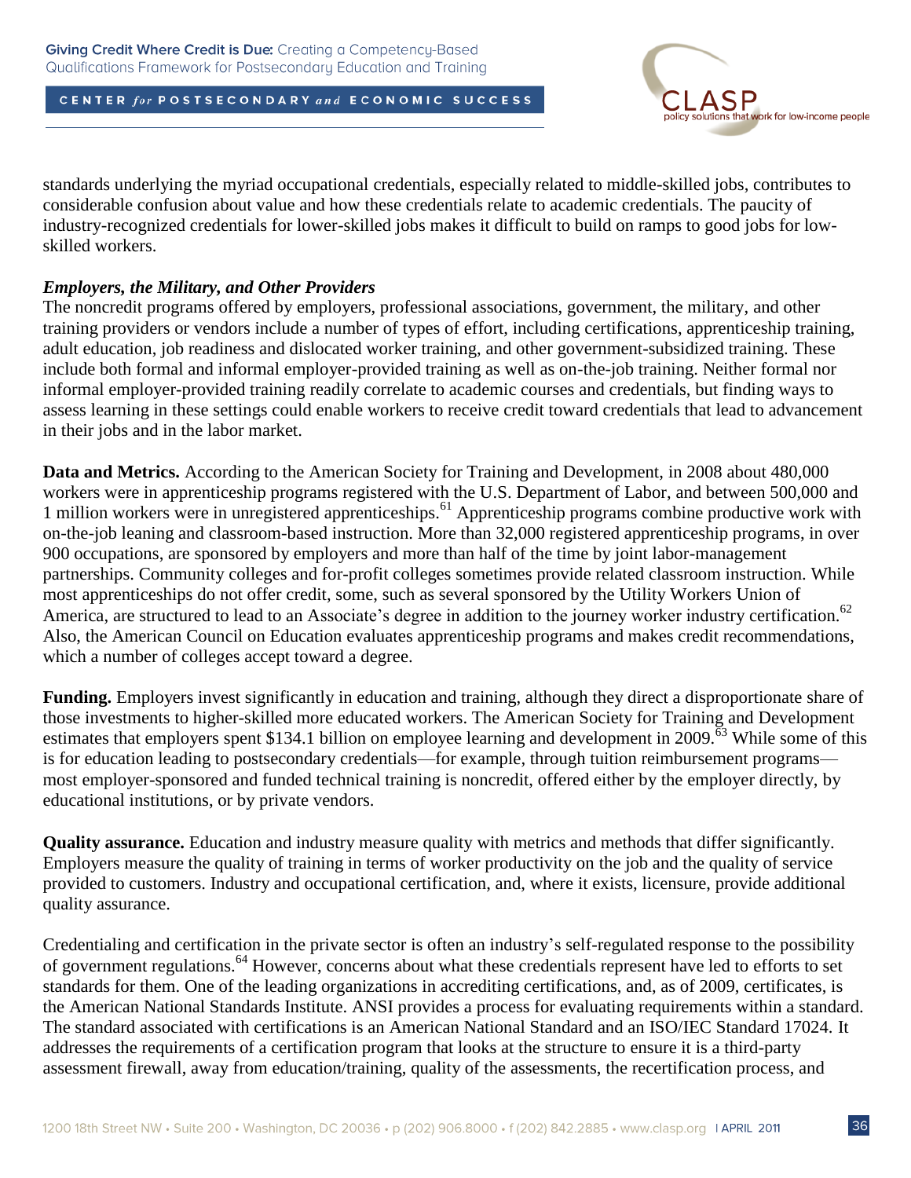standards underlying the myriad occupational credentials, especially related to middle-skilled jobs, contributes to considerable confusion about value and how these credentials relate to academic credentials. The paucity of industry-recognized credentials for lower-skilled jobs makes it difficult to build on ramps to good jobs for low-skilled workers.

***Employers, the Military, and Other Providers***

The noncredit programs offered by employers, professional associations, government, the military, and other training providers or vendors include a number of types of effort, including certifications, apprenticeship training, adult education, job readiness and dislocated worker training, and other government-subsidized training. These include both formal and informal employer-provided training as well as on-the-job training. Neither formal nor informal employer-provided training readily correlate to academic courses and credentials, but finding ways to assess learning in these settings could enable workers to receive credit toward credentials that lead to advancement in their jobs and in the labor market.

**Data and Metrics.** According to the American Society for Training and Development, in 2008 about 480,000 workers were in apprenticeship programs registered with the U.S. Department of Labor, and between 500,000 and 1 million workers were in unregistered apprenticeships.[61] Apprenticeship programs combine productive work with on-the-job leaning and classroom-based instruction. More than 32,000 registered apprenticeship programs, in over 900 occupations, are sponsored by employers and more than half of the time by joint labor-management partnerships. Community colleges and for-profit colleges sometimes provide related classroom instruction. While most apprenticeships do not offer credit, some, such as several sponsored by the Utility Workers Union of America, are structured to lead to an Associate's degree in addition to the journey worker industry certification.[62] Also, the American Council on Education evaluates apprenticeship programs and makes credit recommendations, which a number of colleges accept toward a degree.

**Funding.** Employers invest significantly in education and training, although they direct a disproportionate share of those investments to higher-skilled more educated workers. The American Society for Training and Development estimates that employers spent $134.1 billion on employee learning and development in 2009.[63] While some of this is for education leading to postsecondary credentials—for example, through tuition reimbursement programs—most employer-sponsored and funded technical training is noncredit, offered either by the employer directly, by educational institutions, or by private vendors.

**Quality assurance.** Education and industry measure quality with metrics and methods that differ significantly. Employers measure the quality of training in terms of worker productivity on the job and the quality of service provided to customers. Industry and occupational certification, and, where it exists, licensure, provide additional quality assurance.

Credentialing and certification in the private sector is often an industry's self-regulated response to the possibility of government regulations.[64] However, concerns about what these credentials represent have led to efforts to set standards for them. One of the leading organizations in accrediting certifications, and, as of 2009, certificates, is the American National Standards Institute. ANSI provides a process for evaluating requirements within a standard. The standard associated with certifications is an American National Standard and an ISO/IEC Standard 17024. It addresses the requirements of a certification program that looks at the structure to ensure it is a third-party assessment firewall, away from education/training, quality of the assessments, the recertification process, and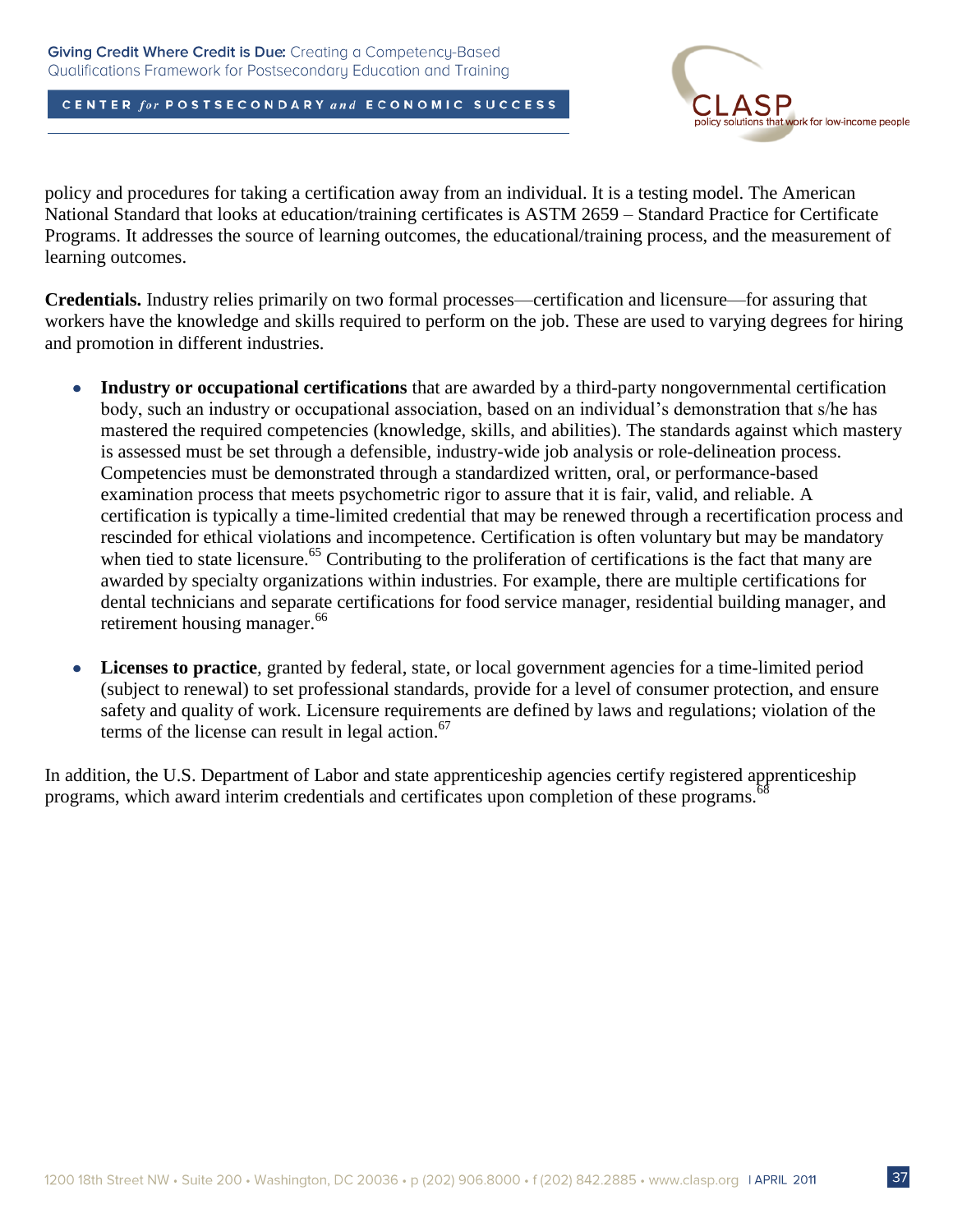policy and procedures for taking a certification away from an individual. It is a testing model. The American National Standard that looks at education/training certificates is ASTM 2659 – Standard Practice for Certificate Programs. It addresses the source of learning outcomes, the educational/training process, and the measurement of learning outcomes.

**Credentials.** Industry relies primarily on two formal processes—certification and licensure—for assuring that workers have the knowledge and skills required to perform on the job. These are used to varying degrees for hiring and promotion in different industries.

- **Industry or occupational certifications** that are awarded by a third-party nongovernmental certification body, such an industry or occupational association, based on an individual's demonstration that s/he has mastered the required competencies (knowledge, skills, and abilities). The standards against which mastery is assessed must be set through a defensible, industry-wide job analysis or role-delineation process. Competencies must be demonstrated through a standardized written, oral, or performance-based examination process that meets psychometric rigor to assure that it is fair, valid, and reliable. A certification is typically a time-limited credential that may be renewed through a recertification process and rescinded for ethical violations and incompetence. Certification is often voluntary but may be mandatory when tied to state licensure.[65] Contributing to the proliferation of certifications is the fact that many are awarded by specialty organizations within industries. For example, there are multiple certifications for dental technicians and separate certifications for food service manager, residential building manager, and retirement housing manager.[66]

- **Licenses to practice**, granted by federal, state, or local government agencies for a time-limited period (subject to renewal) to set professional standards, provide for a level of consumer protection, and ensure safety and quality of work. Licensure requirements are defined by laws and regulations; violation of the terms of the license can result in legal action.[67]

In addition, the U.S. Department of Labor and state apprenticeship agencies certify registered apprenticeship programs, which award interim credentials and certificates upon completion of these programs.[68]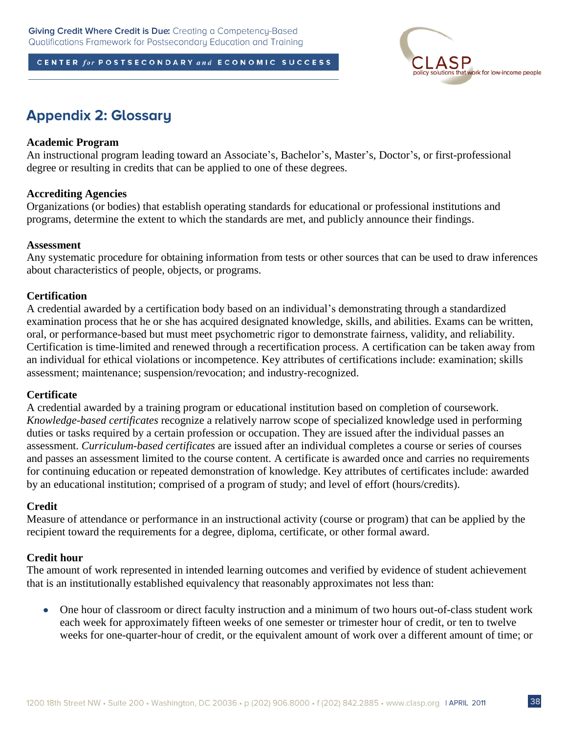## Appendix 2: Glossary

**Academic Program**
An instructional program leading toward an Associate's, Bachelor's, Master's, Doctor's, or first-professional degree or resulting in credits that can be applied to one of these degrees.

**Accrediting Agencies**
Organizations (or bodies) that establish operating standards for educational or professional institutions and programs, determine the extent to which the standards are met, and publicly announce their findings.

**Assessment**
Any systematic procedure for obtaining information from tests or other sources that can be used to draw inferences about characteristics of people, objects, or programs.

**Certification**
A credential awarded by a certification body based on an individual's demonstrating through a standardized examination process that he or she has acquired designated knowledge, skills, and abilities. Exams can be written, oral, or performance-based but must meet psychometric rigor to demonstrate fairness, validity, and reliability. Certification is time-limited and renewed through a recertification process. A certification can be taken away from an individual for ethical violations or incompetence. Key attributes of certifications include: examination; skills assessment; maintenance; suspension/revocation; and industry-recognized.

**Certificate**
A credential awarded by a training program or educational institution based on completion of coursework. *Knowledge-based certificates* recognize a relatively narrow scope of specialized knowledge used in performing duties or tasks required by a certain profession or occupation. They are issued after the individual passes an assessment. *Curriculum-based certificates* are issued after an individual completes a course or series of courses and passes an assessment limited to the course content. A certificate is awarded once and carries no requirements for continuing education or repeated demonstration of knowledge. Key attributes of certificates include: awarded by an educational institution; comprised of a program of study; and level of effort (hours/credits).

**Credit**
Measure of attendance or performance in an instructional activity (course or program) that can be applied by the recipient toward the requirements for a degree, diploma, certificate, or other formal award.

**Credit hour**
The amount of work represented in intended learning outcomes and verified by evidence of student achievement that is an institutionally established equivalency that reasonably approximates not less than:

- One hour of classroom or direct faculty instruction and a minimum of two hours out-of-class student work each week for approximately fifteen weeks of one semester or trimester hour of credit, or ten to twelve weeks for one-quarter-hour of credit, or the equivalent amount of work over a different amount of time; or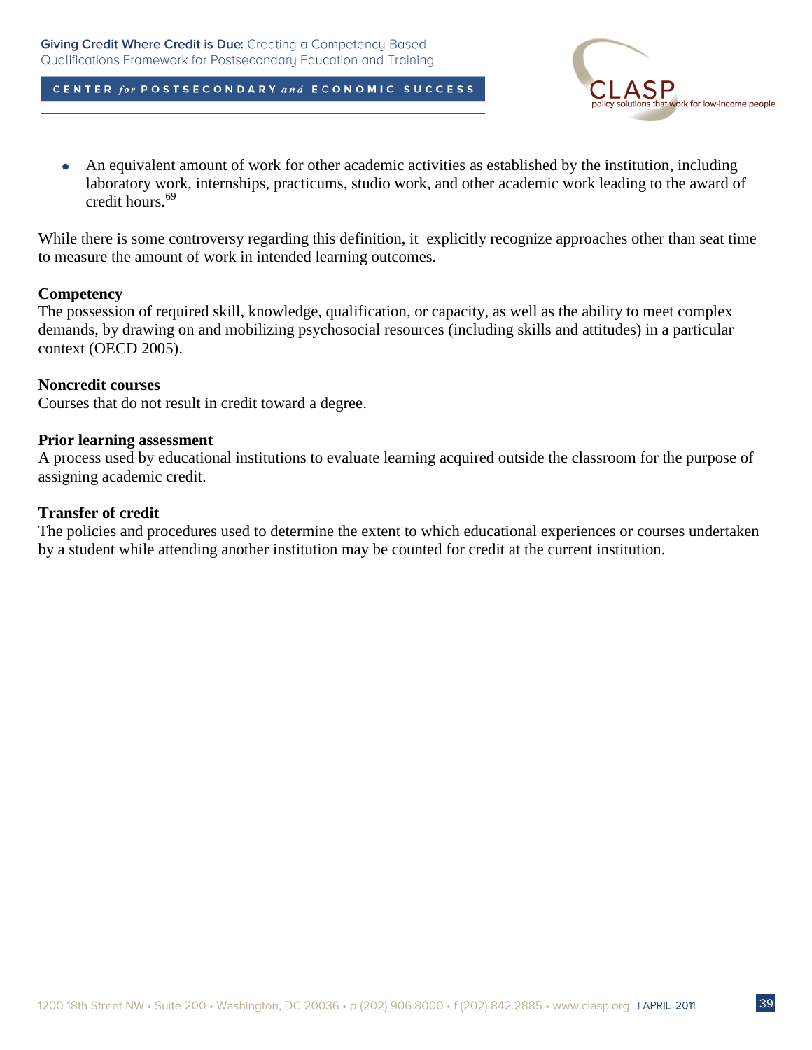- An equivalent amount of work for other academic activities as established by the institution, including laboratory work, internships, practicums, studio work, and other academic work leading to the award of credit hours.[69]

While there is some controversy regarding this definition, it explicitly recognize approaches other than seat time to measure the amount of work in intended learning outcomes.

**Competency**
The possession of required skill, knowledge, qualification, or capacity, as well as the ability to meet complex demands, by drawing on and mobilizing psychosocial resources (including skills and attitudes) in a particular context (OECD 2005).

**Noncredit courses**
Courses that do not result in credit toward a degree.

**Prior learning assessment**
A process used by educational institutions to evaluate learning acquired outside the classroom for the purpose of assigning academic credit.

**Transfer of credit**
The policies and procedures used to determine the extent to which educational experiences or courses undertaken by a student while attending another institution may be counted for credit at the current institution.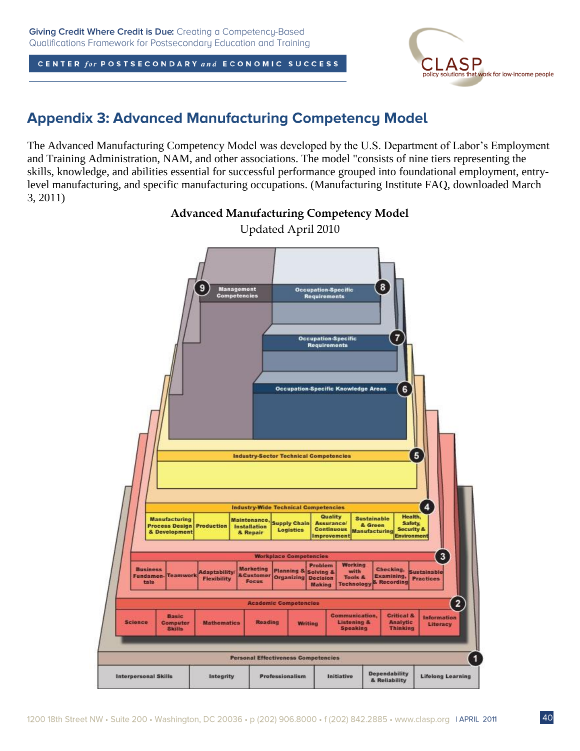## Appendix 3: Advanced Manufacturing Competency Model

The Advanced Manufacturing Competency Model was developed by the U.S. Department of Labor's Employment and Training Administration, NAM, and other associations. The model "consists of nine tiers representing the skills, knowledge, and abilities essential for successful performance grouped into foundational employment, entry-level manufacturing, and specific manufacturing occupations. (Manufacturing Institute FAQ, downloaded March 3, 2011)

**Advanced Manufacturing Competency Model**

Updated April 2010

9 Management Competencies

8 Occupation-Specific Requirements

7 Occupation-Specific Requirements

6 Occupation-Specific Knowledge Areas

5 Industry-Sector Technical Competencies

4 Industry-Wide Technical Competencies

| Manufacturing Process Design & Development | Production | Maintenance, Installation & Repair | Supply Chain Logistics | Quality Assurance/ Continuous Improvement | Sustainable & Green Manufacturing | Health, Safety, Security & Environment |
|---|---|---|---|---|---|---|

3 Workplace Competencies

| Business Fundamentals | Teamwork | Adaptability/ Flexibility | Marketing & Customer Focus | Planning & Organizing | Problem Solving & Decision Making | Working with Tools & Technology | Checking, Examining, & Recording | Sustainable Practices |
|---|---|---|---|---|---|---|---|---|

2 Academic Competencies

| Science | Basic Computer Skills | Mathematics | Reading | Writing | Communication, Listening & Speaking | Critical & Analytic Thinking | Information Literacy |
|---|---|---|---|---|---|---|---|

1 Personal Effectiveness Competencies

| Interpersonal Skills | Integrity | Professionalism | Initiative | Dependability & Reliability | Lifelong Learning |
|---|---|---|---|---|---|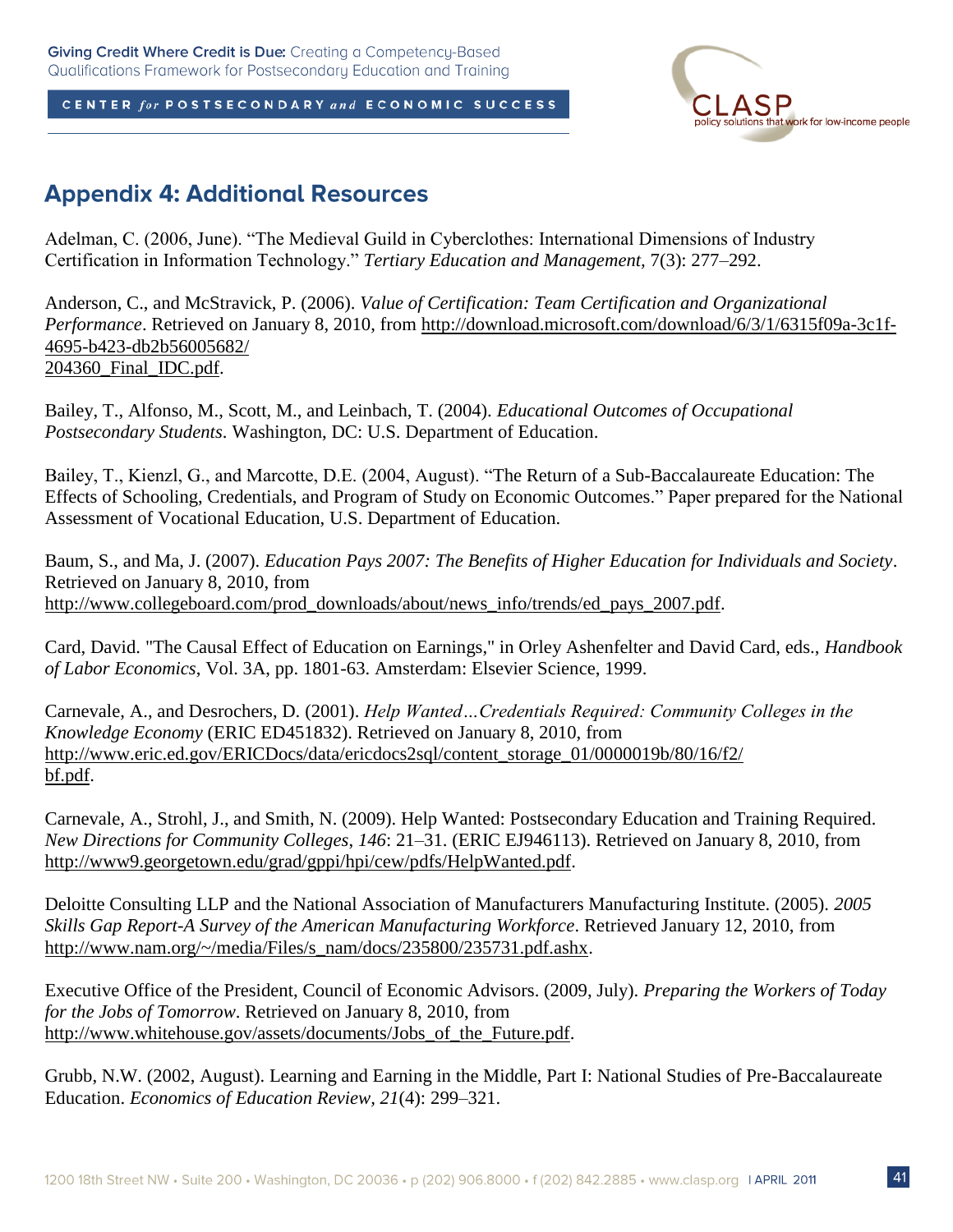## Appendix 4: Additional Resources

Adelman, C. (2006, June). "The Medieval Guild in Cyberclothes: International Dimensions of Industry Certification in Information Technology." *Tertiary Education and Management*, 7(3): 277–292.

Anderson, C., and McStravick, P. (2006). *Value of Certification: Team Certification and Organizational Performance*. Retrieved on January 8, 2010, from http://download.microsoft.com/download/6/3/1/6315f09a-3c1f-4695-b423-db2b56005682/204360_Final_IDC.pdf.

Bailey, T., Alfonso, M., Scott, M., and Leinbach, T. (2004). *Educational Outcomes of Occupational Postsecondary Students*. Washington, DC: U.S. Department of Education.

Bailey, T., Kienzl, G., and Marcotte, D.E. (2004, August). "The Return of a Sub-Baccalaureate Education: The Effects of Schooling, Credentials, and Program of Study on Economic Outcomes." Paper prepared for the National Assessment of Vocational Education, U.S. Department of Education.

Baum, S., and Ma, J. (2007). *Education Pays 2007: The Benefits of Higher Education for Individuals and Society*. Retrieved on January 8, 2010, from http://www.collegeboard.com/prod_downloads/about/news_info/trends/ed_pays_2007.pdf.

Card, David. "The Causal Effect of Education on Earnings," in Orley Ashenfelter and David Card, eds., *Handbook of Labor Economics*, Vol. 3A, pp. 1801-63. Amsterdam: Elsevier Science, 1999.

Carnevale, A., and Desrochers, D. (2001). *Help Wanted…Credentials Required: Community Colleges in the Knowledge Economy* (ERIC ED451832). Retrieved on January 8, 2010, from http://www.eric.ed.gov/ERICDocs/data/ericdocs2sql/content_storage_01/0000019b/80/16/f2/bf.pdf.

Carnevale, A., Strohl, J., and Smith, N. (2009). Help Wanted: Postsecondary Education and Training Required. *New Directions for Community Colleges*, *146*: 21–31. (ERIC EJ946113). Retrieved on January 8, 2010, from http://www9.georgetown.edu/grad/gppi/hpi/cew/pdfs/HelpWanted.pdf.

Deloitte Consulting LLP and the National Association of Manufacturers Manufacturing Institute. (2005). *2005 Skills Gap Report-A Survey of the American Manufacturing Workforce*. Retrieved January 12, 2010, from http://www.nam.org/~/media/Files/s_nam/docs/235800/235731.pdf.ashx.

Executive Office of the President, Council of Economic Advisors. (2009, July). *Preparing the Workers of Today for the Jobs of Tomorrow*. Retrieved on January 8, 2010, from http://www.whitehouse.gov/assets/documents/Jobs_of_the_Future.pdf.

Grubb, N.W. (2002, August). Learning and Earning in the Middle, Part I: National Studies of Pre-Baccalaureate Education. *Economics of Education Review, 21*(4): 299–321.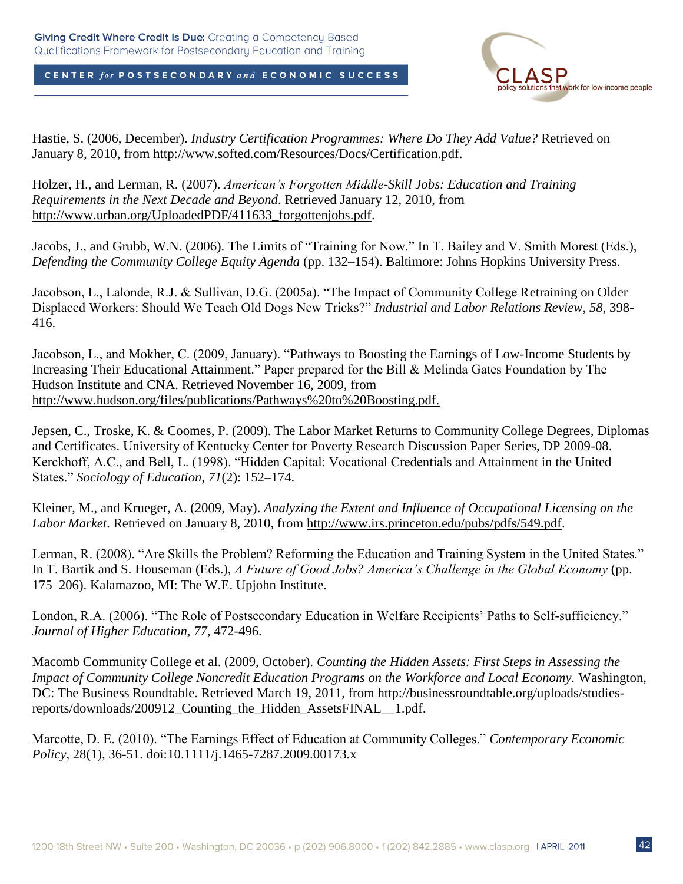Hastie, S. (2006, December). *Industry Certification Programmes: Where Do They Add Value?* Retrieved on January 8, 2010, from http://www.softed.com/Resources/Docs/Certification.pdf.

Holzer, H., and Lerman, R. (2007). *American's Forgotten Middle-Skill Jobs: Education and Training Requirements in the Next Decade and Beyond*. Retrieved January 12, 2010, from http://www.urban.org/UploadedPDF/411633_forgottenjobs.pdf.

Jacobs, J., and Grubb, W.N. (2006). The Limits of "Training for Now." In T. Bailey and V. Smith Morest (Eds.), *Defending the Community College Equity Agenda* (pp. 132–154). Baltimore: Johns Hopkins University Press.

Jacobson, L., Lalonde, R.J. & Sullivan, D.G. (2005a). "The Impact of Community College Retraining on Older Displaced Workers: Should We Teach Old Dogs New Tricks?" *Industrial and Labor Relations Review*, *58*, 398-416.

Jacobson, L., and Mokher, C. (2009, January). "Pathways to Boosting the Earnings of Low-Income Students by Increasing Their Educational Attainment." Paper prepared for the Bill & Melinda Gates Foundation by The Hudson Institute and CNA. Retrieved November 16, 2009, from http://www.hudson.org/files/publications/Pathways%20to%20Boosting.pdf.

Jepsen, C., Troske, K. & Coomes, P. (2009). The Labor Market Returns to Community College Degrees, Diplomas and Certificates. University of Kentucky Center for Poverty Research Discussion Paper Series, DP 2009-08.
Kerckhoff, A.C., and Bell, L. (1998). "Hidden Capital: Vocational Credentials and Attainment in the United States." *Sociology of Education, 71*(2): 152–174.

Kleiner, M., and Krueger, A. (2009, May). *Analyzing the Extent and Influence of Occupational Licensing on the Labor Market*. Retrieved on January 8, 2010, from http://www.irs.princeton.edu/pubs/pdfs/549.pdf.

Lerman, R. (2008). "Are Skills the Problem? Reforming the Education and Training System in the United States." In T. Bartik and S. Houseman (Eds.), *A Future of Good Jobs? America's Challenge in the Global Economy* (pp. 175–206). Kalamazoo, MI: The W.E. Upjohn Institute.

London, R.A. (2006). "The Role of Postsecondary Education in Welfare Recipients' Paths to Self-sufficiency." *Journal of Higher Education*, *77*, 472-496.

Macomb Community College et al. (2009, October). *Counting the Hidden Assets: First Steps in Assessing the Impact of Community College Noncredit Education Programs on the Workforce and Local Economy.* Washington, DC: The Business Roundtable. Retrieved March 19, 2011, from http://businessroundtable.org/uploads/studies-reports/downloads/200912_Counting_the_Hidden_AssetsFINAL__1.pdf.

Marcotte, D. E. (2010). "The Earnings Effect of Education at Community Colleges." *Contemporary Economic Policy*, 28(1), 36-51. doi:10.1111/j.1465-7287.2009.00173.x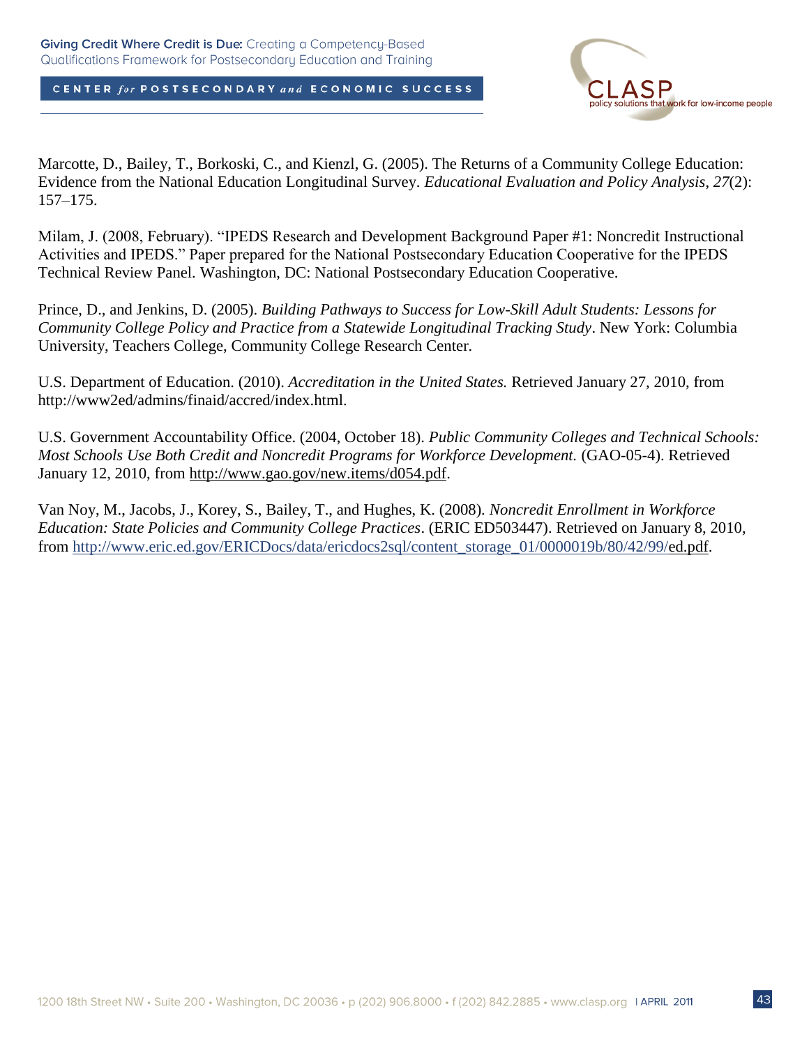Marcotte, D., Bailey, T., Borkoski, C., and Kienzl, G. (2005). The Returns of a Community College Education: Evidence from the National Education Longitudinal Survey. *Educational Evaluation and Policy Analysis*, *27*(2): 157–175.

Milam, J. (2008, February). "IPEDS Research and Development Background Paper #1: Noncredit Instructional Activities and IPEDS." Paper prepared for the National Postsecondary Education Cooperative for the IPEDS Technical Review Panel. Washington, DC: National Postsecondary Education Cooperative.

Prince, D., and Jenkins, D. (2005). *Building Pathways to Success for Low-Skill Adult Students: Lessons for Community College Policy and Practice from a Statewide Longitudinal Tracking Study*. New York: Columbia University, Teachers College, Community College Research Center.

U.S. Department of Education. (2010). *Accreditation in the United States.* Retrieved January 27, 2010, from http://www2ed/admins/finaid/accred/index.html.

U.S. Government Accountability Office. (2004, October 18). *Public Community Colleges and Technical Schools: Most Schools Use Both Credit and Noncredit Programs for Workforce Development.* (GAO-05-4). Retrieved January 12, 2010, from http://www.gao.gov/new.items/d054.pdf.

Van Noy, M., Jacobs, J., Korey, S., Bailey, T., and Hughes, K. (2008). *Noncredit Enrollment in Workforce Education: State Policies and Community College Practices*. (ERIC ED503447). Retrieved on January 8, 2010, from http://www.eric.ed.gov/ERICDocs/data/ericdocs2sql/content_storage_01/0000019b/80/42/99/ed.pdf.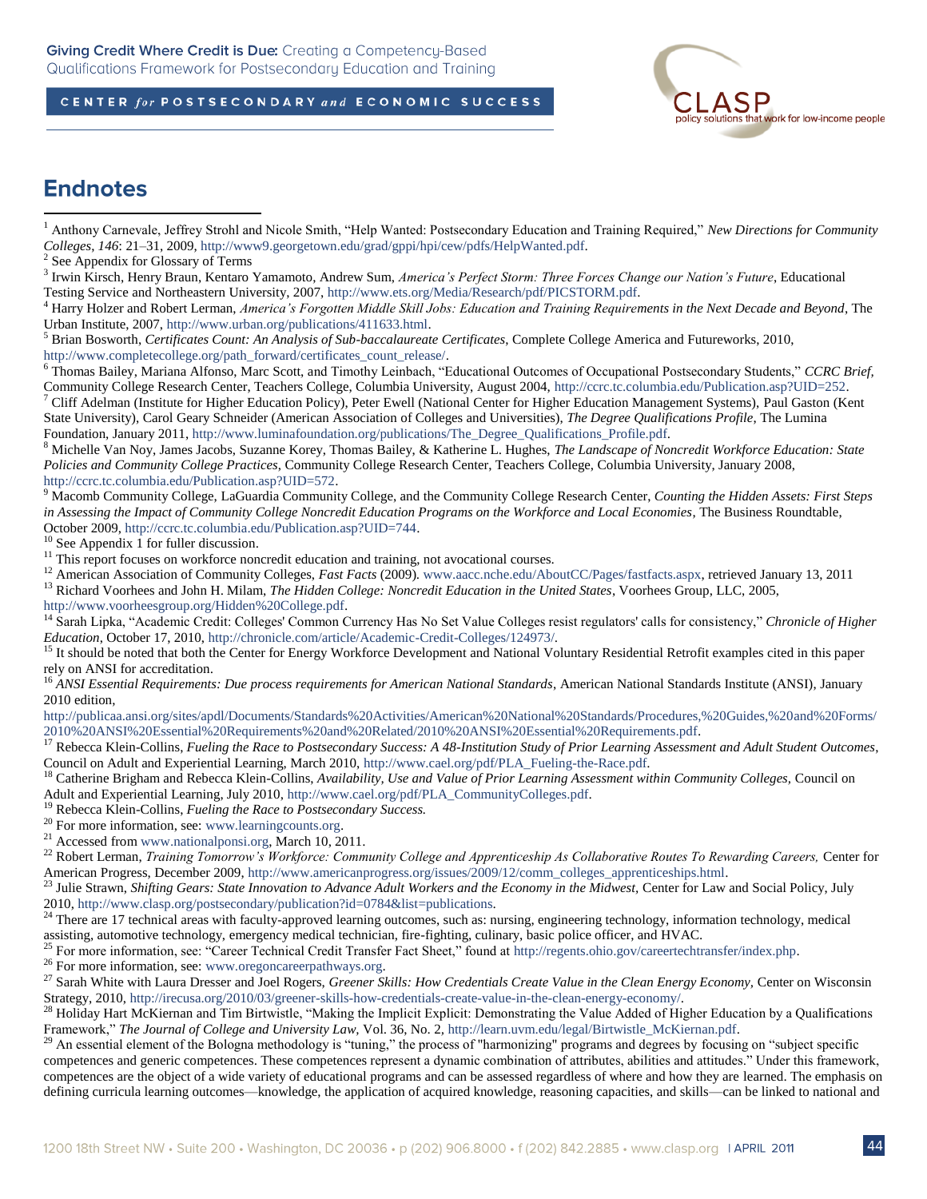## Endnotes

[1] Anthony Carnevale, Jeffrey Strohl and Nicole Smith, "Help Wanted: Postsecondary Education and Training Required," *New Directions for Community Colleges*, *146*: 21–31, 2009, http://www9.georgetown.edu/grad/gppi/hpi/cew/pdfs/HelpWanted.pdf.

[2] See Appendix for Glossary of Terms

[3] Irwin Kirsch, Henry Braun, Kentaro Yamamoto, Andrew Sum, *America's Perfect Storm: Three Forces Change our Nation's Future*, Educational Testing Service and Northeastern University, 2007, http://www.ets.org/Media/Research/pdf/PICSTORM.pdf.

[4] Harry Holzer and Robert Lerman, *America's Forgotten Middle Skill Jobs: Education and Training Requirements in the Next Decade and Beyond*, The Urban Institute, 2007, http://www.urban.org/publications/411633.html.

[5] Brian Bosworth, *Certificates Count: An Analysis of Sub-baccalaureate Certificates*, Complete College America and Futureworks, 2010, http://www.completecollege.org/path_forward/certificates_count_release/.

[6] Thomas Bailey, Mariana Alfonso, Marc Scott, and Timothy Leinbach, "Educational Outcomes of Occupational Postsecondary Students," *CCRC Brief*, Community College Research Center, Teachers College, Columbia University, August 2004, http://ccrc.tc.columbia.edu/Publication.asp?UID=252.

[7] Cliff Adelman (Institute for Higher Education Policy), Peter Ewell (National Center for Higher Education Management Systems), Paul Gaston (Kent State University), Carol Geary Schneider (American Association of Colleges and Universities), *The Degree Qualifications Profile*, The Lumina Foundation, January 2011, http://www.luminafoundation.org/publications/The_Degree_Qualifications_Profile.pdf.

[8] Michelle Van Noy, James Jacobs, Suzanne Korey, Thomas Bailey, & Katherine L. Hughes, *The Landscape of Noncredit Workforce Education: State Policies and Community College Practices*, Community College Research Center, Teachers College, Columbia University, January 2008, http://ccrc.tc.columbia.edu/Publication.asp?UID=572.

[9] Macomb Community College, LaGuardia Community College, and the Community College Research Center, *Counting the Hidden Assets: First Steps in Assessing the Impact of Community College Noncredit Education Programs on the Workforce and Local Economies*, The Business Roundtable, October 2009, http://ccrc.tc.columbia.edu/Publication.asp?UID=744.

[10] See Appendix 1 for fuller discussion.

[11] This report focuses on workforce noncredit education and training, not avocational courses.

[12] American Association of Community Colleges, *Fast Facts* (2009). www.aacc.nche.edu/AboutCC/Pages/fastfacts.aspx, retrieved January 13, 2011

[13] Richard Voorhees and John H. Milam, *The Hidden College: Noncredit Education in the United States*, Voorhees Group, LLC, 2005, http://www.voorheesgroup.org/Hidden%20College.pdf.

[14] Sarah Lipka, "Academic Credit: Colleges' Common Currency Has No Set Value Colleges resist regulators' calls for consistency," *Chronicle of Higher Education*, October 17, 2010, http://chronicle.com/article/Academic-Credit-Colleges/124973/.

[15] It should be noted that both the Center for Energy Workforce Development and National Voluntary Residential Retrofit examples cited in this paper rely on ANSI for accreditation.

[16] *ANSI Essential Requirements: Due process requirements for American National Standards*, American National Standards Institute (ANSI), January 2010 edition, http://publicaa.ansi.org/sites/apdl/Documents/Standards%20Activities/American%20National%20Standards/Procedures,%20Guides,%20and%20Forms/2010%20ANSI%20Essential%20Requirements%20and%20Related/2010%20ANSI%20Essential%20Requirements.pdf.

[17] Rebecca Klein-Collins, *Fueling the Race to Postsecondary Success: A 48-Institution Study of Prior Learning Assessment and Adult Student Outcomes*, Council on Adult and Experiential Learning, March 2010, http://www.cael.org/pdf/PLA_Fueling-the-Race.pdf.

[18] Catherine Brigham and Rebecca Klein-Collins, *Availability, Use and Value of Prior Learning Assessment within Community Colleges*, Council on Adult and Experiential Learning, July 2010, http://www.cael.org/pdf/PLA_CommunityColleges.pdf.

[19] Rebecca Klein-Collins, *Fueling the Race to Postsecondary Success.*

[20] For more information, see: www.learningcounts.org.

[21] Accessed from www.nationalponsi.org, March 10, 2011.

[22] Robert Lerman, *Training Tomorrow's Workforce: Community College and Apprenticeship As Collaborative Routes To Rewarding Careers,* Center for American Progress, December 2009, http://www.americanprogress.org/issues/2009/12/comm_colleges_apprenticeships.html.

[23] Julie Strawn, *Shifting Gears: State Innovation to Advance Adult Workers and the Economy in the Midwest*, Center for Law and Social Policy, July 2010, http://www.clasp.org/postsecondary/publication?id=0784&list=publications.

[24] There are 17 technical areas with faculty-approved learning outcomes, such as: nursing, engineering technology, information technology, medical assisting, automotive technology, emergency medical technician, fire-fighting, culinary, basic police officer, and HVAC.

[25] For more information, see: "Career Technical Credit Transfer Fact Sheet," found at http://regents.ohio.gov/careertechtransfer/index.php.

[26] For more information, see: www.oregoncareerpathways.org.

[27] Sarah White with Laura Dresser and Joel Rogers, *Greener Skills: How Credentials Create Value in the Clean Energy Economy,* Center on Wisconsin Strategy, 2010, http://irecusa.org/2010/03/greener-skills-how-credentials-create-value-in-the-clean-energy-economy/.

[28] Holiday Hart McKiernan and Tim Birtwistle, "Making the Implicit Explicit: Demonstrating the Value Added of Higher Education by a Qualifications Framework," *The Journal of College and University Law,* Vol. 36, No. 2, http://learn.uvm.edu/legal/Birtwistle_McKiernan.pdf.

[29] An essential element of the Bologna methodology is "tuning," the process of "harmonizing" programs and degrees by focusing on "subject specific competences and generic competences. These competences represent a dynamic combination of attributes, abilities and attitudes." Under this framework, competences are the object of a wide variety of educational programs and can be assessed regardless of where and how they are learned. The emphasis on defining curricula learning outcomes—knowledge, the application of acquired knowledge, reasoning capacities, and skills—can be linked to national and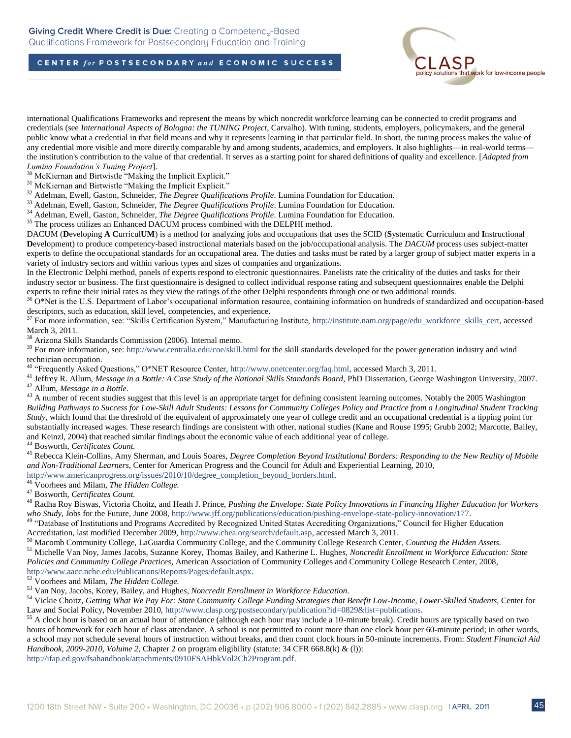international Qualifications Frameworks and represent the means by which noncredit workforce learning can be connected to credit programs and credentials (see *International Aspects of Bologna: the TUNING Project*, Carvalho). With tuning, students, employers, policymakers, and the general public know what a credential in that field means and why it represents learning in that particular field. In short, the tuning process makes the value of any credential more visible and more directly comparable by and among students, academics, and employers. It also highlights—in real-world terms—the institution's contribution to the value of that credential. It serves as a starting point for shared definitions of quality and excellence. [*Adapted from Lumina Foundation's Tuning Project*].

[30] McKiernan and Birtwistle "Making the Implicit Explicit."

[31] McKiernan and Birtwistle "Making the Implicit Explicit."

[32] Adelman, Ewell, Gaston, Schneider, *The Degree Qualifications Profile*. Lumina Foundation for Education.

[33] Adelman, Ewell, Gaston, Schneider, *The Degree Qualifications Profile*. Lumina Foundation for Education.

[34] Adelman, Ewell, Gaston, Schneider, *The Degree Qualifications Profile*. Lumina Foundation for Education.

[35] The process utilizes an Enhanced DACUM process combined with the DELPHI method.

DACUM (**D**eveloping **A** **C**urricul**UM**) is a method for analyzing jobs and occupations that uses the SCID (**S**ystematic **C**urriculum and **I**nstructional **D**evelopment) to produce competency-based instructional materials based on the job/occupational analysis. The *DACUM* process uses subject-matter experts to define the occupational standards for an occupational area. The duties and tasks must be rated by a larger group of subject matter experts in a variety of industry sectors and within various types and sizes of companies and organizations.

In the Electronic Delphi method, panels of experts respond to electronic questionnaires. Panelists rate the criticality of the duties and tasks for their industry sector or business. The first questionnaire is designed to collect individual response rating and subsequent questionnaires enable the Delphi experts to refine their initial rates as they view the ratings of the other Delphi respondents through one or two additional rounds.

[36] O*Net is the U.S. Department of Labor's occupational information resource, containing information on hundreds of standardized and occupation-based descriptors, such as education, skill level, competencies, and experience.

[37] For more information, see: "Skills Certification System," Manufacturing Institute, http://institute.nam.org/page/edu_workforce_skills_cert, accessed March 3, 2011.

[38] Arizona Skills Standards Commission (2006). Internal memo.

[39] For more information, see: http://www.centralia.edu/coe/skill.html for the skill standards developed for the power generation industry and wind technician occupation.

[40] "Frequently Asked Questions," O*NET Resource Center, http://www.onetcenter.org/faq.html, accessed March 3, 2011.

[41] Jeffrey R. Allum, *Message in a Bottle: A Case Study of the National Skills Standards Board*, PhD Dissertation, George Washington University, 2007.

[42] Allum, *Message in a Bottle.*

[43] A number of recent studies suggest that this level is an appropriate target for defining consistent learning outcomes. Notably the 2005 Washington *Building Pathways to Success for Low-Skill Adult Students: Lessons for Community Colleges Policy and Practice from a Longitudinal Student Tracking Study*, which found that the threshold of the equivalent of approximately one year of college credit and an occupational credential is a tipping point for substantially increased wages. These research findings are consistent with other, national studies (Kane and Rouse 1995; Grubb 2002; Marcotte, Bailey, and Keinzl, 2004) that reached similar findings about the economic value of each additional year of college.

[44] Bosworth, *Certificates Count.*

[45] Rebecca Klein-Collins, Amy Sherman, and Louis Soares, *Degree Completion Beyond Institutional Borders: Responding to the New Reality of Mobile and Non-Traditional Learners*, Center for American Progress and the Council for Adult and Experiential Learning, 2010, http://www.americanprogress.org/issues/2010/10/degree_completion_beyond_borders.html.

[46] Voorhees and Milam, *The Hidden College.*

[47] Bosworth, *Certificates Count.*

[48] Radha Roy Biswas, Victoria Choitz, and Heath J. Prince, *Pushing the Envelope: State Policy Innovations in Financing Higher Education for Workers who Study*, Jobs for the Future, June 2008, http://www.jff.org/publications/education/pushing-envelope-state-policy-innovation/177.

[49] "Database of Institutions and Programs Accredited by Recognized United States Accrediting Organizations," Council for Higher Education Accreditation, last modified December 2009, http://www.chea.org/search/default.asp, accessed March 3, 2011.

[50] Macomb Community College, LaGuardia Community College, and the Community College Research Center, *Counting the Hidden Assets.*

[51] Michelle Van Noy, James Jacobs, Suzanne Korey, Thomas Bailey, and Katherine L. Hughes, *Noncredit Enrollment in Workforce Education: State Policies and Community College Practices*, American Association of Community Colleges and Community College Research Center, 2008, http://www.aacc.nche.edu/Publications/Reports/Pages/default.aspx.

[52] Voorhees and Milam, *The Hidden College.*

[53] Van Noy, Jacobs, Korey, Bailey, and Hughes, *Noncredit Enrollment in Workforce Education.*

[54] Vickie Choitz, *Getting What We Pay For: State Community College Funding Strategies that Benefit Low-Income, Lower-Skilled Students*, Center for Law and Social Policy, November 2010, http://www.clasp.org/postsecondary/publication?id=0829&list=publications.

[55] A clock hour is based on an actual hour of attendance (although each hour may include a 10-minute break). Credit hours are typically based on two hours of homework for each hour of class attendance. A school is not permitted to count more than one clock hour per 60-minute period; in other words, a school may not schedule several hours of instruction without breaks, and then count clock hours in 50-minute increments. From: *Student Financial Aid Handbook, 2009-2010, Volume 2,* Chapter 2 on program eligibility (statute: 34 CFR 668.8(k) & (l)): http://ifap.ed.gov/fsahandbook/attachments/0910FSAHbkVol2Ch2Program.pdf.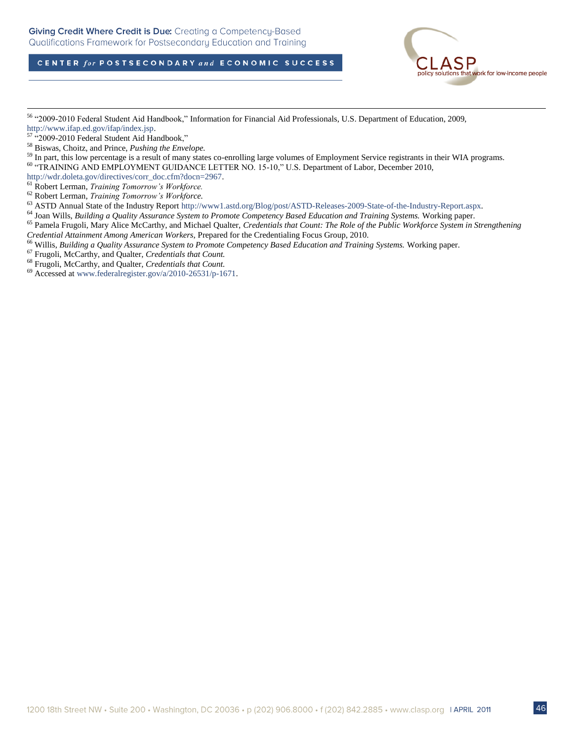[56] "2009-2010 Federal Student Aid Handbook," Information for Financial Aid Professionals, U.S. Department of Education, 2009, http://www.ifap.ed.gov/ifap/index.jsp.
[57] "2009-2010 Federal Student Aid Handbook,"
[58] Biswas, Choitz, and Prince, *Pushing the Envelope.*
[59] In part, this low percentage is a result of many states co-enrolling large volumes of Employment Service registrants in their WIA programs.
[60] "TRAINING AND EMPLOYMENT GUIDANCE LETTER NO. 15-10," U.S. Department of Labor, December 2010, http://wdr.doleta.gov/directives/corr_doc.cfm?docn=2967.
[61] Robert Lerman, *Training Tomorrow's Workforce.*
[62] Robert Lerman, *Training Tomorrow's Workforce.*
[63] ASTD Annual State of the Industry Report http://www1.astd.org/Blog/post/ASTD-Releases-2009-State-of-the-Industry-Report.aspx.
[64] Joan Wills, *Building a Quality Assurance System to Promote Competency Based Education and Training Systems.* Working paper.
[65] Pamela Frugoli, Mary Alice McCarthy, and Michael Qualter, *Credentials that Count: The Role of the Public Workforce System in Strengthening Credential Attainment Among American Workers*, Prepared for the Credentialing Focus Group, 2010.
[66] Willis, *Building a Quality Assurance System to Promote Competency Based Education and Training Systems.* Working paper.
[67] Frugoli, McCarthy, and Qualter, *Credentials that Count.*
[68] Frugoli, McCarthy, and Qualter, *Credentials that Count.*
[69] Accessed at www.federalregister.gov/a/2010-26531/p-1671.